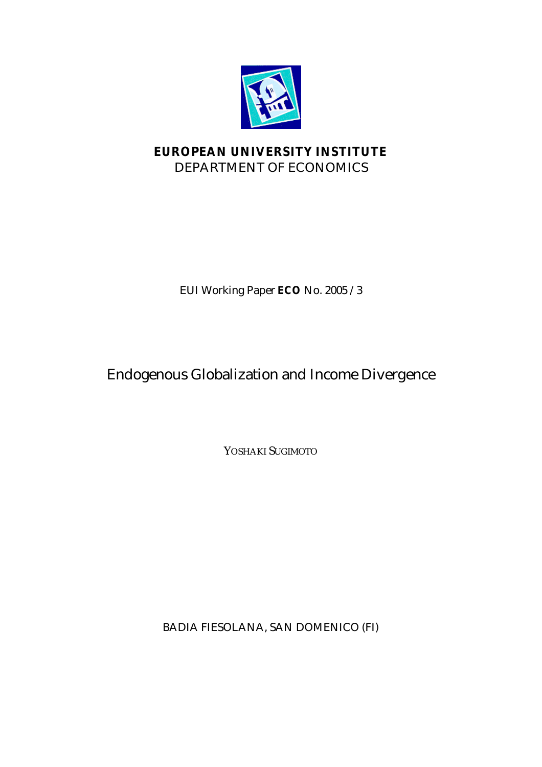**EUROPEAN UNIVERSITY INSTITUTE**
DEPARTMENT OF ECONOMICS

EUI Working Paper **ECO** No. 2005 / 3

# Endogenous Globalization and Income Divergence

YOSHAKI SUGIMOTO

BADIA FIESOLANA, SAN DOMENICO (FI)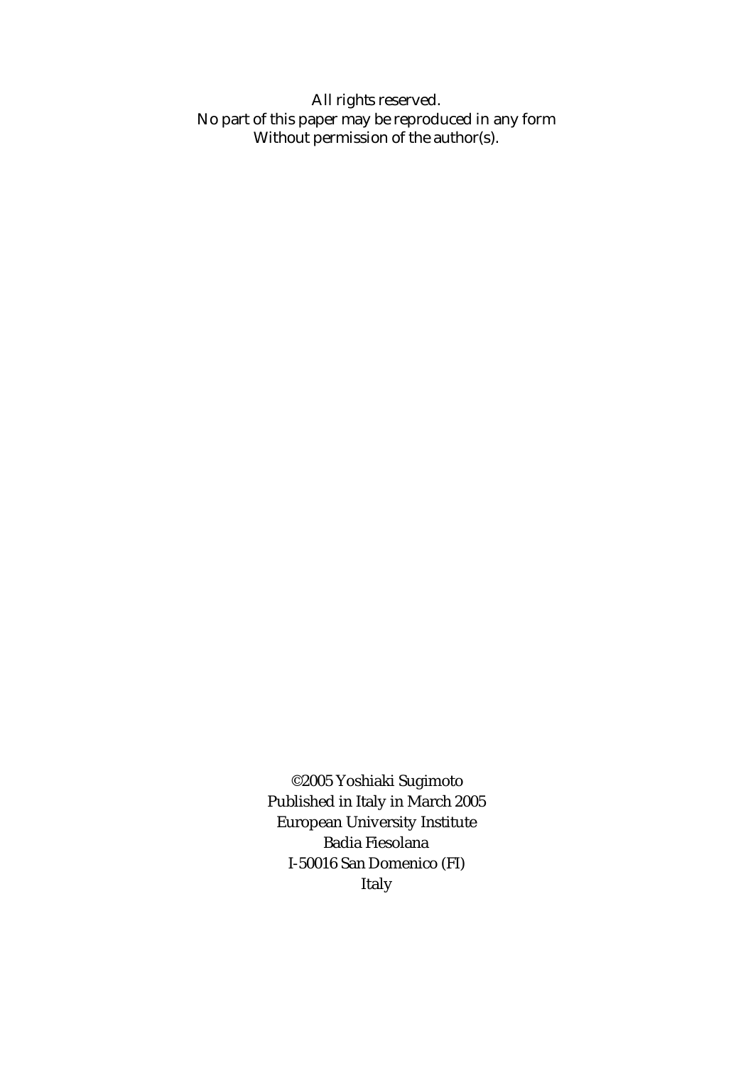All rights reserved.
No part of this paper may be reproduced in any form
Without permission of the author(s).

©2005 Yoshiaki Sugimoto
Published in Italy in March 2005
European University Institute
Badia Fiesolana
I-50016 San Domenico (FI)
Italy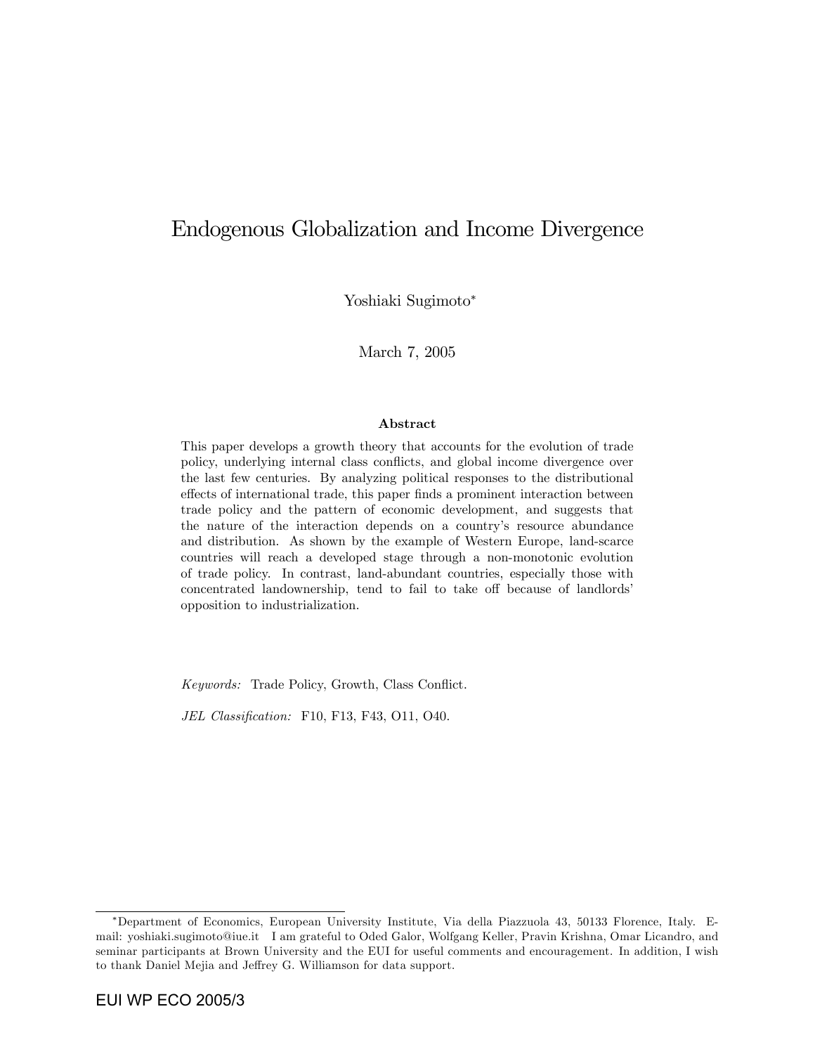# Endogenous Globalization and Income Divergence

Yoshiaki Sugimoto[*]

March 7, 2005

**Abstract**

This paper develops a growth theory that accounts for the evolution of trade policy, underlying internal class conflicts, and global income divergence over the last few centuries. By analyzing political responses to the distributional effects of international trade, this paper finds a prominent interaction between trade policy and the pattern of economic development, and suggests that the nature of the interaction depends on a country's resource abundance and distribution. As shown by the example of Western Europe, land-scarce countries will reach a developed stage through a non-monotonic evolution of trade policy. In contrast, land-abundant countries, especially those with concentrated landownership, tend to fail to take off because of landlords' opposition to industrialization.

*Keywords:* Trade Policy, Growth, Class Conflict.

*JEL Classification:* F10, F13, F43, O11, O40.

[*] Department of Economics, European University Institute, Via della Piazzuola 43, 50133 Florence, Italy. E-mail: yoshiaki.sugimoto@iue.it I am grateful to Oded Galor, Wolfgang Keller, Pravin Krishna, Omar Licandro, and seminar participants at Brown University and the EUI for useful comments and encouragement. In addition, I wish to thank Daniel Mejia and Jeffrey G. Williamson for data support.

EUI WP ECO 2005/3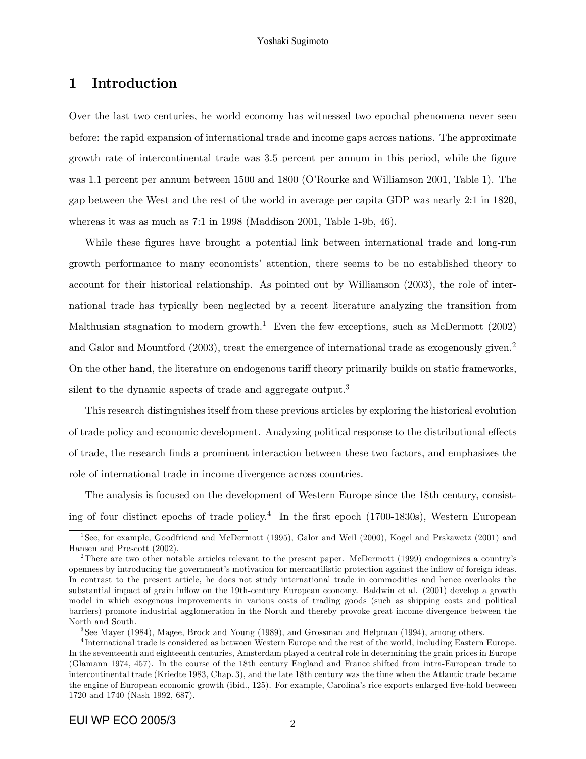# 1 Introduction

Over the last two centuries, he world economy has witnessed two epochal phenomena never seen before: the rapid expansion of international trade and income gaps across nations. The approximate growth rate of intercontinental trade was 3.5 percent per annum in this period, while the figure was 1.1 percent per annum between 1500 and 1800 (O'Rourke and Williamson 2001, Table 1). The gap between the West and the rest of the world in average per capita GDP was nearly 2:1 in 1820, whereas it was as much as 7:1 in 1998 (Maddison 2001, Table 1-9b, 46).

While these figures have brought a potential link between international trade and long-run growth performance to many economists' attention, there seems to be no established theory to account for their historical relationship. As pointed out by Williamson (2003), the role of international trade has typically been neglected by a recent literature analyzing the transition from Malthusian stagnation to modern growth.[1] Even the few exceptions, such as McDermott (2002) and Galor and Mountford (2003), treat the emergence of international trade as exogenously given.[2] On the other hand, the literature on endogenous tariff theory primarily builds on static frameworks, silent to the dynamic aspects of trade and aggregate output.[3]

This research distinguishes itself from these previous articles by exploring the historical evolution of trade policy and economic development. Analyzing political response to the distributional effects of trade, the research finds a prominent interaction between these two factors, and emphasizes the role of international trade in income divergence across countries.

The analysis is focused on the development of Western Europe since the 18th century, consisting of four distinct epochs of trade policy.[4] In the first epoch (1700-1830s), Western European

[1] See, for example, Goodfriend and McDermott (1995), Galor and Weil (2000), Kogel and Prskawetz (2001) and Hansen and Prescott (2002).

[2] There are two other notable articles relevant to the present paper. McDermott (1999) endogenizes a country's openness by introducing the government's motivation for mercantilistic protection against the inflow of foreign ideas. In contrast to the present article, he does not study international trade in commodities and hence overlooks the substantial impact of grain inflow on the 19th-century European economy. Baldwin et al. (2001) develop a growth model in which exogenous improvements in various costs of trading goods (such as shipping costs and political barriers) promote industrial agglomeration in the North and thereby provoke great income divergence between the North and South.

[3] See Mayer (1984), Magee, Brock and Young (1989), and Grossman and Helpman (1994), among others.

[4] International trade is considered as between Western Europe and the rest of the world, including Eastern Europe. In the seventeenth and eighteenth centuries, Amsterdam played a central role in determining the grain prices in Europe (Glamann 1974, 457). In the course of the 18th century England and France shifted from intra-European trade to intercontinental trade (Kriedte 1983, Chap. 3), and the late 18th century was the time when the Atlantic trade became the engine of European economic growth (ibid., 125). For example, Carolina's rice exports enlarged five-hold between 1720 and 1740 (Nash 1992, 687).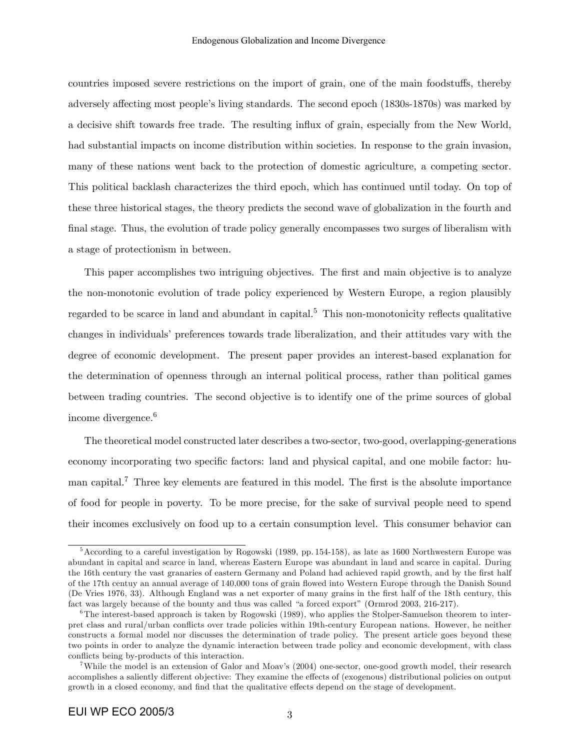countries imposed severe restrictions on the import of grain, one of the main foodstuffs, thereby adversely affecting most people's living standards. The second epoch (1830s-1870s) was marked by a decisive shift towards free trade. The resulting influx of grain, especially from the New World, had substantial impacts on income distribution within societies. In response to the grain invasion, many of these nations went back to the protection of domestic agriculture, a competing sector. This political backlash characterizes the third epoch, which has continued until today. On top of these three historical stages, the theory predicts the second wave of globalization in the fourth and final stage. Thus, the evolution of trade policy generally encompasses two surges of liberalism with a stage of protectionism in between.

This paper accomplishes two intriguing objectives. The first and main objective is to analyze the non-monotonic evolution of trade policy experienced by Western Europe, a region plausibly regarded to be scarce in land and abundant in capital.[5] This non-monotonicity reflects qualitative changes in individuals' preferences towards trade liberalization, and their attitudes vary with the degree of economic development. The present paper provides an interest-based explanation for the determination of openness through an internal political process, rather than political games between trading countries. The second objective is to identify one of the prime sources of global income divergence.[6]

The theoretical model constructed later describes a two-sector, two-good, overlapping-generations economy incorporating two specific factors: land and physical capital, and one mobile factor: human capital.[7] Three key elements are featured in this model. The first is the absolute importance of food for people in poverty. To be more precise, for the sake of survival people need to spend their incomes exclusively on food up to a certain consumption level. This consumer behavior can

---

[5] According to a careful investigation by Rogowski (1989, pp. 154-158), as late as 1600 Northwestern Europe was abundant in capital and scarce in land, whereas Eastern Europe was abundant in land and scarce in capital. During the 16th century the vast granaries of eastern Germany and Poland had achieved rapid growth, and by the first half of the 17th centuy an annual average of 140,000 tons of grain flowed into Western Europe through the Danish Sound (De Vries 1976, 33). Although England was a net exporter of many grains in the first half of the 18th century, this fact was largely because of the bounty and thus was called "a forced export" (Ormrod 2003, 216-217).

[6] The interest-based approach is taken by Rogowski (1989), who applies the Stolper-Samuelson theorem to interpret class and rural/urban conflicts over trade policies within 19th-century European nations. However, he neither constructs a formal model nor discusses the determination of trade policy. The present article goes beyond these two points in order to analyze the dynamic interaction between trade policy and economic development, with class conflicts being by-products of this interaction.

[7] While the model is an extension of Galor and Moav's (2004) one-sector, one-good growth model, their research accomplishes a saliently different objective: They examine the effects of (exogenous) distributional policies on output growth in a closed economy, and find that the qualitative effects depend on the stage of development.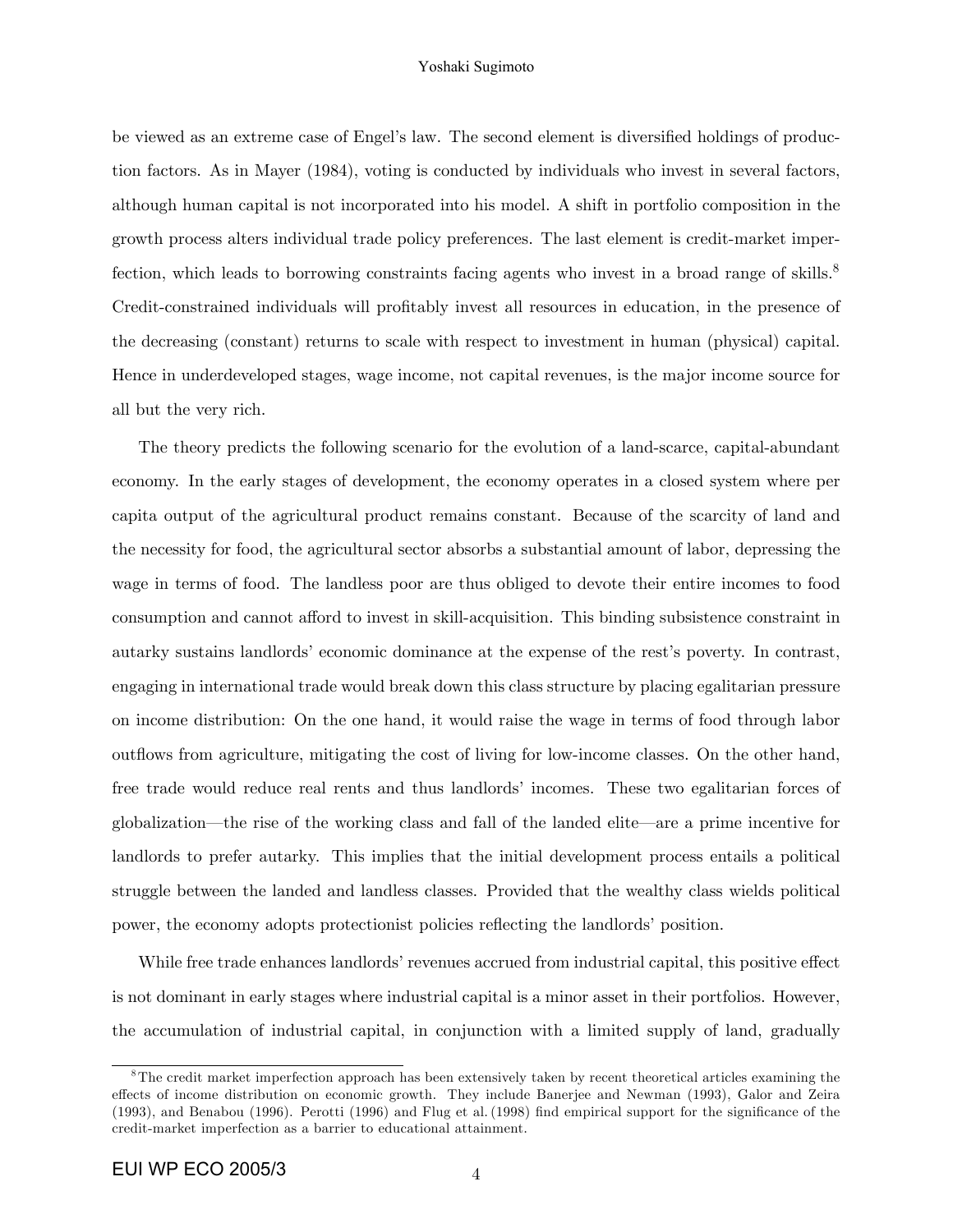be viewed as an extreme case of Engel's law. The second element is diversified holdings of production factors. As in Mayer (1984), voting is conducted by individuals who invest in several factors, although human capital is not incorporated into his model. A shift in portfolio composition in the growth process alters individual trade policy preferences. The last element is credit-market imperfection, which leads to borrowing constraints facing agents who invest in a broad range of skills.[8] Credit-constrained individuals will profitably invest all resources in education, in the presence of the decreasing (constant) returns to scale with respect to investment in human (physical) capital. Hence in underdeveloped stages, wage income, not capital revenues, is the major income source for all but the very rich.

The theory predicts the following scenario for the evolution of a land-scarce, capital-abundant economy. In the early stages of development, the economy operates in a closed system where per capita output of the agricultural product remains constant. Because of the scarcity of land and the necessity for food, the agricultural sector absorbs a substantial amount of labor, depressing the wage in terms of food. The landless poor are thus obliged to devote their entire incomes to food consumption and cannot afford to invest in skill-acquisition. This binding subsistence constraint in autarky sustains landlords' economic dominance at the expense of the rest's poverty. In contrast, engaging in international trade would break down this class structure by placing egalitarian pressure on income distribution: On the one hand, it would raise the wage in terms of food through labor outflows from agriculture, mitigating the cost of living for low-income classes. On the other hand, free trade would reduce real rents and thus landlords' incomes. These two egalitarian forces of globalization—the rise of the working class and fall of the landed elite—are a prime incentive for landlords to prefer autarky. This implies that the initial development process entails a political struggle between the landed and landless classes. Provided that the wealthy class wields political power, the economy adopts protectionist policies reflecting the landlords' position.

While free trade enhances landlords' revenues accrued from industrial capital, this positive effect is not dominant in early stages where industrial capital is a minor asset in their portfolios. However, the accumulation of industrial capital, in conjunction with a limited supply of land, gradually

[8] The credit market imperfection approach has been extensively taken by recent theoretical articles examining the effects of income distribution on economic growth. They include Banerjee and Newman (1993), Galor and Zeira (1993), and Benabou (1996). Perotti (1996) and Flug et al. (1998) find empirical support for the significance of the credit-market imperfection as a barrier to educational attainment.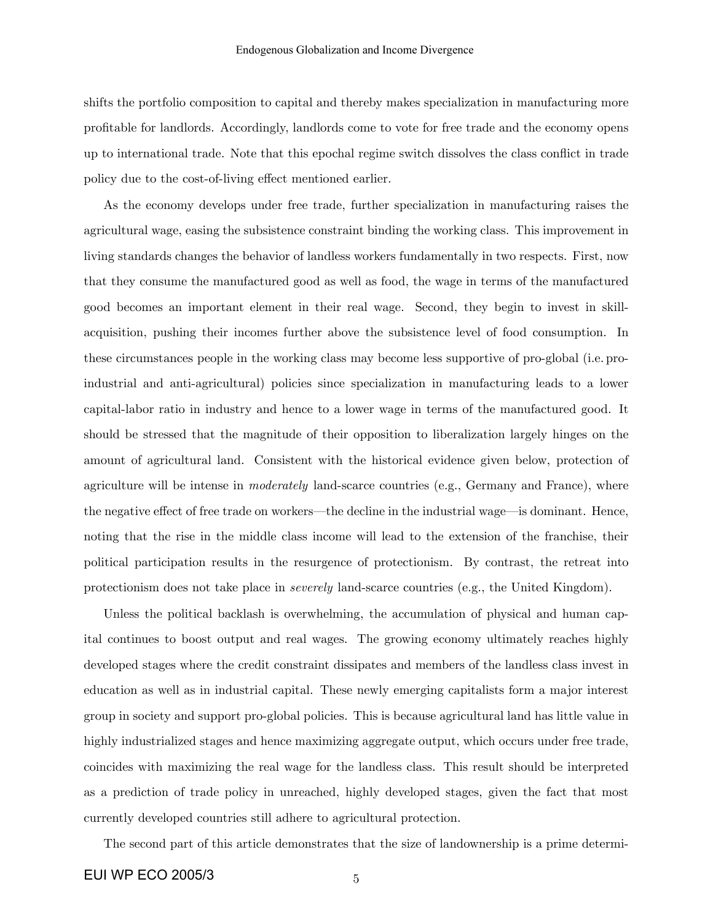shifts the portfolio composition to capital and thereby makes specialization in manufacturing more profitable for landlords. Accordingly, landlords come to vote for free trade and the economy opens up to international trade. Note that this epochal regime switch dissolves the class conflict in trade policy due to the cost-of-living effect mentioned earlier.

As the economy develops under free trade, further specialization in manufacturing raises the agricultural wage, easing the subsistence constraint binding the working class. This improvement in living standards changes the behavior of landless workers fundamentally in two respects. First, now that they consume the manufactured good as well as food, the wage in terms of the manufactured good becomes an important element in their real wage. Second, they begin to invest in skill-acquisition, pushing their incomes further above the subsistence level of food consumption. In these circumstances people in the working class may become less supportive of pro-global (i.e. pro-industrial and anti-agricultural) policies since specialization in manufacturing leads to a lower capital-labor ratio in industry and hence to a lower wage in terms of the manufactured good. It should be stressed that the magnitude of their opposition to liberalization largely hinges on the amount of agricultural land. Consistent with the historical evidence given below, protection of agriculture will be intense in *moderately* land-scarce countries (e.g., Germany and France), where the negative effect of free trade on workers—the decline in the industrial wage—is dominant. Hence, noting that the rise in the middle class income will lead to the extension of the franchise, their political participation results in the resurgence of protectionism. By contrast, the retreat into protectionism does not take place in *severely* land-scarce countries (e.g., the United Kingdom).

Unless the political backlash is overwhelming, the accumulation of physical and human capital continues to boost output and real wages. The growing economy ultimately reaches highly developed stages where the credit constraint dissipates and members of the landless class invest in education as well as in industrial capital. These newly emerging capitalists form a major interest group in society and support pro-global policies. This is because agricultural land has little value in highly industrialized stages and hence maximizing aggregate output, which occurs under free trade, coincides with maximizing the real wage for the landless class. This result should be interpreted as a prediction of trade policy in unreached, highly developed stages, given the fact that most currently developed countries still adhere to agricultural protection.

The second part of this article demonstrates that the size of landownership is a prime determi-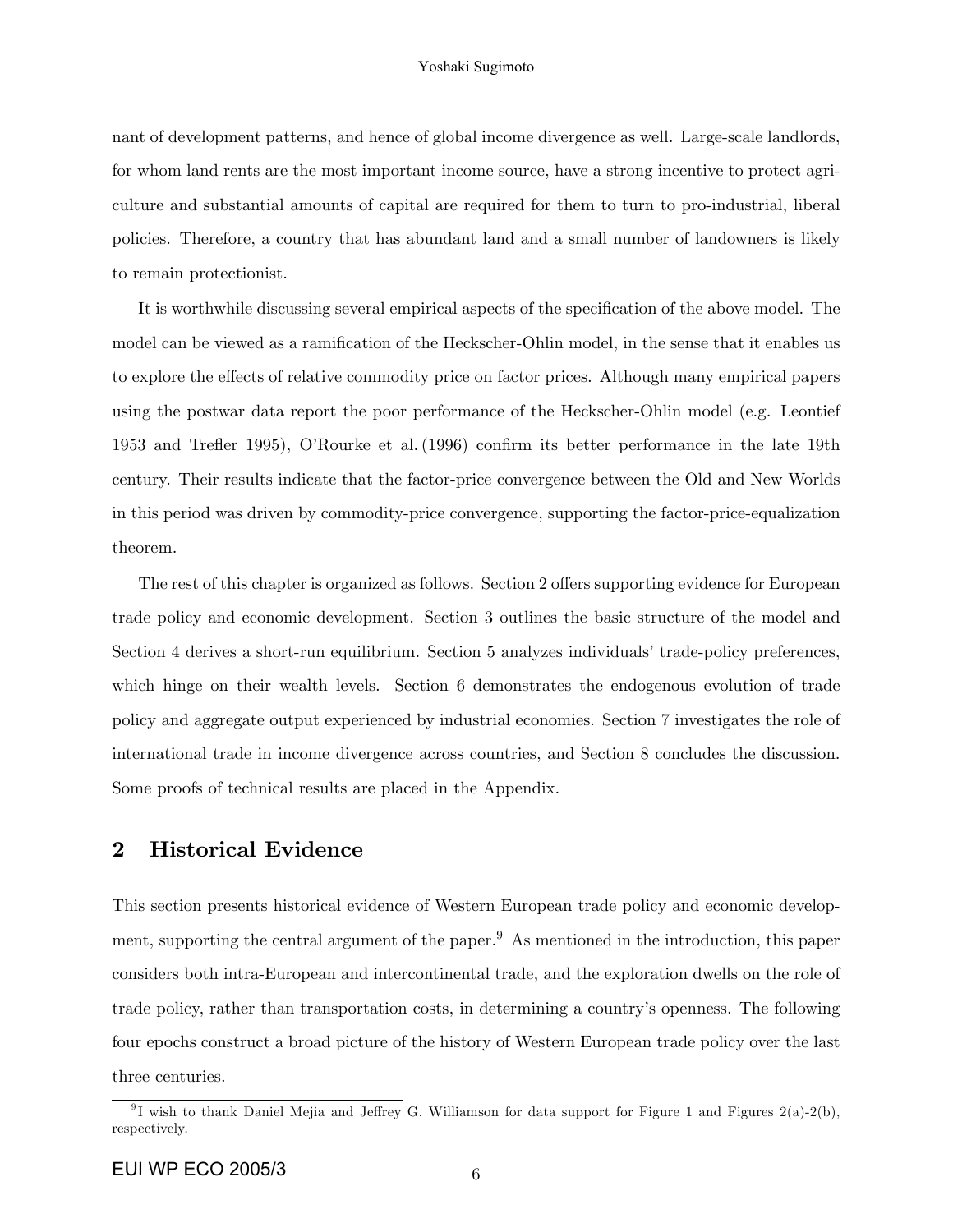nant of development patterns, and hence of global income divergence as well. Large-scale landlords, for whom land rents are the most important income source, have a strong incentive to protect agriculture and substantial amounts of capital are required for them to turn to pro-industrial, liberal policies. Therefore, a country that has abundant land and a small number of landowners is likely to remain protectionist.

It is worthwhile discussing several empirical aspects of the specification of the above model. The model can be viewed as a ramification of the Heckscher-Ohlin model, in the sense that it enables us to explore the effects of relative commodity price on factor prices. Although many empirical papers using the postwar data report the poor performance of the Heckscher-Ohlin model (e.g. Leontief 1953 and Trefler 1995), O'Rourke et al. (1996) confirm its better performance in the late 19th century. Their results indicate that the factor-price convergence between the Old and New Worlds in this period was driven by commodity-price convergence, supporting the factor-price-equalization theorem.

The rest of this chapter is organized as follows. Section 2 offers supporting evidence for European trade policy and economic development. Section 3 outlines the basic structure of the model and Section 4 derives a short-run equilibrium. Section 5 analyzes individuals' trade-policy preferences, which hinge on their wealth levels. Section 6 demonstrates the endogenous evolution of trade policy and aggregate output experienced by industrial economies. Section 7 investigates the role of international trade in income divergence across countries, and Section 8 concludes the discussion. Some proofs of technical results are placed in the Appendix.

## 2 Historical Evidence

This section presents historical evidence of Western European trade policy and economic development, supporting the central argument of the paper.[9] As mentioned in the introduction, this paper considers both intra-European and intercontinental trade, and the exploration dwells on the role of trade policy, rather than transportation costs, in determining a country's openness. The following four epochs construct a broad picture of the history of Western European trade policy over the last three centuries.

[9] I wish to thank Daniel Mejia and Jeffrey G. Williamson for data support for Figure 1 and Figures 2(a)-2(b), respectively.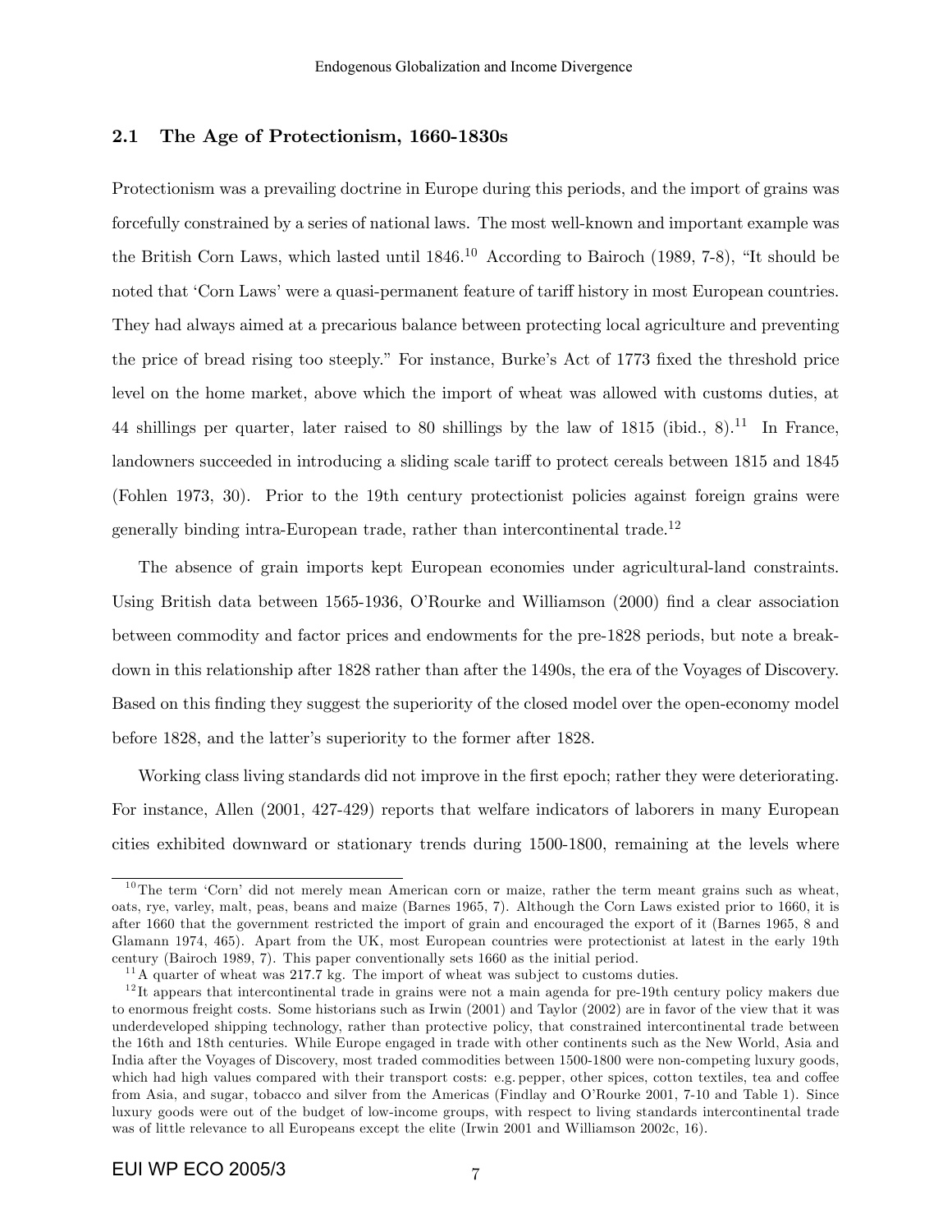### 2.1 The Age of Protectionism, 1660-1830s

Protectionism was a prevailing doctrine in Europe during this periods, and the import of grains was forcefully constrained by a series of national laws. The most well-known and important example was the British Corn Laws, which lasted until 1846.[10] According to Bairoch (1989, 7-8), "It should be noted that 'Corn Laws' were a quasi-permanent feature of tariff history in most European countries. They had always aimed at a precarious balance between protecting local agriculture and preventing the price of bread rising too steeply." For instance, Burke's Act of 1773 fixed the threshold price level on the home market, above which the import of wheat was allowed with customs duties, at 44 shillings per quarter, later raised to 80 shillings by the law of 1815 (ibid., 8).[11] In France, landowners succeeded in introducing a sliding scale tariff to protect cereals between 1815 and 1845 (Fohlen 1973, 30). Prior to the 19th century protectionist policies against foreign grains were generally binding intra-European trade, rather than intercontinental trade.[12]

The absence of grain imports kept European economies under agricultural-land constraints. Using British data between 1565-1936, O'Rourke and Williamson (2000) find a clear association between commodity and factor prices and endowments for the pre-1828 periods, but note a breakdown in this relationship after 1828 rather than after the 1490s, the era of the Voyages of Discovery. Based on this finding they suggest the superiority of the closed model over the open-economy model before 1828, and the latter's superiority to the former after 1828.

Working class living standards did not improve in the first epoch; rather they were deteriorating. For instance, Allen (2001, 427-429) reports that welfare indicators of laborers in many European cities exhibited downward or stationary trends during 1500-1800, remaining at the levels where

[10] The term 'Corn' did not merely mean American corn or maize, rather the term meant grains such as wheat, oats, rye, varley, malt, peas, beans and maize (Barnes 1965, 7). Although the Corn Laws existed prior to 1660, it is after 1660 that the government restricted the import of grain and encouraged the export of it (Barnes 1965, 8 and Glamann 1974, 465). Apart from the UK, most European countries were protectionist at latest in the early 19th century (Bairoch 1989, 7). This paper conventionally sets 1660 as the initial period.

[11] A quarter of wheat was 217.7 kg. The import of wheat was subject to customs duties.

[12] It appears that intercontinental trade in grains were not a main agenda for pre-19th century policy makers due to enormous freight costs. Some historians such as Irwin (2001) and Taylor (2002) are in favor of the view that it was underdeveloped shipping technology, rather than protective policy, that constrained intercontinental trade between the 16th and 18th centuries. While Europe engaged in trade with other continents such as the New World, Asia and India after the Voyages of Discovery, most traded commodities between 1500-1800 were non-competing luxury goods, which had high values compared with their transport costs: e.g. pepper, other spices, cotton textiles, tea and coffee from Asia, and sugar, tobacco and silver from the Americas (Findlay and O'Rourke 2001, 7-10 and Table 1). Since luxury goods were out of the budget of low-income groups, with respect to living standards intercontinental trade was of little relevance to all Europeans except the elite (Irwin 2001 and Williamson 2002c, 16).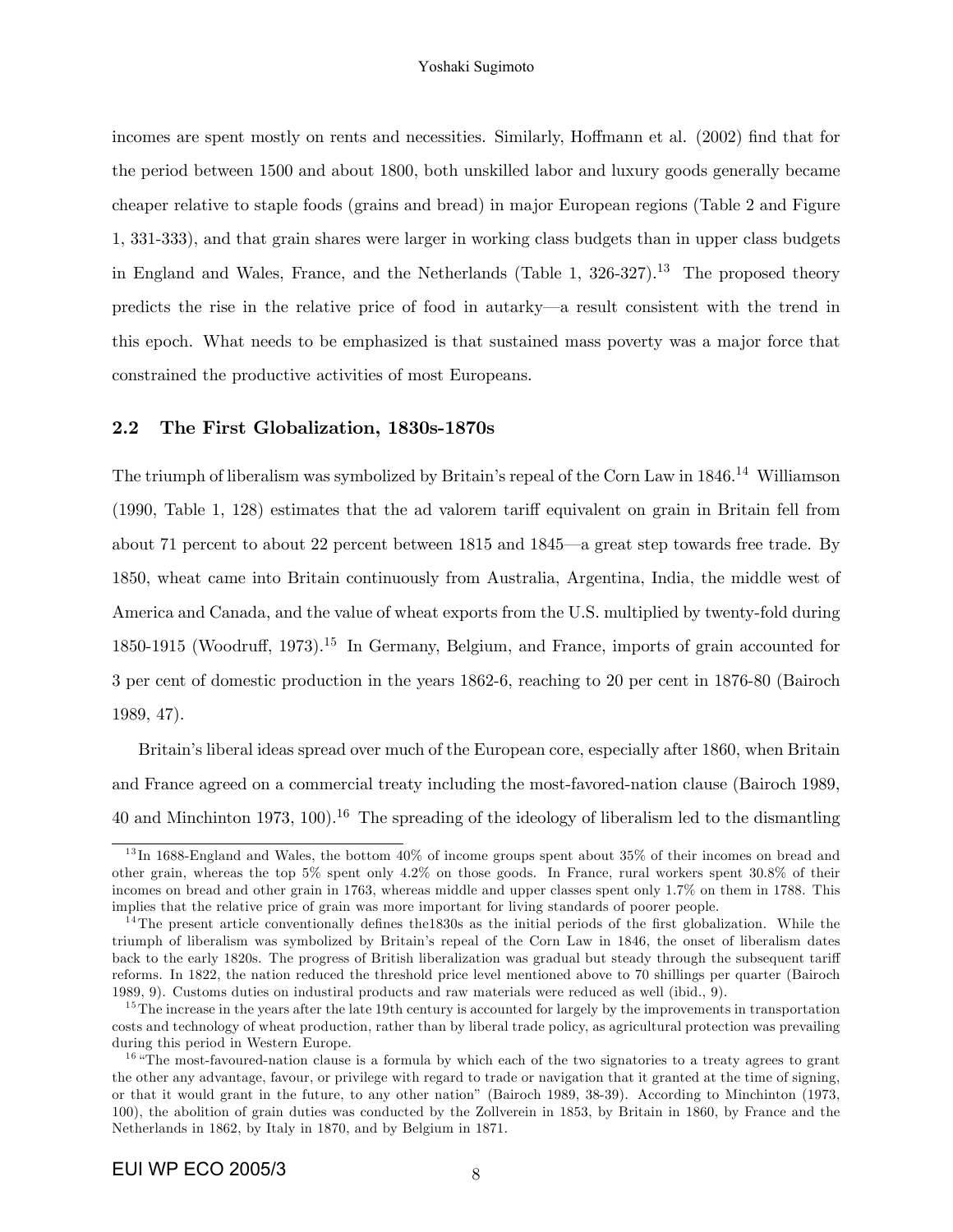incomes are spent mostly on rents and necessities. Similarly, Hoffmann et al. (2002) find that for the period between 1500 and about 1800, both unskilled labor and luxury goods generally became cheaper relative to staple foods (grains and bread) in major European regions (Table 2 and Figure 1, 331-333), and that grain shares were larger in working class budgets than in upper class budgets in England and Wales, France, and the Netherlands (Table 1, 326-327).[13] The proposed theory predicts the rise in the relative price of food in autarky—a result consistent with the trend in this epoch. What needs to be emphasized is that sustained mass poverty was a major force that constrained the productive activities of most Europeans.

## 2.2 The First Globalization, 1830s-1870s

The triumph of liberalism was symbolized by Britain's repeal of the Corn Law in 1846.[14] Williamson (1990, Table 1, 128) estimates that the ad valorem tariff equivalent on grain in Britain fell from about 71 percent to about 22 percent between 1815 and 1845—a great step towards free trade. By 1850, wheat came into Britain continuously from Australia, Argentina, India, the middle west of America and Canada, and the value of wheat exports from the U.S. multiplied by twenty-fold during 1850-1915 (Woodruff, 1973).[15] In Germany, Belgium, and France, imports of grain accounted for 3 per cent of domestic production in the years 1862-6, reaching to 20 per cent in 1876-80 (Bairoch 1989, 47).

Britain's liberal ideas spread over much of the European core, especially after 1860, when Britain and France agreed on a commercial treaty including the most-favored-nation clause (Bairoch 1989, 40 and Minchinton 1973, 100).[16] The spreading of the ideology of liberalism led to the dismantling

---

[13] In 1688-England and Wales, the bottom 40% of income groups spent about 35% of their incomes on bread and other grain, whereas the top 5% spent only 4.2% on those goods. In France, rural workers spent 30.8% of their incomes on bread and other grain in 1763, whereas middle and upper classes spent only 1.7% on them in 1788. This implies that the relative price of grain was more important for living standards of poorer people.

[14] The present article conventionally defines the1830s as the initial periods of the first globalization. While the triumph of liberalism was symbolized by Britain's repeal of the Corn Law in 1846, the onset of liberalism dates back to the early 1820s. The progress of British liberalization was gradual but steady through the subsequent tariff reforms. In 1822, the nation reduced the threshold price level mentioned above to 70 shillings per quarter (Bairoch 1989, 9). Customs duties on industrial products and raw materials were reduced as well (ibid., 9).

[15] The increase in the years after the late 19th century is accounted for largely by the improvements in transportation costs and technology of wheat production, rather than by liberal trade policy, as agricultural protection was prevailing during this period in Western Europe.

[16] "The most-favoured-nation clause is a formula by which each of the two signatories to a treaty agrees to grant the other any advantage, favour, or privilege with regard to trade or navigation that it granted at the time of signing, or that it would grant in the future, to any other nation" (Bairoch 1989, 38-39). According to Minchinton (1973, 100), the abolition of grain duties was conducted by the Zollverein in 1853, by Britain in 1860, by France and the Netherlands in 1862, by Italy in 1870, and by Belgium in 1871.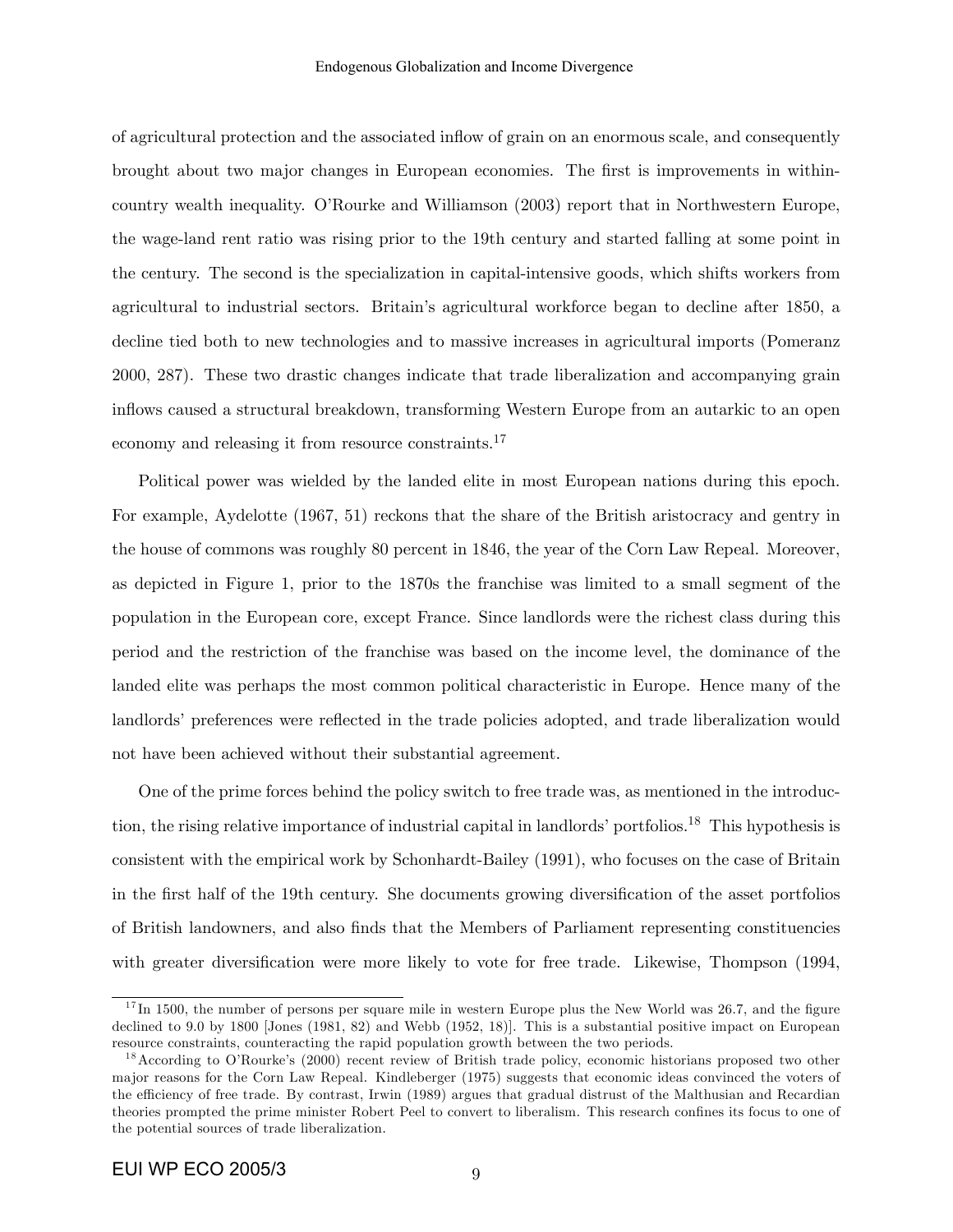of agricultural protection and the associated inflow of grain on an enormous scale, and consequently brought about two major changes in European economies. The first is improvements in within-country wealth inequality. O'Rourke and Williamson (2003) report that in Northwestern Europe, the wage-land rent ratio was rising prior to the 19th century and started falling at some point in the century. The second is the specialization in capital-intensive goods, which shifts workers from agricultural to industrial sectors. Britain's agricultural workforce began to decline after 1850, a decline tied both to new technologies and to massive increases in agricultural imports (Pomeranz 2000, 287). These two drastic changes indicate that trade liberalization and accompanying grain inflows caused a structural breakdown, transforming Western Europe from an autarkic to an open economy and releasing it from resource constraints.[17]

Political power was wielded by the landed elite in most European nations during this epoch. For example, Aydelotte (1967, 51) reckons that the share of the British aristocracy and gentry in the house of commons was roughly 80 percent in 1846, the year of the Corn Law Repeal. Moreover, as depicted in Figure 1, prior to the 1870s the franchise was limited to a small segment of the population in the European core, except France. Since landlords were the richest class during this period and the restriction of the franchise was based on the income level, the dominance of the landed elite was perhaps the most common political characteristic in Europe. Hence many of the landlords' preferences were reflected in the trade policies adopted, and trade liberalization would not have been achieved without their substantial agreement.

One of the prime forces behind the policy switch to free trade was, as mentioned in the introduction, the rising relative importance of industrial capital in landlords' portfolios.[18] This hypothesis is consistent with the empirical work by Schonhardt-Bailey (1991), who focuses on the case of Britain in the first half of the 19th century. She documents growing diversification of the asset portfolios of British landowners, and also finds that the Members of Parliament representing constituencies with greater diversification were more likely to vote for free trade. Likewise, Thompson (1994,

[17] In 1500, the number of persons per square mile in western Europe plus the New World was 26.7, and the figure declined to 9.0 by 1800 [Jones (1981, 82) and Webb (1952, 18)]. This is a substantial positive impact on European resource constraints, counteracting the rapid population growth between the two periods.

[18] According to O'Rourke's (2000) recent review of British trade policy, economic historians proposed two other major reasons for the Corn Law Repeal. Kindleberger (1975) suggests that economic ideas convinced the voters of the efficiency of free trade. By contrast, Irwin (1989) argues that gradual distrust of the Malthusian and Recardian theories prompted the prime minister Robert Peel to convert to liberalism. This research confines its focus to one of the potential sources of trade liberalization.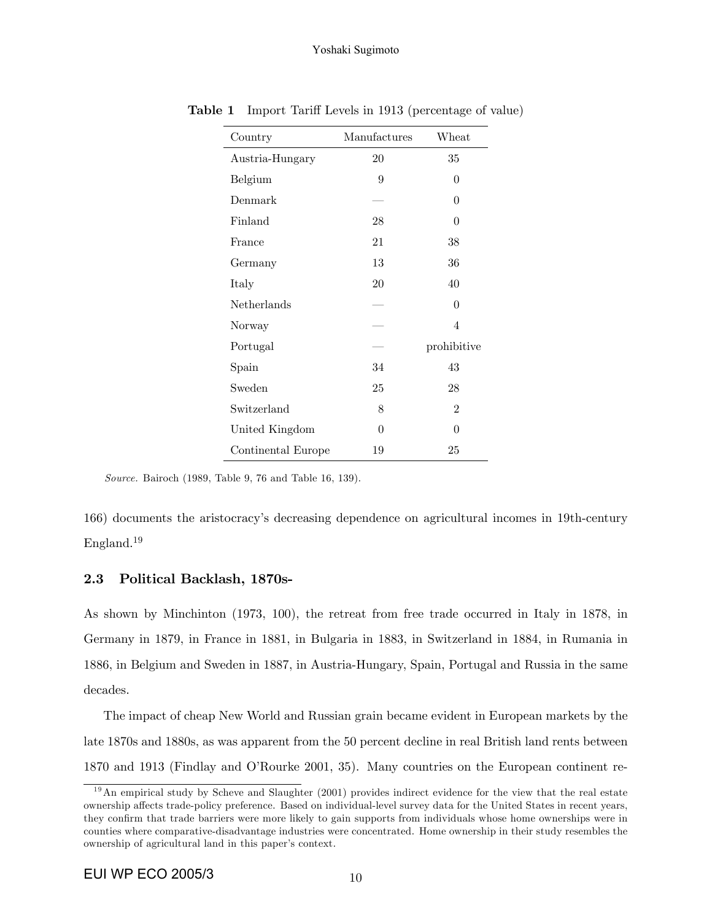**Table 1** Import Tariff Levels in 1913 (percentage of value)

| Country | Manufactures | Wheat |
|---|---|---|
| Austria-Hungary | 20 | 35 |
| Belgium | 9 | 0 |
| Denmark | — | 0 |
| Finland | 28 | 0 |
| France | 21 | 38 |
| Germany | 13 | 36 |
| Italy | 20 | 40 |
| Netherlands | — | 0 |
| Norway | — | 4 |
| Portugal | — | prohibitive |
| Spain | 34 | 43 |
| Sweden | 25 | 28 |
| Switzerland | 8 | 2 |
| United Kingdom | 0 | 0 |
| Continental Europe | 19 | 25 |

*Source.* Bairoch (1989, Table 9, 76 and Table 16, 139).

166) documents the aristocracy's decreasing dependence on agricultural incomes in 19th-century England.[19]

### 2.3 Political Backlash, 1870s-

As shown by Minchinton (1973, 100), the retreat from free trade occurred in Italy in 1878, in Germany in 1879, in France in 1881, in Bulgaria in 1883, in Switzerland in 1884, in Rumania in 1886, in Belgium and Sweden in 1887, in Austria-Hungary, Spain, Portugal and Russia in the same decades.

The impact of cheap New World and Russian grain became evident in European markets by the late 1870s and 1880s, as was apparent from the 50 percent decline in real British land rents between 1870 and 1913 (Findlay and O'Rourke 2001, 35). Many countries on the European continent re-

[19] An empirical study by Scheve and Slaughter (2001) provides indirect evidence for the view that the real estate ownership affects trade-policy preference. Based on individual-level survey data for the United States in recent years, they confirm that trade barriers were more likely to gain supports from individuals whose home ownerships were in counties where comparative-disadvantage industries were concentrated. Home ownership in their study resembles the ownership of agricultural land in this paper's context.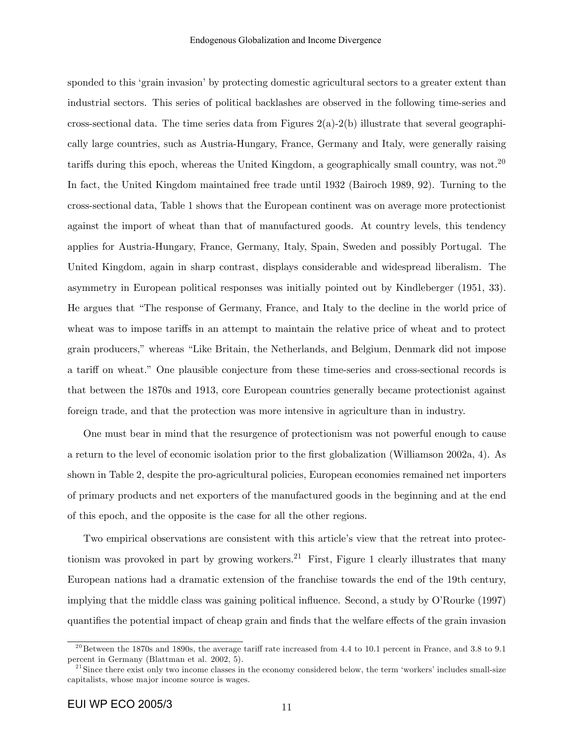sponded to this 'grain invasion' by protecting domestic agricultural sectors to a greater extent than industrial sectors. This series of political backlashes are observed in the following time-series and cross-sectional data. The time series data from Figures 2(a)-2(b) illustrate that several geographically large countries, such as Austria-Hungary, France, Germany and Italy, were generally raising tariffs during this epoch, whereas the United Kingdom, a geographically small country, was not.[20] In fact, the United Kingdom maintained free trade until 1932 (Bairoch 1989, 92). Turning to the cross-sectional data, Table 1 shows that the European continent was on average more protectionist against the import of wheat than that of manufactured goods. At country levels, this tendency applies for Austria-Hungary, France, Germany, Italy, Spain, Sweden and possibly Portugal. The United Kingdom, again in sharp contrast, displays considerable and widespread liberalism. The asymmetry in European political responses was initially pointed out by Kindleberger (1951, 33). He argues that "The response of Germany, France, and Italy to the decline in the world price of wheat was to impose tariffs in an attempt to maintain the relative price of wheat and to protect grain producers," whereas "Like Britain, the Netherlands, and Belgium, Denmark did not impose a tariff on wheat." One plausible conjecture from these time-series and cross-sectional records is that between the 1870s and 1913, core European countries generally became protectionist against foreign trade, and that the protection was more intensive in agriculture than in industry.

One must bear in mind that the resurgence of protectionism was not powerful enough to cause a return to the level of economic isolation prior to the first globalization (Williamson 2002a, 4). As shown in Table 2, despite the pro-agricultural policies, European economies remained net importers of primary products and net exporters of the manufactured goods in the beginning and at the end of this epoch, and the opposite is the case for all the other regions.

Two empirical observations are consistent with this article's view that the retreat into protectionism was provoked in part by growing workers.[21] First, Figure 1 clearly illustrates that many European nations had a dramatic extension of the franchise towards the end of the 19th century, implying that the middle class was gaining political influence. Second, a study by O'Rourke (1997) quantifies the potential impact of cheap grain and finds that the welfare effects of the grain invasion

[20] Between the 1870s and 1890s, the average tariff rate increased from 4.4 to 10.1 percent in France, and 3.8 to 9.1 percent in Germany (Blattman et al. 2002, 5).

[21] Since there exist only two income classes in the economy considered below, the term 'workers' includes small-size capitalists, whose major income source is wages.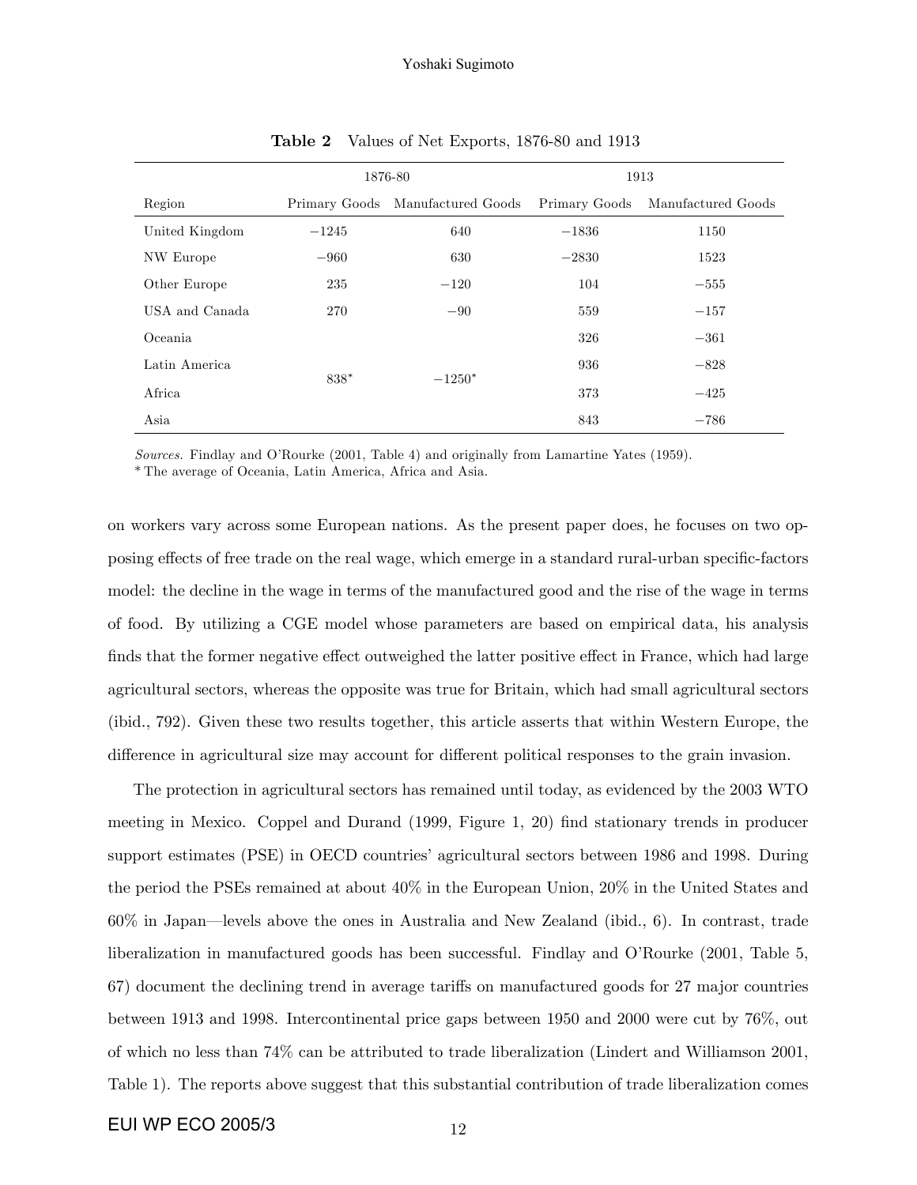**Table 2** Values of Net Exports, 1876-80 and 1913

| | 1876-80 | | 1913 | |
|---|---|---|---|---|
| Region | Primary Goods | Manufactured Goods | Primary Goods | Manufactured Goods |
| United Kingdom | −1245 | 640 | −1836 | 1150 |
| NW Europe | −960 | 630 | −2830 | 1523 |
| Other Europe | 235 | −120 | 104 | −555 |
| USA and Canada | 270 | −90 | 559 | −157 |
| Oceania | | | 326 | −361 |
| Latin America | 838* | −1250* | 936 | −828 |
| Africa | | | 373 | −425 |
| Asia | | | 843 | −786 |

*Sources.* Findlay and O'Rourke (2001, Table 4) and originally from Lamartine Yates (1959).
* The average of Oceania, Latin America, Africa and Asia.

on workers vary across some European nations. As the present paper does, he focuses on two opposing effects of free trade on the real wage, which emerge in a standard rural-urban specific-factors model: the decline in the wage in terms of the manufactured good and the rise of the wage in terms of food. By utilizing a CGE model whose parameters are based on empirical data, his analysis finds that the former negative effect outweighed the latter positive effect in France, which had large agricultural sectors, whereas the opposite was true for Britain, which had small agricultural sectors (ibid., 792). Given these two results together, this article asserts that within Western Europe, the difference in agricultural size may account for different political responses to the grain invasion.

The protection in agricultural sectors has remained until today, as evidenced by the 2003 WTO meeting in Mexico. Coppel and Durand (1999, Figure 1, 20) find stationary trends in producer support estimates (PSE) in OECD countries' agricultural sectors between 1986 and 1998. During the period the PSEs remained at about 40% in the European Union, 20% in the United States and 60% in Japan—levels above the ones in Australia and New Zealand (ibid., 6). In contrast, trade liberalization in manufactured goods has been successful. Findlay and O'Rourke (2001, Table 5, 67) document the declining trend in average tariffs on manufactured goods for 27 major countries between 1913 and 1998. Intercontinental price gaps between 1950 and 2000 were cut by 76%, out of which no less than 74% can be attributed to trade liberalization (Lindert and Williamson 2001, Table 1). The reports above suggest that this substantial contribution of trade liberalization comes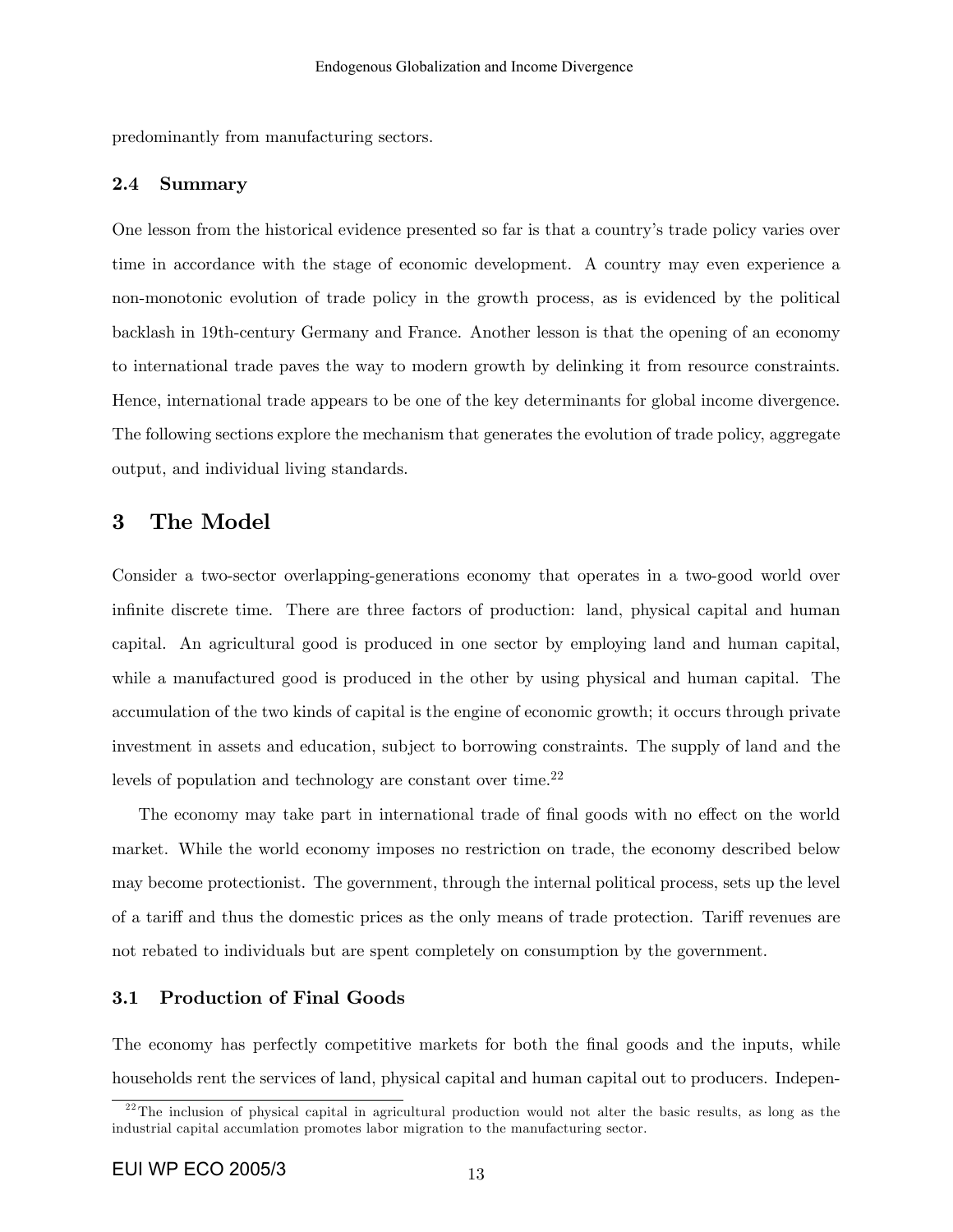predominantly from manufacturing sectors.

### 2.4 Summary

One lesson from the historical evidence presented so far is that a country's trade policy varies over time in accordance with the stage of economic development. A country may even experience a non-monotonic evolution of trade policy in the growth process, as is evidenced by the political backlash in 19th-century Germany and France. Another lesson is that the opening of an economy to international trade paves the way to modern growth by delinking it from resource constraints. Hence, international trade appears to be one of the key determinants for global income divergence. The following sections explore the mechanism that generates the evolution of trade policy, aggregate output, and individual living standards.

## 3 The Model

Consider a two-sector overlapping-generations economy that operates in a two-good world over infinite discrete time. There are three factors of production: land, physical capital and human capital. An agricultural good is produced in one sector by employing land and human capital, while a manufactured good is produced in the other by using physical and human capital. The accumulation of the two kinds of capital is the engine of economic growth; it occurs through private investment in assets and education, subject to borrowing constraints. The supply of land and the levels of population and technology are constant over time.[22]

The economy may take part in international trade of final goods with no effect on the world market. While the world economy imposes no restriction on trade, the economy described below may become protectionist. The government, through the internal political process, sets up the level of a tariff and thus the domestic prices as the only means of trade protection. Tariff revenues are not rebated to individuals but are spent completely on consumption by the government.

### 3.1 Production of Final Goods

The economy has perfectly competitive markets for both the final goods and the inputs, while households rent the services of land, physical capital and human capital out to producers. Indepen-

[22] The inclusion of physical capital in agricultural production would not alter the basic results, as long as the industrial capital accumlation promotes labor migration to the manufacturing sector.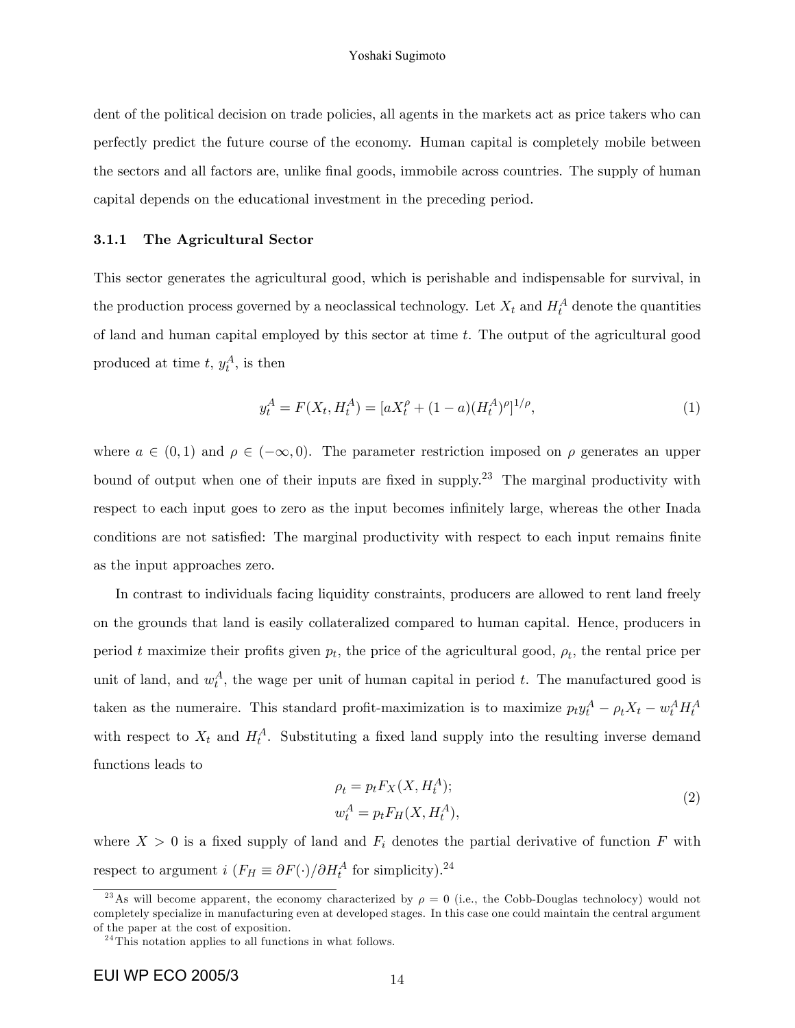dent of the political decision on trade policies, all agents in the markets act as price takers who can perfectly predict the future course of the economy. Human capital is completely mobile between the sectors and all factors are, unlike final goods, immobile across countries. The supply of human capital depends on the educational investment in the preceding period.

### 3.1.1 The Agricultural Sector

This sector generates the agricultural good, which is perishable and indispensable for survival, in the production process governed by a neoclassical technology. Let $X_t$ and $H_t^A$ denote the quantities of land and human capital employed by this sector at time $t$. The output of the agricultural good produced at time $t$, $y_t^A$, is then

$$y_t^A = F(X_t, H_t^A) = [aX_t^\rho + (1-a)(H_t^A)^\rho]^{1/\rho}, \tag{1}$$

where $a \in (0,1)$ and $\rho \in (-\infty, 0)$. The parameter restriction imposed on $\rho$ generates an upper bound of output when one of their inputs are fixed in supply.[23] The marginal productivity with respect to each input goes to zero as the input becomes infinitely large, whereas the other Inada conditions are not satisfied: The marginal productivity with respect to each input remains finite as the input approaches zero.

In contrast to individuals facing liquidity constraints, producers are allowed to rent land freely on the grounds that land is easily collateralized compared to human capital. Hence, producers in period $t$ maximize their profits given $p_t$, the price of the agricultural good, $\rho_t$, the rental price per unit of land, and $w_t^A$, the wage per unit of human capital in period $t$. The manufactured good is taken as the numeraire. This standard profit-maximization is to maximize $p_t y_t^A - \rho_t X_t - w_t^A H_t^A$ with respect to $X_t$ and $H_t^A$. Substituting a fixed land supply into the resulting inverse demand functions leads to

$$\begin{aligned} \rho_t &= p_t F_X(X, H_t^A); \\ w_t^A &= p_t F_H(X, H_t^A), \end{aligned} \tag{2}$$

where $X > 0$ is a fixed supply of land and $F_i$ denotes the partial derivative of function $F$ with respect to argument $i$ ($F_H \equiv \partial F(\cdot)/\partial H_t^A$ for simplicity).[24]

[23] As will become apparent, the economy characterized by $\rho = 0$ (i.e., the Cobb-Douglas technolocy) would not completely specialize in manufacturing even at developed stages. In this case one could maintain the central argument of the paper at the cost of exposition.

[24] This notation applies to all functions in what follows.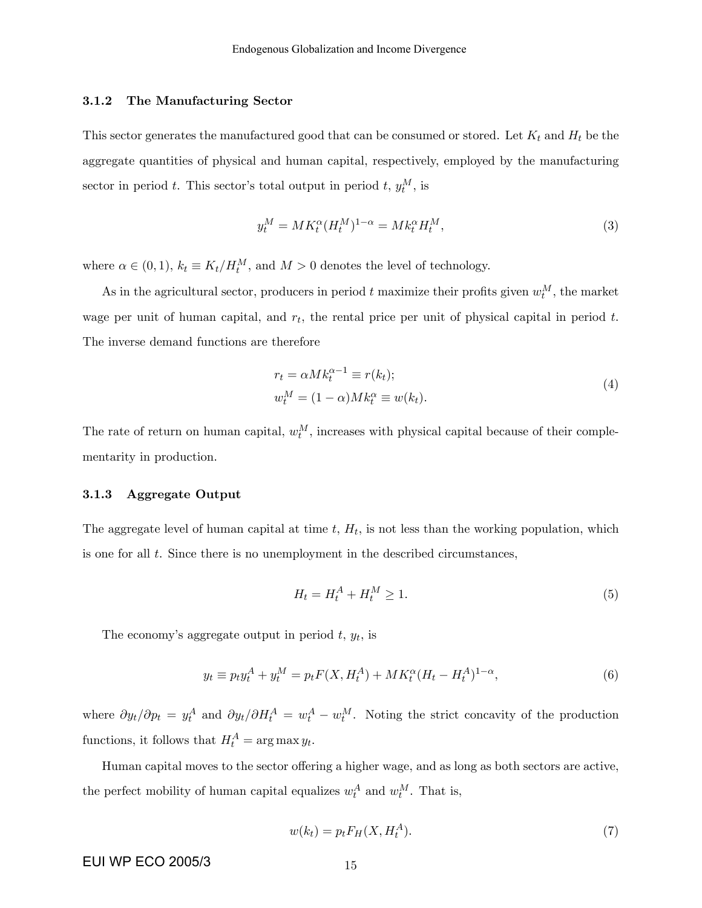### 3.1.2 The Manufacturing Sector

This sector generates the manufactured good that can be consumed or stored. Let $K_t$ and $H_t$ be the aggregate quantities of physical and human capital, respectively, employed by the manufacturing sector in period $t$. This sector's total output in period $t$, $y_t^M$, is

$$y_t^M = MK_t^\alpha (H_t^M)^{1-\alpha} = Mk_t^\alpha H_t^M, \tag{3}$$

where $\alpha \in (0, 1)$, $k_t \equiv K_t/H_t^M$, and $M > 0$ denotes the level of technology.

As in the agricultural sector, producers in period $t$ maximize their profits given $w_t^M$, the market wage per unit of human capital, and $r_t$, the rental price per unit of physical capital in period $t$. The inverse demand functions are therefore

$$\begin{aligned} r_t &= \alpha M k_t^{\alpha-1} \equiv r(k_t); \\ w_t^M &= (1-\alpha) M k_t^\alpha \equiv w(k_t). \end{aligned} \tag{4}$$

The rate of return on human capital, $w_t^M$, increases with physical capital because of their complementarity in production.

### 3.1.3 Aggregate Output

The aggregate level of human capital at time $t$, $H_t$, is not less than the working population, which is one for all $t$. Since there is no unemployment in the described circumstances,

$$H_t = H_t^A + H_t^M \geq 1. \tag{5}$$

The economy's aggregate output in period $t$, $y_t$, is

$$y_t \equiv p_t y_t^A + y_t^M = p_t F(X, H_t^A) + MK_t^\alpha (H_t - H_t^A)^{1-\alpha}, \tag{6}$$

where $\partial y_t / \partial p_t = y_t^A$ and $\partial y_t / \partial H_t^A = w_t^A - w_t^M$. Noting the strict concavity of the production functions, it follows that $H_t^A = \arg\max y_t$.

Human capital moves to the sector offering a higher wage, and as long as both sectors are active, the perfect mobility of human capital equalizes $w_t^A$ and $w_t^M$. That is,

$$w(k_t) = p_t F_H(X, H_t^A). \tag{7}$$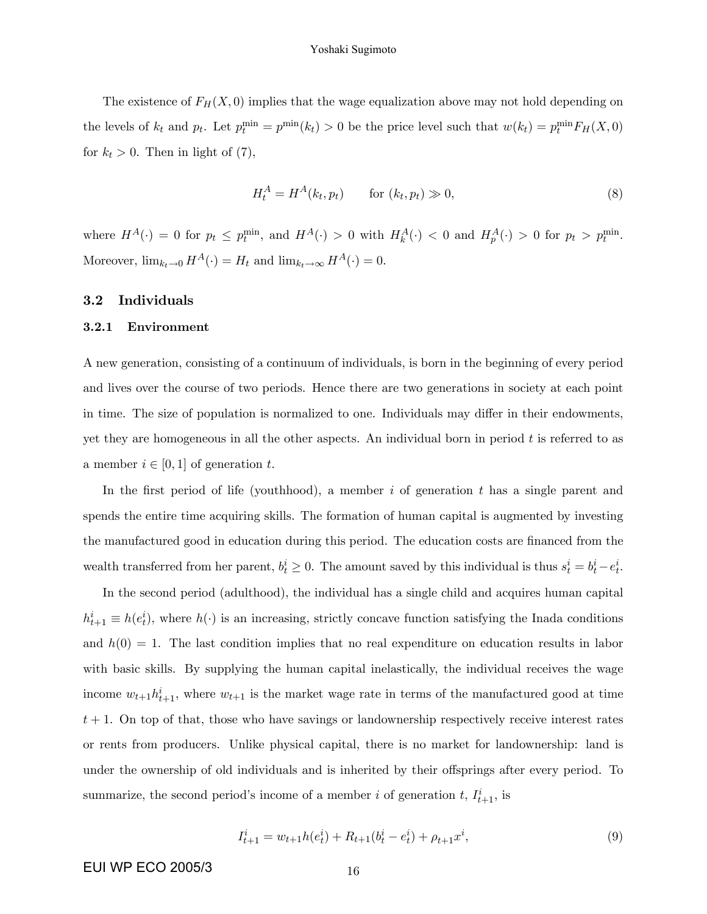The existence of $F_H(X, 0)$ implies that the wage equalization above may not hold depending on the levels of $k_t$ and $p_t$. Let $p_t^{\min} = p^{\min}(k_t) > 0$ be the price level such that $w(k_t) = p_t^{\min} F_H(X, 0)$ for $k_t > 0$. Then in light of (7),

$$H_t^A = H^A(k_t, p_t) \qquad \text{for } (k_t, p_t) \gg 0, \tag{8}$$

where $H^A(\cdot) = 0$ for $p_t \leq p_t^{\min}$, and $H^A(\cdot) > 0$ with $H_k^A(\cdot) < 0$ and $H_p^A(\cdot) > 0$ for $p_t > p_t^{\min}$. Moreover, $\lim_{k_t \to 0} H^A(\cdot) = H_t$ and $\lim_{k_t \to \infty} H^A(\cdot) = 0$.

## 3.2 Individuals

### 3.2.1 Environment

A new generation, consisting of a continuum of individuals, is born in the beginning of every period and lives over the course of two periods. Hence there are two generations in society at each point in time. The size of population is normalized to one. Individuals may differ in their endowments, yet they are homogeneous in all the other aspects. An individual born in period $t$ is referred to as a member $i \in [0, 1]$ of generation $t$.

In the first period of life (youthhood), a member $i$ of generation $t$ has a single parent and spends the entire time acquiring skills. The formation of human capital is augmented by investing the manufactured good in education during this period. The education costs are financed from the wealth transferred from her parent, $b_t^i \geq 0$. The amount saved by this individual is thus $s_t^i = b_t^i - e_t^i$.

In the second period (adulthood), the individual has a single child and acquires human capital $h_{t+1}^i \equiv h(e_t^i)$, where $h(\cdot)$ is an increasing, strictly concave function satisfying the Inada conditions and $h(0) = 1$. The last condition implies that no real expenditure on education results in labor with basic skills. By supplying the human capital inelastically, the individual receives the wage income $w_{t+1} h_{t+1}^i$, where $w_{t+1}$ is the market wage rate in terms of the manufactured good at time $t + 1$. On top of that, those who have savings or landownership respectively receive interest rates or rents from producers. Unlike physical capital, there is no market for landownership: land is under the ownership of old individuals and is inherited by their offsprings after every period. To summarize, the second period's income of a member $i$ of generation $t$, $I_{t+1}^i$, is

$$I_{t+1}^i = w_{t+1} h(e_t^i) + R_{t+1}(b_t^i - e_t^i) + \rho_{t+1} x^i, \tag{9}$$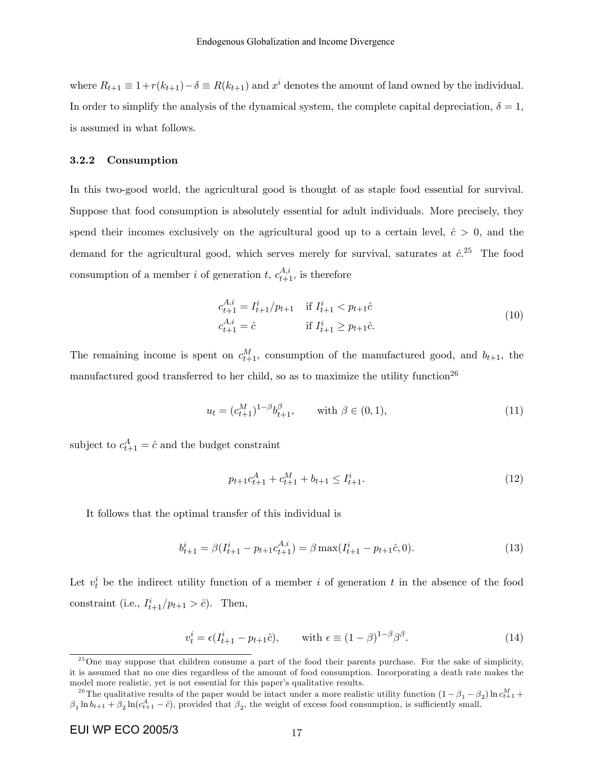where $R_{t+1} \equiv 1 + r(k_{t+1}) - \delta \equiv R(k_{t+1})$ and $x^i$ denotes the amount of land owned by the individual. In order to simplify the analysis of the dynamical system, the complete capital depreciation, $\delta = 1$, is assumed in what follows.

### 3.2.2 Consumption

In this two-good world, the agricultural good is thought of as staple food essential for survival. Suppose that food consumption is absolutely essential for adult individuals. More precisely, they spend their incomes exclusively on the agricultural good up to a certain level, $\hat{c} > 0$, and the demand for the agricultural good, which serves merely for survival, saturates at $\hat{c}$.[25] The food consumption of a member $i$ of generation $t$, $c_{t+1}^{A,i}$, is therefore

$$
\begin{aligned}
c_{t+1}^{A,i} &= I_{t+1}^i / p_{t+1} \quad &\text{if } I_{t+1}^i < p_{t+1}\hat{c} \\
c_{t+1}^{A,i} &= \hat{c} \quad &\text{if } I_{t+1}^i \geq p_{t+1}\hat{c}.
\end{aligned}
\tag{10}
$$

The remaining income is spent on $c_{t+1}^M$, consumption of the manufactured good, and $b_{t+1}$, the manufactured good transferred to her child, so as to maximize the utility function[26]

$$
u_t = (c_{t+1}^M)^{1-\beta} b_{t+1}^{\beta}, \qquad \text{with } \beta \in (0, 1), \tag{11}
$$

subject to $c_{t+1}^A = \hat{c}$ and the budget constraint

$$
p_{t+1} c_{t+1}^A + c_{t+1}^M + b_{t+1} \leq I_{t+1}^i. \tag{12}
$$

It follows that the optimal transfer of this individual is

$$
b_{t+1}^i = \beta (I_{t+1}^i - p_{t+1} c_{t+1}^{A,i}) = \beta \max(I_{t+1}^i - p_{t+1}\hat{c}, 0). \tag{13}
$$

Let $v_t^i$ be the indirect utility function of a member $i$ of generation $t$ in the absence of the food constraint (i.e., $I_{t+1}^i / p_{t+1} > \hat{c}$). Then,

$$
v_t^i = \epsilon (I_{t+1}^i - p_{t+1}\hat{c}), \qquad \text{with } \epsilon \equiv (1-\beta)^{1-\beta} \beta^{\beta}. \tag{14}
$$

[25] One may suppose that children consume a part of the food their parents purchase. For the sake of simplicity, it is assumed that no one dies regardless of the amount of food consumption. Incorporating a death rate makes the model more realistic, yet is not essential for this paper's qualitative results.

[26] The qualitative results of the paper would be intact under a more realistic utility function $(1 - \beta_1 - \beta_2) \ln c_{t+1}^M + \beta_1 \ln b_{t+1} + \beta_2 \ln(c_{t+1}^A - \hat{c})$, provided that $\beta_2$, the weight of excess food consumption, is sufficiently small.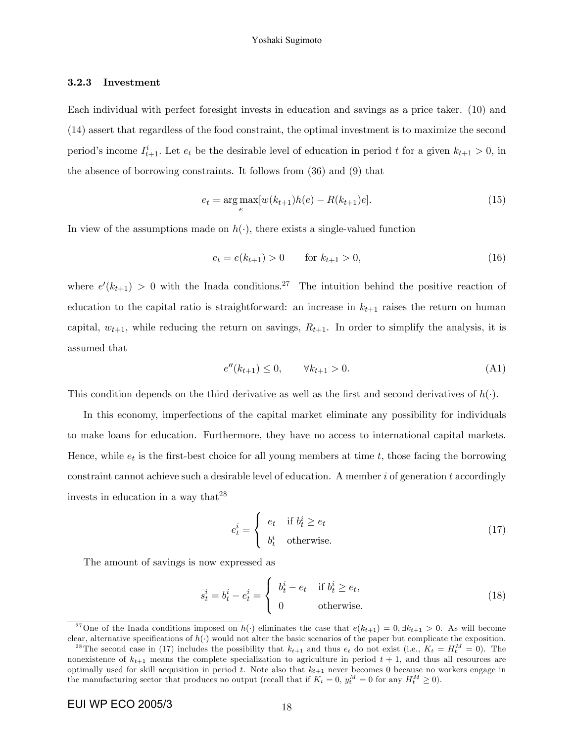### 3.2.3 Investment

Each individual with perfect foresight invests in education and savings as a price taker. (10) and (14) assert that regardless of the food constraint, the optimal investment is to maximize the second period's income $I_{t+1}^i$. Let $e_t$ be the desirable level of education in period $t$ for a given $k_{t+1} > 0$, in the absence of borrowing constraints. It follows from (36) and (9) that

$$e_t = \arg\max_e [w(k_{t+1})h(e) - R(k_{t+1})e]. \tag{15}$$

In view of the assumptions made on $h(\cdot)$, there exists a single-valued function

$$e_t = e(k_{t+1}) > 0 \qquad \text{for } k_{t+1} > 0, \tag{16}$$

where $e'(k_{t+1}) > 0$ with the Inada conditions.[27] The intuition behind the positive reaction of education to the capital ratio is straightforward: an increase in $k_{t+1}$ raises the return on human capital, $w_{t+1}$, while reducing the return on savings, $R_{t+1}$. In order to simplify the analysis, it is assumed that

$$e''(k_{t+1}) \leq 0, \qquad \forall k_{t+1} > 0. \tag{A1}$$

This condition depends on the third derivative as well as the first and second derivatives of $h(\cdot)$.

In this economy, imperfections of the capital market eliminate any possibility for individuals to make loans for education. Furthermore, they have no access to international capital markets. Hence, while $e_t$ is the first-best choice for all young members at time $t$, those facing the borrowing constraint cannot achieve such a desirable level of education. A member $i$ of generation $t$ accordingly invests in education in a way that[28]

$$e_t^i = \begin{cases} e_t & \text{if } b_t^i \geq e_t \\ b_t^i & \text{otherwise.} \end{cases} \tag{17}$$

The amount of savings is now expressed as

$$s_t^i = b_t^i - e_t^i = \begin{cases} b_t^i - e_t & \text{if } b_t^i \geq e_t, \\ 0 & \text{otherwise.} \end{cases} \tag{18}$$

[27] One of the Inada conditions imposed on $h(\cdot)$ eliminates the case that $e(k_{t+1}) = 0, \exists k_{t+1} > 0$. As will become clear, alternative specifications of $h(\cdot)$ would not alter the basic scenarios of the paper but complicate the exposition.

[28] The second case in (17) includes the possibility that $k_{t+1}$ and thus $e_t$ do not exist (i.e., $K_t = H_t^M = 0$). The nonexistence of $k_{t+1}$ means the complete specialization to agriculture in period $t+1$, and thus all resources are optimally used for skill acquisition in period $t$. Note also that $k_{t+1}$ never becomes 0 because no workers engage in the manufacturing sector that produces no output (recall that if $K_t = 0$, $y_t^M = 0$ for any $H_t^M \geq 0$).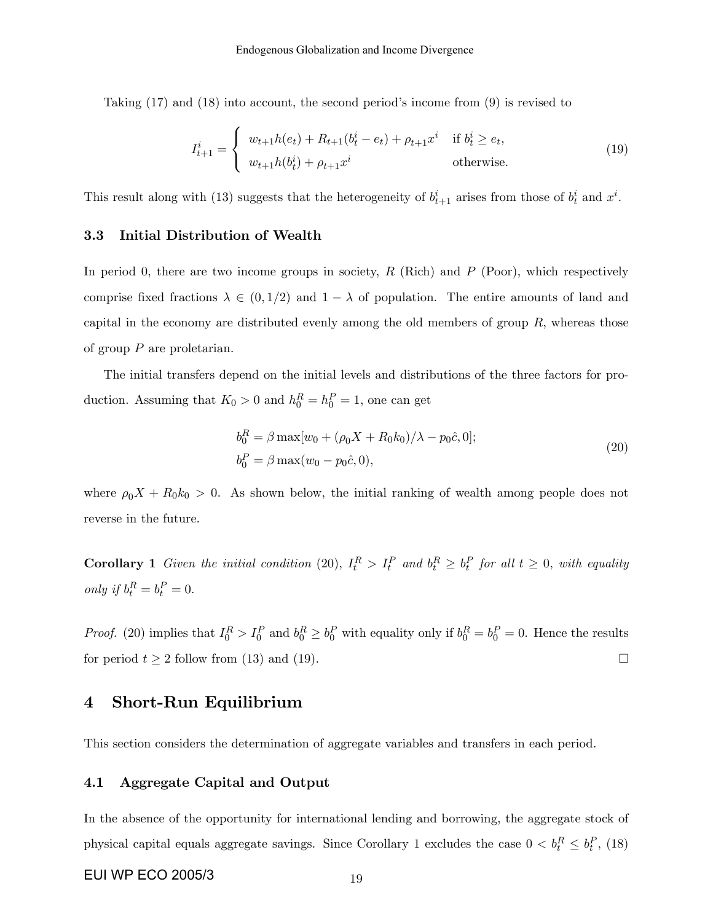Taking (17) and (18) into account, the second period's income from (9) is revised to

$$
I_{t+1}^{i} = \begin{cases} w_{t+1}h(e_t) + R_{t+1}(b_t^i - e_t) + \rho_{t+1}x^i & \text{if } b_t^i \geq e_t, \\ w_{t+1}h(b_t^i) + \rho_{t+1}x^i & \text{otherwise.} \end{cases} \tag{19}
$$

This result along with (13) suggests that the heterogeneity of $b_{t+1}^i$ arises from those of $b_t^i$ and $x^i$.

### 3.3 Initial Distribution of Wealth

In period 0, there are two income groups in society, $R$ (Rich) and $P$ (Poor), which respectively comprise fixed fractions $\lambda \in (0, 1/2)$ and $1 - \lambda$ of population. The entire amounts of land and capital in the economy are distributed evenly among the old members of group $R$, whereas those of group $P$ are proletarian.

The initial transfers depend on the initial levels and distributions of the three factors for production. Assuming that $K_0 > 0$ and $h_0^R = h_0^P = 1$, one can get

$$
\begin{aligned}
b_0^R &= \beta \max[w_0 + (\rho_0 X + R_0 k_0)/\lambda - p_0\hat{c}, 0]; \\
b_0^P &= \beta \max(w_0 - p_0\hat{c}, 0),
\end{aligned} \tag{20}
$$

where $\rho_0 X + R_0 k_0 > 0$. As shown below, the initial ranking of wealth among people does not reverse in the future.

**Corollary 1** *Given the initial condition* (20), $I_t^R > I_t^P$ *and* $b_t^R \geq b_t^P$ *for all* $t \geq 0$, *with equality only if* $b_t^R = b_t^P = 0$.

*Proof.* (20) implies that $I_0^R > I_0^P$ and $b_0^R \geq b_0^P$ with equality only if $b_0^R = b_0^P = 0$. Hence the results for period $t \geq 2$ follow from (13) and (19). $\square$

## 4 Short-Run Equilibrium

This section considers the determination of aggregate variables and transfers in each period.

### 4.1 Aggregate Capital and Output

In the absence of the opportunity for international lending and borrowing, the aggregate stock of physical capital equals aggregate savings. Since Corollary 1 excludes the case $0 < b_t^R \leq b_t^P$, (18)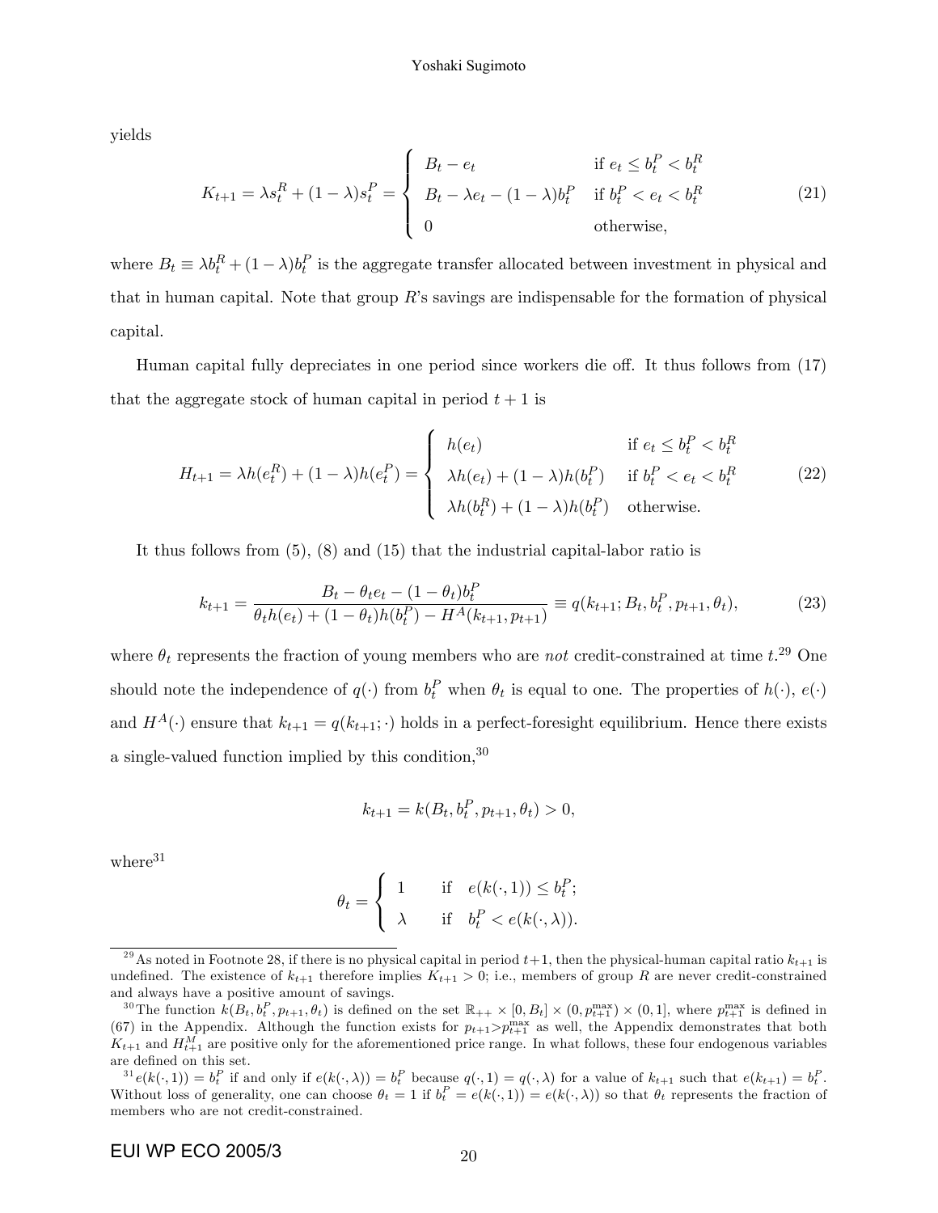yields

$$K_{t+1} = \lambda s_t^R + (1-\lambda)s_t^P = \begin{cases} B_t - e_t & \text{if } e_t \leq b_t^P < b_t^R \\ B_t - \lambda e_t - (1-\lambda)b_t^P & \text{if } b_t^P < e_t < b_t^R \\ 0 & \text{otherwise,} \end{cases} \tag{21}$$

where $B_t \equiv \lambda b_t^R + (1-\lambda)b_t^P$ is the aggregate transfer allocated between investment in physical and that in human capital. Note that group $R$'s savings are indispensable for the formation of physical capital.

Human capital fully depreciates in one period since workers die off. It thus follows from (17) that the aggregate stock of human capital in period $t+1$ is

$$H_{t+1} = \lambda h(e_t^R) + (1-\lambda)h(e_t^P) = \begin{cases} h(e_t) & \text{if } e_t \leq b_t^P < b_t^R \\ \lambda h(e_t) + (1-\lambda)h(b_t^P) & \text{if } b_t^P < e_t < b_t^R \\ \lambda h(b_t^R) + (1-\lambda)h(b_t^P) & \text{otherwise.} \end{cases} \tag{22}$$

It thus follows from (5), (8) and (15) that the industrial capital-labor ratio is

$$k_{t+1} = \frac{B_t - \theta_t e_t - (1-\theta_t)b_t^P}{\theta_t h(e_t) + (1-\theta_t)h(b_t^P) - H^A(k_{t+1}, p_{t+1})} \equiv q(k_{t+1}; B_t, b_t^P, p_{t+1}, \theta_t), \tag{23}$$

where $\theta_t$ represents the fraction of young members who are *not* credit-constrained at time $t$.[29] One should note the independence of $q(\cdot)$ from $b_t^P$ when $\theta_t$ is equal to one. The properties of $h(\cdot)$, $e(\cdot)$ and $H^A(\cdot)$ ensure that $k_{t+1} = q(k_{t+1}; \cdot)$ holds in a perfect-foresight equilibrium. Hence there exists a single-valued function implied by this condition,[30]

$$k_{t+1} = k(B_t, b_t^P, p_{t+1}, \theta_t) > 0,$$

where[31]

$$\theta_t = \begin{cases} 1 & \text{if} \quad e(k(\cdot, 1)) \leq b_t^P; \\ \lambda & \text{if} \quad b_t^P < e(k(\cdot, \lambda)). \end{cases}$$

---

[29] As noted in Footnote 28, if there is no physical capital in period $t+1$, then the physical-human capital ratio $k_{t+1}$ is undefined. The existence of $k_{t+1}$ therefore implies $K_{t+1} > 0$; i.e., members of group $R$ are never credit-constrained and always have a positive amount of savings.

[30] The function $k(B_t, b_t^P, p_{t+1}, \theta_t)$ is defined on the set $\mathbb{R}_{++} \times [0, B_t] \times (0, p_{t+1}^{\max}) \times (0, 1]$, where $p_{t+1}^{\max}$ is defined in (67) in the Appendix. Although the function exists for $p_{t+1} > p_{t+1}^{\max}$ as well, the Appendix demonstrates that both $K_{t+1}$ and $H_{t+1}^M$ are positive only for the aforementioned price range. In what follows, these four endogenous variables are defined on this set.

[31] $e(k(\cdot, 1)) = b_t^P$ if and only if $e(k(\cdot, \lambda)) = b_t^P$ because $q(\cdot, 1) = q(\cdot, \lambda)$ for a value of $k_{t+1}$ such that $e(k_{t+1}) = b_t^P$. Without loss of generality, one can choose $\theta_t = 1$ if $b_t^P = e(k(\cdot, 1)) = e(k(\cdot, \lambda))$ so that $\theta_t$ represents the fraction of members who are not credit-constrained.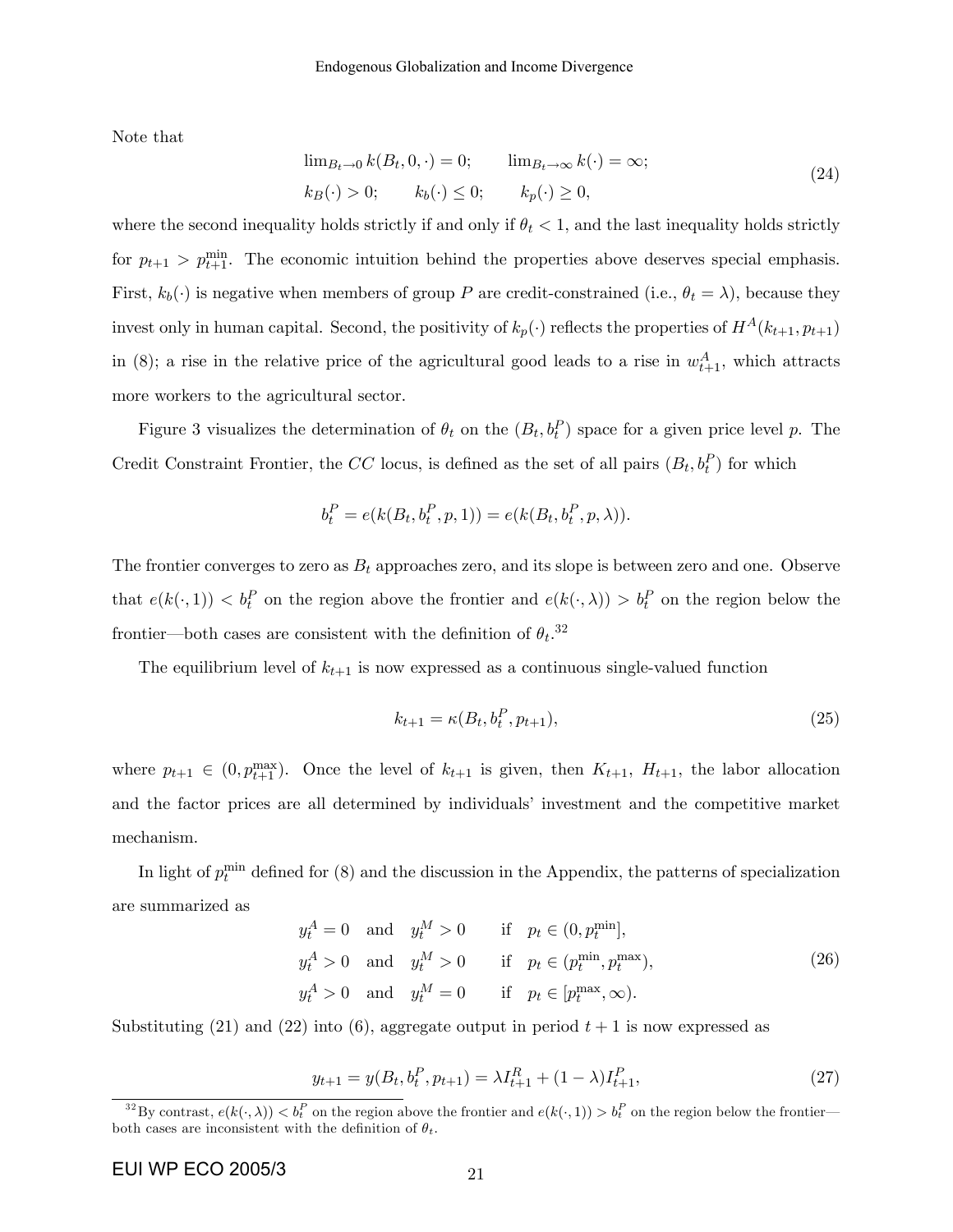Note that

$$
\begin{aligned}
&\lim_{B_t \to 0} k(B_t, 0, \cdot) = 0; \qquad \lim_{B_t \to \infty} k(\cdot) = \infty; \\
&k_B(\cdot) > 0; \qquad k_b(\cdot) \leq 0; \qquad k_p(\cdot) \geq 0,
\end{aligned} \tag{24}
$$

where the second inequality holds strictly if and only if $\theta_t < 1$, and the last inequality holds strictly for $p_{t+1} > p_{t+1}^{\min}$. The economic intuition behind the properties above deserves special emphasis. First, $k_b(\cdot)$ is negative when members of group $P$ are credit-constrained (i.e., $\theta_t = \lambda$), because they invest only in human capital. Second, the positivity of $k_p(\cdot)$ reflects the properties of $H^A(k_{t+1}, p_{t+1})$ in (8); a rise in the relative price of the agricultural good leads to a rise in $w_{t+1}^A$, which attracts more workers to the agricultural sector.

Figure 3 visualizes the determination of $\theta_t$ on the $(B_t, b_t^P)$ space for a given price level $p$. The Credit Constraint Frontier, the $CC$ locus, is defined as the set of all pairs $(B_t, b_t^P)$ for which

$$
b_t^P = e(k(B_t, b_t^P, p, 1)) = e(k(B_t, b_t^P, p, \lambda)).
$$

The frontier converges to zero as $B_t$ approaches zero, and its slope is between zero and one. Observe that $e(k(\cdot, 1)) < b_t^P$ on the region above the frontier and $e(k(\cdot, \lambda)) > b_t^P$ on the region below the frontier—both cases are consistent with the definition of $\theta_t$.[32]

The equilibrium level of $k_{t+1}$ is now expressed as a continuous single-valued function

$$
k_{t+1} = \kappa(B_t, b_t^P, p_{t+1}), \tag{25}
$$

where $p_{t+1} \in (0, p_{t+1}^{\max})$. Once the level of $k_{t+1}$ is given, then $K_{t+1}$, $H_{t+1}$, the labor allocation and the factor prices are all determined by individuals' investment and the competitive market mechanism.

In light of $p_t^{\min}$ defined for (8) and the discussion in the Appendix, the patterns of specialization are summarized as

$$
\begin{aligned}
&y_t^A = 0 \quad \text{and} \quad y_t^M > 0 \qquad \text{if} \quad p_t \in (0, p_t^{\min}], \\
&y_t^A > 0 \quad \text{and} \quad y_t^M > 0 \qquad \text{if} \quad p_t \in (p_t^{\min}, p_t^{\max}), \\
&y_t^A > 0 \quad \text{and} \quad y_t^M = 0 \qquad \text{if} \quad p_t \in [p_t^{\max}, \infty).
\end{aligned} \tag{26}
$$

Substituting (21) and (22) into (6), aggregate output in period $t+1$ is now expressed as

$$
y_{t+1} = y(B_t, b_t^P, p_{t+1}) = \lambda I_{t+1}^R + (1 - \lambda) I_{t+1}^P, \tag{27}
$$

[32] By contrast, $e(k(\cdot, \lambda)) < b_t^P$ on the region above the frontier and $e(k(\cdot, 1)) > b_t^P$ on the region below the frontier—both cases are inconsistent with the definition of $\theta_t$.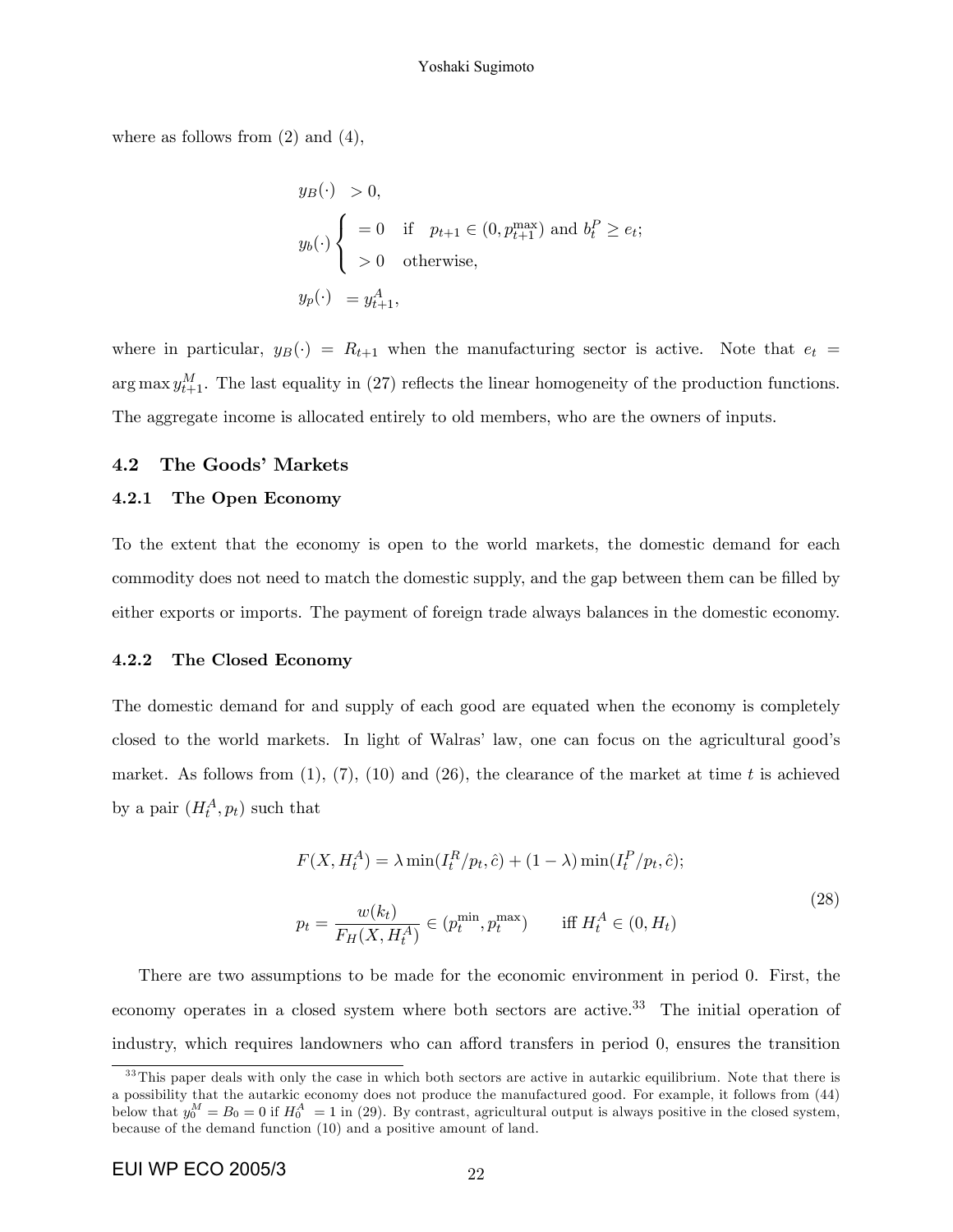where as follows from (2) and (4),

$$
\begin{aligned}
y_B(\cdot) &> 0, \\
y_b(\cdot) &\begin{cases} = 0 & \text{if} \quad p_{t+1} \in (0, p_{t+1}^{\max}) \text{ and } b_t^P \geq e_t; \\ > 0 & \text{otherwise,} \end{cases} \\
y_p(\cdot) &= y_{t+1}^A,
\end{aligned}
$$

where in particular, $y_B(\cdot) = R_{t+1}$ when the manufacturing sector is active. Note that $e_t = \arg\max y_{t+1}^M$. The last equality in (27) reflects the linear homogeneity of the production functions. The aggregate income is allocated entirely to old members, who are the owners of inputs.

## 4.2 The Goods' Markets

### 4.2.1 The Open Economy

To the extent that the economy is open to the world markets, the domestic demand for each commodity does not need to match the domestic supply, and the gap between them can be filled by either exports or imports. The payment of foreign trade always balances in the domestic economy.

### 4.2.2 The Closed Economy

The domestic demand for and supply of each good are equated when the economy is completely closed to the world markets. In light of Walras' law, one can focus on the agricultural good's market. As follows from (1), (7), (10) and (26), the clearance of the market at time $t$ is achieved by a pair $(H_t^A, p_t)$ such that

$$
\begin{aligned}
&F(X, H_t^A) = \lambda \min(I_t^R/p_t, \hat{c}) + (1-\lambda)\min(I_t^P/p_t, \hat{c}); \\
&p_t = \frac{w(k_t)}{F_H(X, H_t^A)} \in (p_t^{\min}, p_t^{\max}) \qquad \text{iff } H_t^A \in (0, H_t)
\end{aligned}
\tag{28}
$$

There are two assumptions to be made for the economic environment in period 0. First, the economy operates in a closed system where both sectors are active.[33] The initial operation of industry, which requires landowners who can afford transfers in period 0, ensures the transition

[33] This paper deals with only the case in which both sectors are active in autarkic equilibrium. Note that there is a possibility that the autarkic economy does not produce the manufactured good. For example, it follows from (44) below that $y_0^M = B_0 = 0$ if $H_0^A = 1$ in (29). By contrast, agricultural output is always positive in the closed system, because of the demand function (10) and a positive amount of land.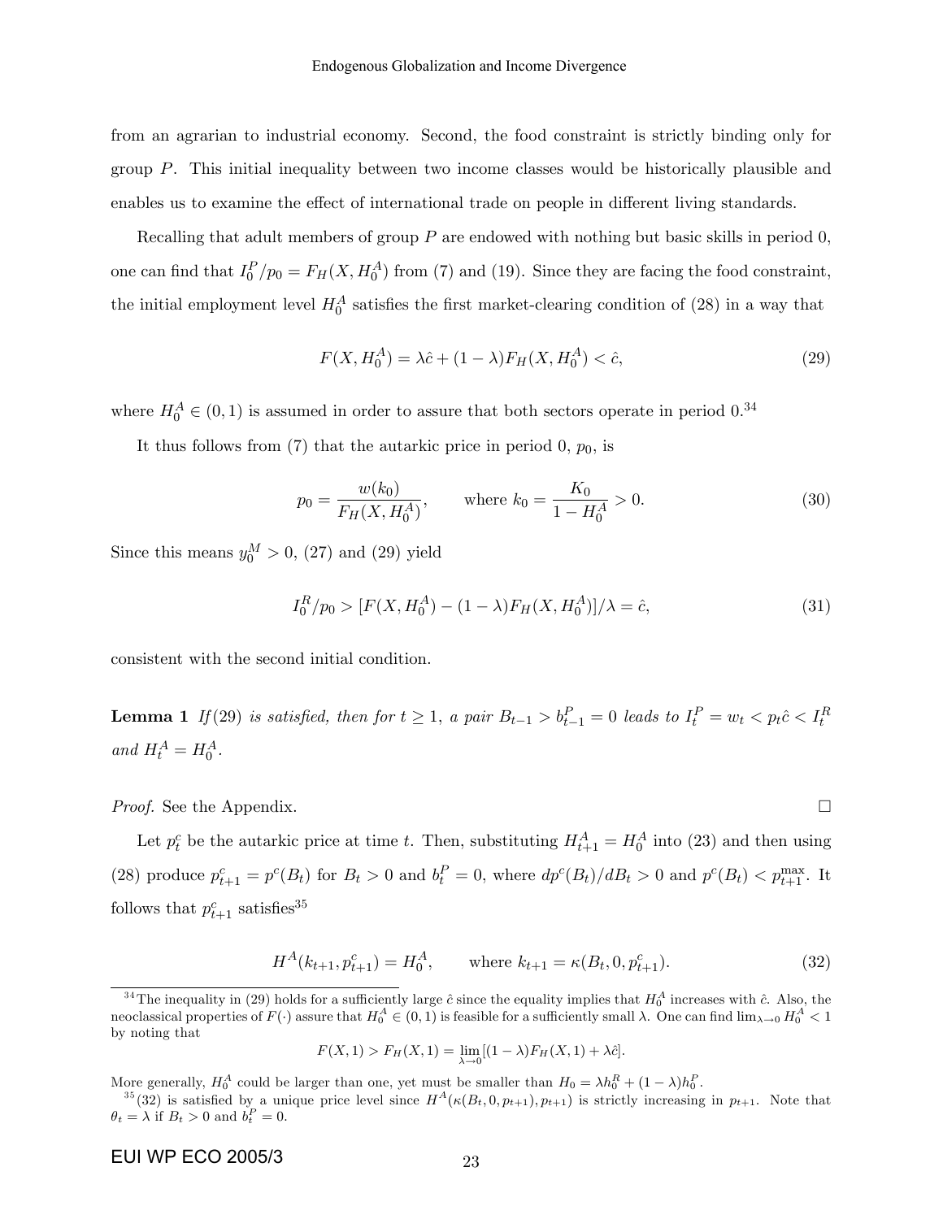from an agrarian to industrial economy. Second, the food constraint is strictly binding only for group $P$. This initial inequality between two income classes would be historically plausible and enables us to examine the effect of international trade on people in different living standards.

Recalling that adult members of group $P$ are endowed with nothing but basic skills in period 0, one can find that $I_0^P/p_0 = F_H(X, H_0^A)$ from (7) and (19). Since they are facing the food constraint, the initial employment level $H_0^A$ satisfies the first market-clearing condition of (28) in a way that

$$F(X, H_0^A) = \lambda\hat{c} + (1-\lambda)F_H(X, H_0^A) < \hat{c}, \tag{29}$$

where $H_0^A \in (0,1)$ is assumed in order to assure that both sectors operate in period 0.[34]

It thus follows from (7) that the autarkic price in period 0, $p_0$, is

$$p_0 = \frac{w(k_0)}{F_H(X, H_0^A)}, \qquad \text{where } k_0 = \frac{K_0}{1-H_0^A} > 0. \tag{30}$$

Since this means $y_0^M > 0$, (27) and (29) yield

$$I_0^R/p_0 > [F(X, H_0^A) - (1-\lambda)F_H(X, H_0^A)]/\lambda = \hat{c}, \tag{31}$$

consistent with the second initial condition.

**Lemma 1** *If (29) is satisfied, then for $t \geq 1$, a pair $B_{t-1} > b_{t-1}^P = 0$ leads to $I_t^P = w_t < p_t\hat{c} < I_t^R$ and $H_t^A = H_0^A$.*

*Proof.* See the Appendix. □

Let $p_t^c$ be the autarkic price at time $t$. Then, substituting $H_{t+1}^A = H_0^A$ into (23) and then using (28) produce $p_{t+1}^c = p^c(B_t)$ for $B_t > 0$ and $b_t^P = 0$, where $dp^c(B_t)/dB_t > 0$ and $p^c(B_t) < p_{t+1}^{\max}$. It follows that $p_{t+1}^c$ satisfies[35]

$$H^A(k_{t+1}, p_{t+1}^c) = H_0^A, \qquad \text{where } k_{t+1} = \kappa(B_t, 0, p_{t+1}^c). \tag{32}$$

---

[34] The inequality in (29) holds for a sufficiently large $\hat{c}$ since the equality implies that $H_0^A$ increases with $\hat{c}$. Also, the neoclassical properties of $F(\cdot)$ assure that $H_0^A \in (0,1)$ is feasible for a sufficiently small $\lambda$. One can find $\lim_{\lambda\to 0} H_0^A < 1$ by noting that

$$F(X,1) > F_H(X,1) = \lim_{\lambda\to 0}[(1-\lambda)F_H(X,1) + \lambda\hat{c}].$$

More generally, $H_0^A$ could be larger than one, yet must be smaller than $H_0 = \lambda h_0^R + (1-\lambda)h_0^P$.

[35] (32) is satisfied by a unique price level since $H^A(\kappa(B_t, 0, p_{t+1}), p_{t+1})$ is strictly increasing in $p_{t+1}$. Note that $\theta_t = \lambda$ if $B_t > 0$ and $b_t^P = 0$.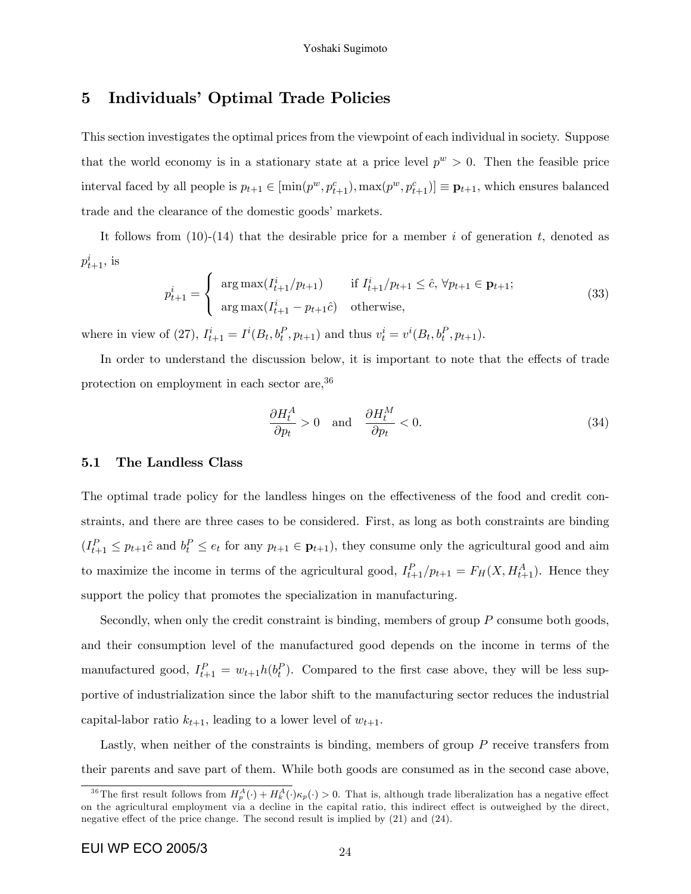## 5 Individuals' Optimal Trade Policies

This section investigates the optimal prices from the viewpoint of each individual in society. Suppose that the world economy is in a stationary state at a price level $p^w > 0$. Then the feasible price interval faced by all people is $p_{t+1} \in [\min(p^w, p^c_{t+1}), \max(p^w, p^c_{t+1})] \equiv \mathbf{p}_{t+1}$, which ensures balanced trade and the clearance of the domestic goods' markets.

It follows from (10)-(14) that the desirable price for a member $i$ of generation $t$, denoted as $p^i_{t+1}$, is

$$p^i_{t+1} = \begin{cases} \arg\max(I^i_{t+1}/p_{t+1}) & \text{if } I^i_{t+1}/p_{t+1} \leq \hat{c},\ \forall p_{t+1} \in \mathbf{p}_{t+1}; \\ \arg\max(I^i_{t+1} - p_{t+1}\hat{c}) & \text{otherwise,} \end{cases} \tag{33}$$

where in view of (27), $I^i_{t+1} = I^i(B_t, b^P_t, p_{t+1})$ and thus $v^i_t = v^i(B_t, b^P_t, p_{t+1})$.

In order to understand the discussion below, it is important to note that the effects of trade protection on employment in each sector are,[36]

$$\frac{\partial H^A_t}{\partial p_t} > 0 \quad \text{and} \quad \frac{\partial H^M_t}{\partial p_t} < 0. \tag{34}$$

### 5.1 The Landless Class

The optimal trade policy for the landless hinges on the effectiveness of the food and credit constraints, and there are three cases to be considered. First, as long as both constraints are binding ($I^P_{t+1} \leq p_{t+1}\hat{c}$ and $b^P_t \leq e_t$ for any $p_{t+1} \in \mathbf{p}_{t+1}$), they consume only the agricultural good and aim to maximize the income in terms of the agricultural good, $I^P_{t+1}/p_{t+1} = F_H(X, H^A_{t+1})$. Hence they support the policy that promotes the specialization in manufacturing.

Secondly, when only the credit constraint is binding, members of group $P$ consume both goods, and their consumption level of the manufactured good depends on the income in terms of the manufactured good, $I^P_{t+1} = w_{t+1}h(b^P_t)$. Compared to the first case above, they will be less supportive of industrialization since the labor shift to the manufacturing sector reduces the industrial capital-labor ratio $k_{t+1}$, leading to a lower level of $w_{t+1}$.

Lastly, when neither of the constraints is binding, members of group $P$ receive transfers from their parents and save part of them. While both goods are consumed as in the second case above,

[36] The first result follows from $H^A_p(\cdot) + H^A_k(\cdot)\kappa_p(\cdot) > 0$. That is, although trade liberalization has a negative effect on the agricultural employment via a decline in the capital ratio, this indirect effect is outweighed by the direct, negative effect of the price change. The second result is implied by (21) and (24).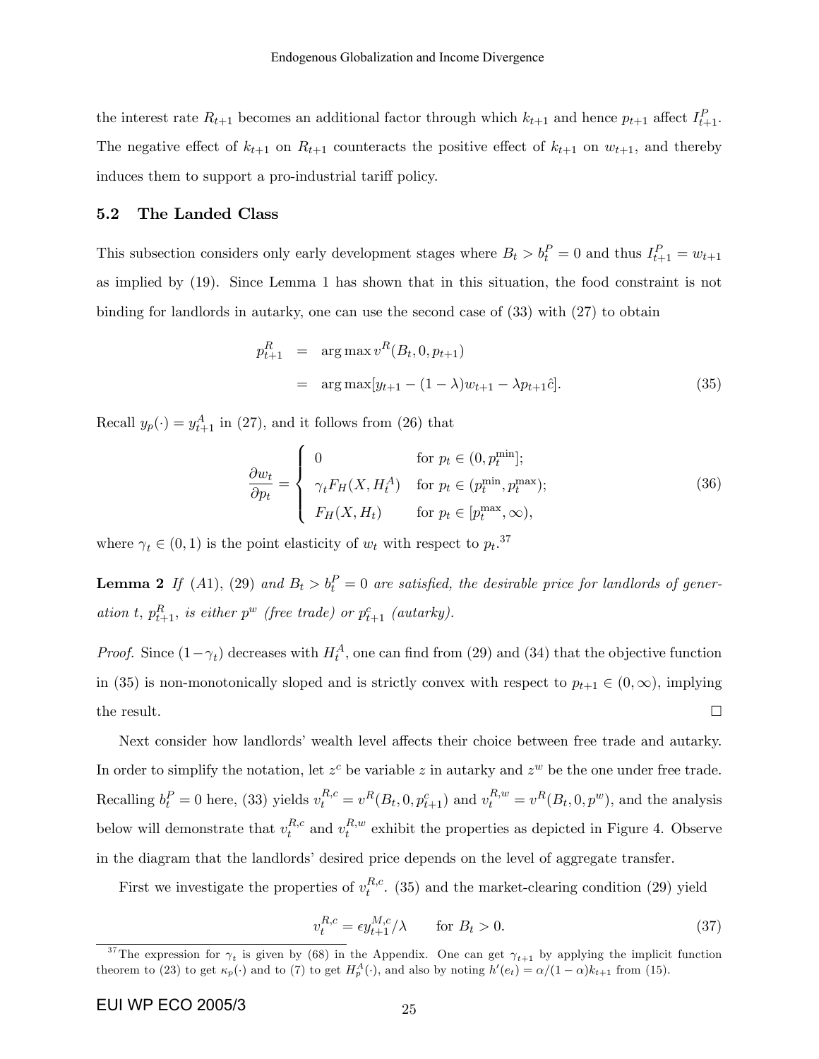the interest rate $R_{t+1}$ becomes an additional factor through which $k_{t+1}$ and hence $p_{t+1}$ affect $I^P_{t+1}$. The negative effect of $k_{t+1}$ on $R_{t+1}$ counteracts the positive effect of $k_{t+1}$ on $w_{t+1}$, and thereby induces them to support a pro-industrial tariff policy.

### 5.2 The Landed Class

This subsection considers only early development stages where $B_t > b^P_t = 0$ and thus $I^P_{t+1} = w_{t+1}$ as implied by (19). Since Lemma 1 has shown that in this situation, the food constraint is not binding for landlords in autarky, one can use the second case of (33) with (27) to obtain

$$
\begin{aligned}
p^R_{t+1} &= \arg\max v^R(B_t, 0, p_{t+1}) \\
&= \arg\max[y_{t+1} - (1-\lambda)w_{t+1} - \lambda p_{t+1}\hat{c}]. \qquad (35)
\end{aligned}
$$

Recall $y_p(\cdot) = y^A_{t+1}$ in (27), and it follows from (26) that

$$
\frac{\partial w_t}{\partial p_t} = \begin{cases} 0 & \text{for } p_t \in (0, p^{\min}_t]; \\ \gamma_t F_H(X, H^A_t) & \text{for } p_t \in (p^{\min}_t, p^{\max}_t); \\ F_H(X, H_t) & \text{for } p_t \in [p^{\max}_t, \infty), \end{cases} \qquad (36)
$$

where $\gamma_t \in (0,1)$ is the point elasticity of $w_t$ with respect to $p_t$.[37]

**Lemma 2** *If (A1), (29) and $B_t > b^P_t = 0$ are satisfied, the desirable price for landlords of generation $t$, $p^R_{t+1}$, is either $p^w$ (free trade) or $p^c_{t+1}$ (autarky).*

*Proof.* Since $(1-\gamma_t)$ decreases with $H^A_t$, one can find from (29) and (34) that the objective function in (35) is non-monotonically sloped and is strictly convex with respect to $p_{t+1} \in (0, \infty)$, implying the result. □

Next consider how landlords' wealth level affects their choice between free trade and autarky. In order to simplify the notation, let $z^c$ be variable $z$ in autarky and $z^w$ be the one under free trade. Recalling $b^P_t = 0$ here, (33) yields $v^{R,c}_t = v^R(B_t, 0, p^c_{t+1})$ and $v^{R,w}_t = v^R(B_t, 0, p^w)$, and the analysis below will demonstrate that $v^{R,c}_t$ and $v^{R,w}_t$ exhibit the properties as depicted in Figure 4. Observe in the diagram that the landlords' desired price depends on the level of aggregate transfer.

First we investigate the properties of $v^{R,c}_t$. (35) and the market-clearing condition (29) yield

$$
v^{R,c}_t = \epsilon y^{M,c}_{t+1}/\lambda \qquad \text{for } B_t > 0. \qquad (37)
$$

[37] The expression for $\gamma_t$ is given by (68) in the Appendix. One can get $\gamma_{t+1}$ by applying the implicit function theorem to (23) to get $\kappa_p(\cdot)$ and to (7) to get $H^A_p(\cdot)$, and also by noting $h'(e_t) = \alpha/(1-\alpha)k_{t+1}$ from (15).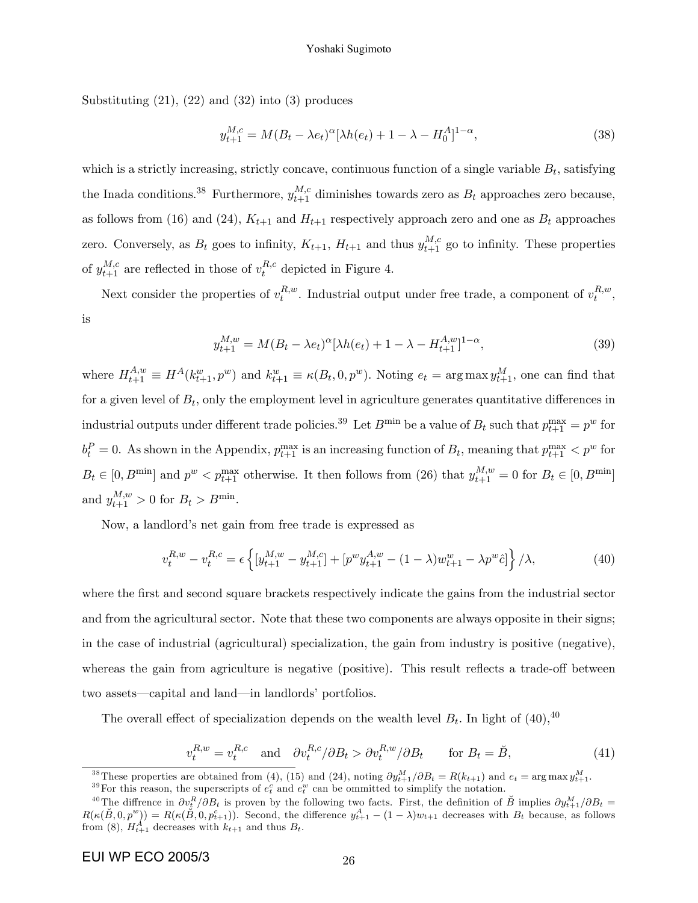Substituting (21), (22) and (32) into (3) produces

$$y_{t+1}^{M,c} = M(B_t - \lambda e_t)^{\alpha}[\lambda h(e_t) + 1 - \lambda - H_0^A]^{1-\alpha}, \tag{38}$$

which is a strictly increasing, strictly concave, continuous function of a single variable $B_t$, satisfying the Inada conditions.[38] Furthermore, $y_{t+1}^{M,c}$ diminishes towards zero as $B_t$ approaches zero because, as follows from (16) and (24), $K_{t+1}$ and $H_{t+1}$ respectively approach zero and one as $B_t$ approaches zero. Conversely, as $B_t$ goes to infinity, $K_{t+1}$, $H_{t+1}$ and thus $y_{t+1}^{M,c}$ go to infinity. These properties of $y_{t+1}^{M,c}$ are reflected in those of $v_t^{R,c}$ depicted in Figure 4.

Next consider the properties of $v_t^{R,w}$. Industrial output under free trade, a component of $v_t^{R,w}$, is

$$y_{t+1}^{M,w} = M(B_t - \lambda e_t)^{\alpha}[\lambda h(e_t) + 1 - \lambda - H_{t+1}^{A,w}]^{1-\alpha}, \tag{39}$$

where $H_{t+1}^{A,w} \equiv H^A(k_{t+1}^w, p^w)$ and $k_{t+1}^w \equiv \kappa(B_t, 0, p^w)$. Noting $e_t = \arg\max y_{t+1}^M$, one can find that for a given level of $B_t$, only the employment level in agriculture generates quantitative differences in industrial outputs under different trade policies.[39] Let $B^{\min}$ be a value of $B_t$ such that $p_{t+1}^{\max} = p^w$ for $b_t^P = 0$. As shown in the Appendix, $p_{t+1}^{\max}$ is an increasing function of $B_t$, meaning that $p_{t+1}^{\max} < p^w$ for $B_t \in [0, B^{\min}]$ and $p^w < p_{t+1}^{\max}$ otherwise. It then follows from (26) that $y_{t+1}^{M,w} = 0$ for $B_t \in [0, B^{\min}]$ and $y_{t+1}^{M,w} > 0$ for $B_t > B^{\min}$.

Now, a landlord's net gain from free trade is expressed as

$$v_t^{R,w} - v_t^{R,c} = \epsilon \left\{ [y_{t+1}^{M,w} - y_{t+1}^{M,c}] + [p^w y_{t+1}^{A,w} - (1-\lambda) w_{t+1}^w - \lambda p^w \hat{c}] \right\} / \lambda, \tag{40}$$

where the first and second square brackets respectively indicate the gains from the industrial sector and from the agricultural sector. Note that these two components are always opposite in their signs; in the case of industrial (agricultural) specialization, the gain from industry is positive (negative), whereas the gain from agriculture is negative (positive). This result reflects a trade-off between two assets—capital and land—in landlords' portfolios.

The overall effect of specialization depends on the wealth level $B_t$. In light of (40),[40]

$$v_t^{R,w} = v_t^{R,c} \quad \text{and} \quad \partial v_t^{R,c}/\partial B_t > \partial v_t^{R,w}/\partial B_t \qquad \text{for } B_t = \breve{B}, \tag{41}$$

[38] These properties are obtained from (4), (15) and (24), noting $\partial y_{t+1}^M/\partial B_t = R(k_{t+1})$ and $e_t = \arg\max y_{t+1}^M$.

[39] For this reason, the superscripts of $e_t^c$ and $e_t^w$ can be ommitted to simplify the notation.

[40] The diffrence in $\partial v_t^R/\partial B_t$ is proven by the following two facts. First, the definition of $\breve{B}$ implies $\partial y_{t+1}^M/\partial B_t = R(\kappa(\breve{B}, 0, p^w)) = R(\kappa(\breve{B}, 0, p_{t+1}^c))$. Second, the difference $y_{t+1}^A - (1-\lambda)w_{t+1}$ decreases with $B_t$ because, as follows from (8), $H_{t+1}^A$ decreases with $k_{t+1}$ and thus $B_t$.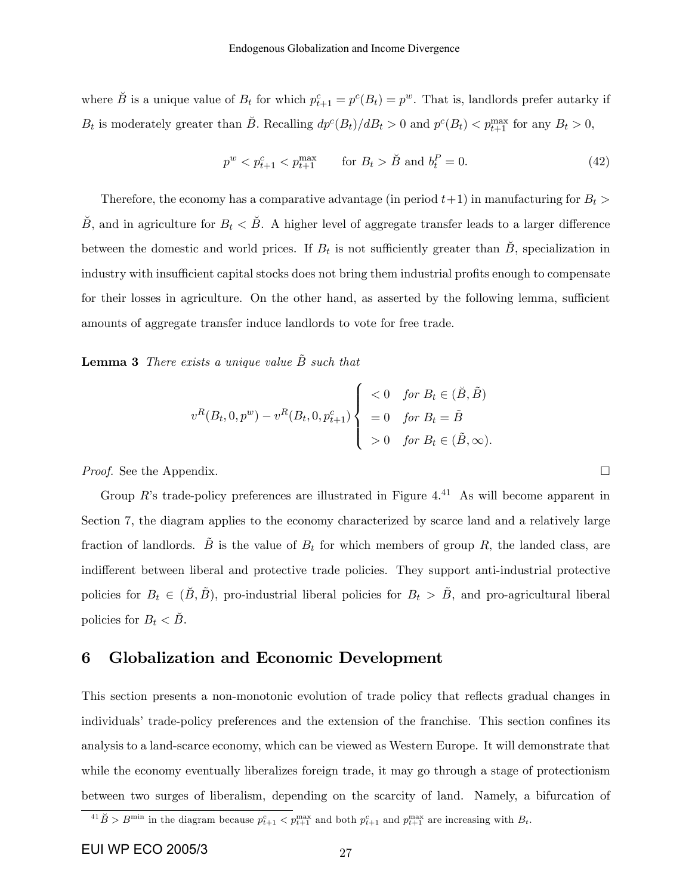where $\breve{B}$ is a unique value of $B_t$ for which $p^c_{t+1} = p^c(B_t) = p^w$. That is, landlords prefer autarky if $B_t$ is moderately greater than $\breve{B}$. Recalling $dp^c(B_t)/dB_t > 0$ and $p^c(B_t) < p^{\max}_{t+1}$ for any $B_t > 0$,

$$p^w < p^c_{t+1} < p^{\max}_{t+1} \qquad \text{for } B_t > \breve{B} \text{ and } b^P_t = 0. \tag{42}$$

Therefore, the economy has a comparative advantage (in period $t+1$) in manufacturing for $B_t > \breve{B}$, and in agriculture for $B_t < \breve{B}$. A higher level of aggregate transfer leads to a larger difference between the domestic and world prices. If $B_t$ is not sufficiently greater than $\breve{B}$, specialization in industry with insufficient capital stocks does not bring them industrial profits enough to compensate for their losses in agriculture. On the other hand, as asserted by the following lemma, sufficient amounts of aggregate transfer induce landlords to vote for free trade.

**Lemma 3** *There exists a unique value $\tilde{B}$ such that*

$$v^R(B_t, 0, p^w) - v^R(B_t, 0, p^c_{t+1}) \begin{cases} < 0 & \text{for } B_t \in (\breve{B}, \tilde{B}) \\ = 0 & \text{for } B_t = \tilde{B} \\ > 0 & \text{for } B_t \in (\tilde{B}, \infty). \end{cases}$$

*Proof.* See the Appendix. □

Group $R$'s trade-policy preferences are illustrated in Figure 4.[41] As will become apparent in Section 7, the diagram applies to the economy characterized by scarce land and a relatively large fraction of landlords. $\tilde{B}$ is the value of $B_t$ for which members of group $R$, the landed class, are indifferent between liberal and protective trade policies. They support anti-industrial protective policies for $B_t \in (\breve{B}, \tilde{B})$, pro-industrial liberal policies for $B_t > \tilde{B}$, and pro-agricultural liberal policies for $B_t < \breve{B}$.

## 6 Globalization and Economic Development

This section presents a non-monotonic evolution of trade policy that reflects gradual changes in individuals' trade-policy preferences and the extension of the franchise. This section confines its analysis to a land-scarce economy, which can be viewed as Western Europe. It will demonstrate that while the economy eventually liberalizes foreign trade, it may go through a stage of protectionism between two surges of liberalism, depending on the scarcity of land. Namely, a bifurcation of

[41] $\breve{B} > B^{\min}$ in the diagram because $p^c_{t+1} < p^{\max}_{t+1}$ and both $p^c_{t+1}$ and $p^{\max}_{t+1}$ are increasing with $B_t$.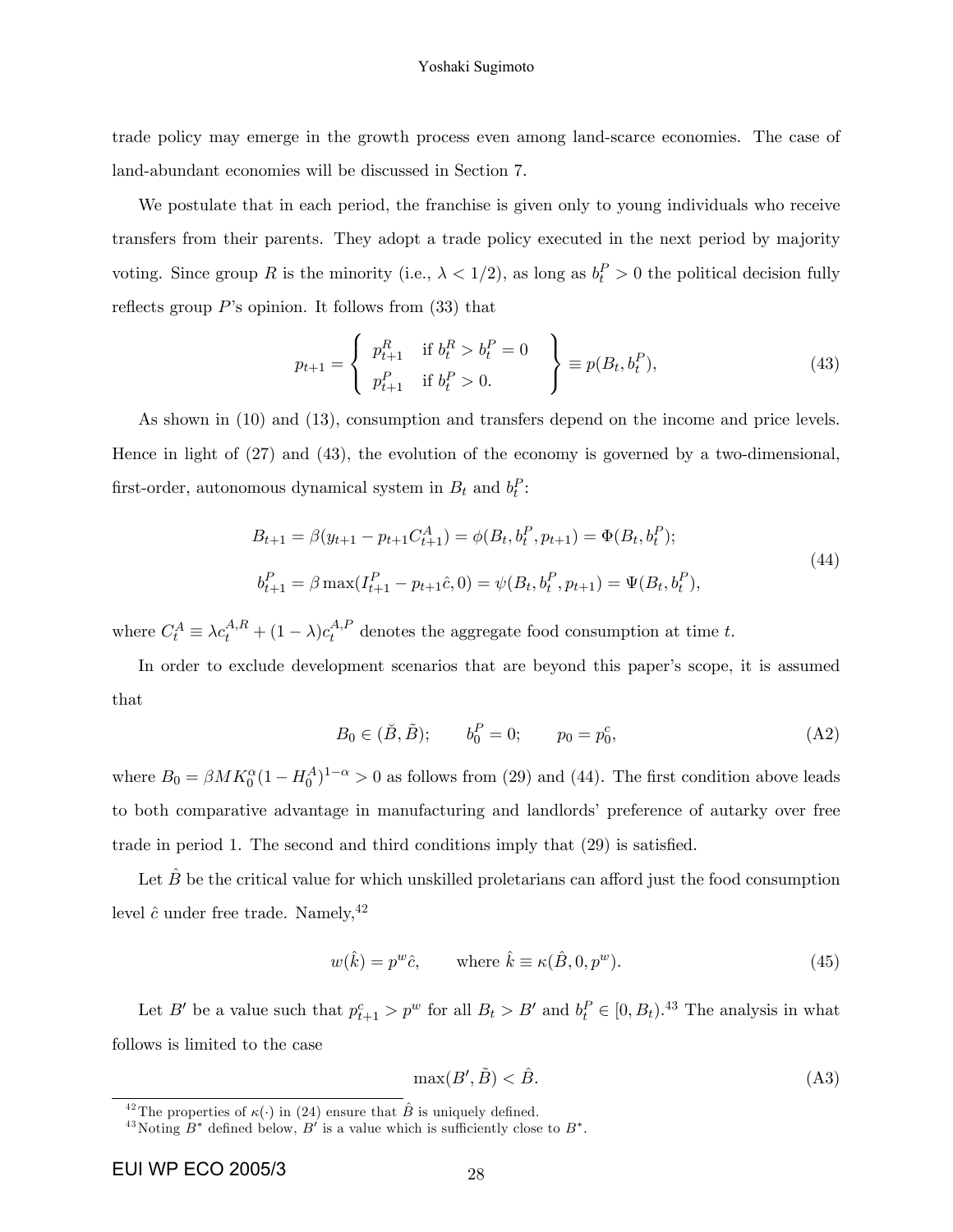trade policy may emerge in the growth process even among land-scarce economies. The case of land-abundant economies will be discussed in Section 7.

We postulate that in each period, the franchise is given only to young individuals who receive transfers from their parents. They adopt a trade policy executed in the next period by majority voting. Since group $R$ is the minority (i.e., $\lambda < 1/2$), as long as $b_t^P > 0$ the political decision fully reflects group $P$'s opinion. It follows from (33) that

$$p_{t+1} = \left\{ \begin{array}{ll} p_{t+1}^R & \text{if } b_t^R > b_t^P = 0 \\ p_{t+1}^P & \text{if } b_t^P > 0. \end{array} \right\} \equiv p(B_t, b_t^P), \tag{43}$$

As shown in (10) and (13), consumption and transfers depend on the income and price levels. Hence in light of (27) and (43), the evolution of the economy is governed by a two-dimensional, first-order, autonomous dynamical system in $B_t$ and $b_t^P$:

$$\begin{aligned} B_{t+1} &= \beta(y_{t+1} - p_{t+1}C_{t+1}^A) = \phi(B_t, b_t^P, p_{t+1}) = \Phi(B_t, b_t^P); \\ b_{t+1}^P &= \beta \max(I_{t+1}^P - p_{t+1}\hat{c}, 0) = \psi(B_t, b_t^P, p_{t+1}) = \Psi(B_t, b_t^P), \end{aligned} \tag{44}$$

where $C_t^A \equiv \lambda c_t^{A,R} + (1-\lambda)c_t^{A,P}$ denotes the aggregate food consumption at time $t$.

In order to exclude development scenarios that are beyond this paper's scope, it is assumed that

$$B_0 \in (\breve{B}, \tilde{B}); \qquad b_0^P = 0; \qquad p_0 = p_0^c, \tag{A2}$$

where $B_0 = \beta M K_0^\alpha (1 - H_0^A)^{1-\alpha} > 0$ as follows from (29) and (44). The first condition above leads to both comparative advantage in manufacturing and landlords' preference of autarky over free trade in period 1. The second and third conditions imply that (29) is satisfied.

Let $\hat{B}$ be the critical value for which unskilled proletarians can afford just the food consumption level $\hat{c}$ under free trade. Namely,[42]

$$w(\hat{k}) = p^w \hat{c}, \qquad \text{where } \hat{k} \equiv \kappa(\hat{B}, 0, p^w). \tag{45}$$

Let $B'$ be a value such that $p_{t+1}^c > p^w$ for all $B_t > B'$ and $b_t^P \in [0, B_t)$.[43] The analysis in what follows is limited to the case

$$\max(B', \tilde{B}) < \hat{B}. \tag{A3}$$

[42] The properties of $\kappa(\cdot)$ in (24) ensure that $\hat{B}$ is uniquely defined.

[43] Noting $B^*$ defined below, $B'$ is a value which is sufficiently close to $B^*$.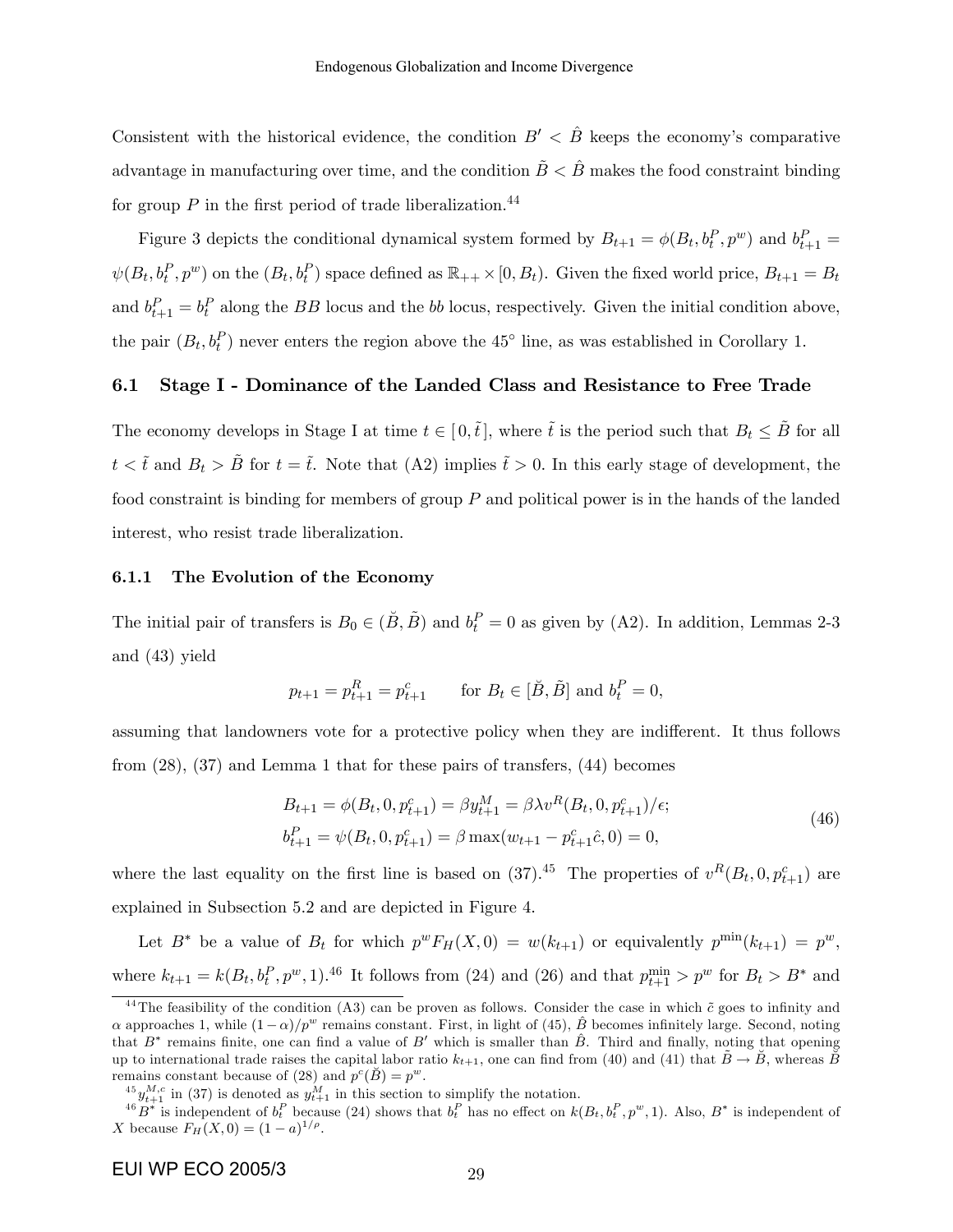Consistent with the historical evidence, the condition $B' < \hat{B}$ keeps the economy's comparative advantage in manufacturing over time, and the condition $\tilde{B} < \hat{B}$ makes the food constraint binding for group $P$ in the first period of trade liberalization.[44]

Figure 3 depicts the conditional dynamical system formed by $B_{t+1} = \phi(B_t, b_t^P, p^w)$ and $b_{t+1}^P = \psi(B_t, b_t^P, p^w)$ on the $(B_t, b_t^P)$ space defined as $\mathbb{R}_{++} \times [0, B_t)$. Given the fixed world price, $B_{t+1} = B_t$ and $b_{t+1}^P = b_t^P$ along the $BB$ locus and the $bb$ locus, respectively. Given the initial condition above, the pair $(B_t, b_t^P)$ never enters the region above the $45°$ line, as was established in Corollary 1.

### 6.1 Stage I - Dominance of the Landed Class and Resistance to Free Trade

The economy develops in Stage I at time $t \in [0, \tilde{t}]$, where $\tilde{t}$ is the period such that $B_t \leq \tilde{B}$ for all $t < \tilde{t}$ and $B_t > \tilde{B}$ for $t = \tilde{t}$. Note that (A2) implies $\tilde{t} > 0$. In this early stage of development, the food constraint is binding for members of group $P$ and political power is in the hands of the landed interest, who resist trade liberalization.

#### 6.1.1 The Evolution of the Economy

The initial pair of transfers is $B_0 \in (\breve{B}, \tilde{B})$ and $b_t^P = 0$ as given by (A2). In addition, Lemmas 2-3 and (43) yield

$$p_{t+1} = p_{t+1}^R = p_{t+1}^c \qquad \text{for } B_t \in [\breve{B}, \tilde{B}] \text{ and } b_t^P = 0,$$

assuming that landowners vote for a protective policy when they are indifferent. It thus follows from (28), (37) and Lemma 1 that for these pairs of transfers, (44) becomes

$$\begin{aligned} B_{t+1} &= \phi(B_t, 0, p_{t+1}^c) = \beta y_{t+1}^M = \beta \lambda v^R(B_t, 0, p_{t+1}^c)/\epsilon; \\ b_{t+1}^P &= \psi(B_t, 0, p_{t+1}^c) = \beta \max(w_{t+1} - p_{t+1}^c \hat{c}, 0) = 0, \end{aligned} \tag{46}$$

where the last equality on the first line is based on (37).[45] The properties of $v^R(B_t, 0, p_{t+1}^c)$ are explained in Subsection 5.2 and are depicted in Figure 4.

Let $B^*$ be a value of $B_t$ for which $p^w F_H(X, 0) = w(k_{t+1})$ or equivalently $p^{\min}(k_{t+1}) = p^w$, where $k_{t+1} = k(B_t, b_t^P, p^w, 1)$.[46] It follows from (24) and (26) and that $p_{t+1}^{\min} > p^w$ for $B_t > B^*$ and

[44] The feasibility of the condition (A3) can be proven as follows. Consider the case in which $\tilde{c}$ goes to infinity and $\alpha$ approaches 1, while $(1-\alpha)/p^w$ remains constant. First, in light of (45), $\hat{B}$ becomes infinitely large. Second, noting that $B^*$ remains finite, one can find a value of $B'$ which is smaller than $\hat{B}$. Third and finally, noting that opening up to international trade raises the capital labor ratio $k_{t+1}$, one can find from (40) and (41) that $\tilde{B} \to \breve{B}$, whereas $\breve{B}$ remains constant because of (28) and $p^c(\breve{B}) = p^w$.

[45] $y_{t+1}^{M,c}$ in (37) is denoted as $y_{t+1}^M$ in this section to simplify the notation.

[46] $B^*$ is independent of $b_t^P$ because (24) shows that $b_t^P$ has no effect on $k(B_t, b_t^P, p^w, 1)$. Also, $B^*$ is independent of $X$ because $F_H(X, 0) = (1-a)^{1/\rho}$.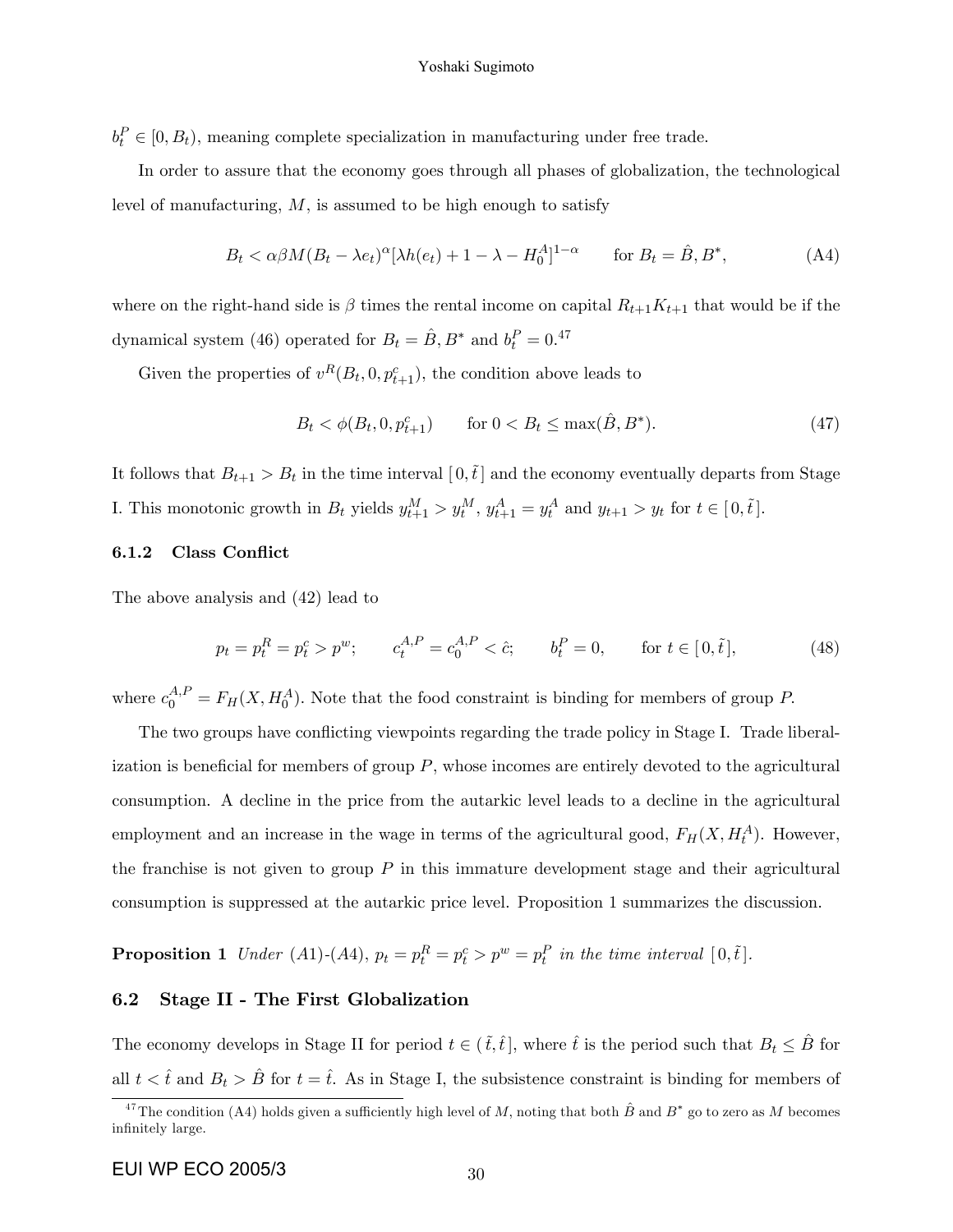$b_t^P \in [0, B_t)$, meaning complete specialization in manufacturing under free trade.

In order to assure that the economy goes through all phases of globalization, the technological level of manufacturing, $M$, is assumed to be high enough to satisfy

$$B_t < \alpha\beta M(B_t - \lambda e_t)^{\alpha}[\lambda h(e_t) + 1 - \lambda - H_0^A]^{1-\alpha} \qquad \text{for } B_t = \hat{B}, B^*, \tag{A4}$$

where on the right-hand side is $\beta$ times the rental income on capital $R_{t+1}K_{t+1}$ that would be if the dynamical system (46) operated for $B_t = \hat{B}, B^*$ and $b_t^P = 0$.[47]

Given the properties of $v^R(B_t, 0, p_{t+1}^c)$, the condition above leads to

$$B_t < \phi(B_t, 0, p_{t+1}^c) \qquad \text{for } 0 < B_t \le \max(\hat{B}, B^*). \tag{47}$$

It follows that $B_{t+1} > B_t$ in the time interval $[0, \tilde{t}]$ and the economy eventually departs from Stage I. This monotonic growth in $B_t$ yields $y_{t+1}^M > y_t^M$, $y_{t+1}^A = y_t^A$ and $y_{t+1} > y_t$ for $t \in [0, \tilde{t}]$.

### 6.1.2 Class Conflict

The above analysis and (42) lead to

$$p_t = p_t^R = p_t^c > p^w; \qquad c_t^{A,P} = c_0^{A,P} < \hat{c}; \qquad b_t^P = 0, \qquad \text{for } t \in [0, \tilde{t}], \tag{48}$$

where $c_0^{A,P} = F_H(X, H_0^A)$. Note that the food constraint is binding for members of group $P$.

The two groups have conflicting viewpoints regarding the trade policy in Stage I. Trade liberalization is beneficial for members of group $P$, whose incomes are entirely devoted to the agricultural consumption. A decline in the price from the autarkic level leads to a decline in the agricultural employment and an increase in the wage in terms of the agricultural good, $F_H(X, H_t^A)$. However, the franchise is not given to group $P$ in this immature development stage and their agricultural consumption is suppressed at the autarkic price level. Proposition 1 summarizes the discussion.

**Proposition 1** *Under (A1)-(A4), $p_t = p_t^R = p_t^c > p^w = p_t^P$ in the time interval $[0, \tilde{t}]$.*

## 6.2 Stage II - The First Globalization

The economy develops in Stage II for period $t \in (\tilde{t}, \hat{t}]$, where $\hat{t}$ is the period such that $B_t \le \hat{B}$ for all $t < \hat{t}$ and $B_t > \hat{B}$ for $t = \hat{t}$. As in Stage I, the subsistence constraint is binding for members of

[47] The condition (A4) holds given a sufficiently high level of $M$, noting that both $\hat{B}$ and $B^*$ go to zero as $M$ becomes infinitely large.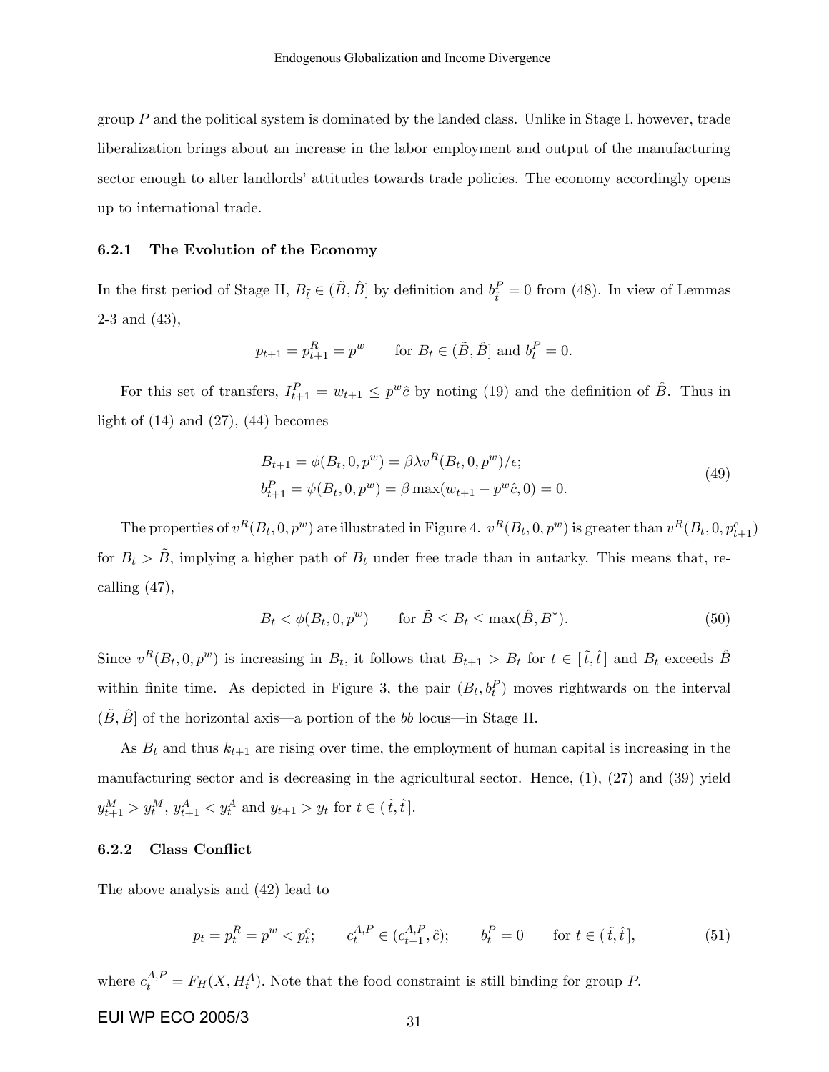group $P$ and the political system is dominated by the landed class. Unlike in Stage I, however, trade liberalization brings about an increase in the labor employment and output of the manufacturing sector enough to alter landlords' attitudes towards trade policies. The economy accordingly opens up to international trade.

### 6.2.1 The Evolution of the Economy

In the first period of Stage II, $B_{\tilde{t}} \in (\tilde{B}, \hat{B}]$ by definition and $b_{\tilde{t}}^P = 0$ from (48). In view of Lemmas 2-3 and (43),

$$p_{t+1} = p_{t+1}^R = p^w \qquad \text{for } B_t \in (\tilde{B}, \hat{B}] \text{ and } b_t^P = 0.$$

For this set of transfers, $I_{t+1}^P = w_{t+1} \leq p^w \hat{c}$ by noting (19) and the definition of $\hat{B}$. Thus in light of (14) and (27), (44) becomes

$$\begin{aligned} B_{t+1} &= \phi(B_t, 0, p^w) = \beta \lambda v^R(B_t, 0, p^w)/\epsilon; \\ b_{t+1}^P &= \psi(B_t, 0, p^w) = \beta \max(w_{t+1} - p^w \hat{c}, 0) = 0. \end{aligned} \tag{49}$$

The properties of $v^R(B_t, 0, p^w)$ are illustrated in Figure 4. $v^R(B_t, 0, p^w)$ is greater than $v^R(B_t, 0, p_{t+1}^c)$ for $B_t > \tilde{B}$, implying a higher path of $B_t$ under free trade than in autarky. This means that, recalling (47),

$$B_t < \phi(B_t, 0, p^w) \qquad \text{for } \tilde{B} \leq B_t \leq \max(\hat{B}, B^*). \tag{50}$$

Since $v^R(B_t, 0, p^w)$ is increasing in $B_t$, it follows that $B_{t+1} > B_t$ for $t \in [\tilde{t}, \hat{t}]$ and $B_t$ exceeds $\hat{B}$ within finite time. As depicted in Figure 3, the pair $(B_t, b_t^P)$ moves rightwards on the interval $(\tilde{B}, \hat{B}]$ of the horizontal axis—a portion of the *bb* locus—in Stage II.

As $B_t$ and thus $k_{t+1}$ are rising over time, the employment of human capital is increasing in the manufacturing sector and is decreasing in the agricultural sector. Hence, (1), (27) and (39) yield $y_{t+1}^M > y_t^M$, $y_{t+1}^A < y_t^A$ and $y_{t+1} > y_t$ for $t \in (\tilde{t}, \hat{t}]$.

### 6.2.2 Class Conflict

The above analysis and (42) lead to

$$p_t = p_t^R = p^w < p_t^c; \qquad c_t^{A,P} \in (c_{t-1}^{A,P}, \hat{c}); \qquad b_t^P = 0 \qquad \text{for } t \in (\tilde{t}, \hat{t}], \tag{51}$$

where $c_t^{A,P} = F_H(X, H_t^A)$. Note that the food constraint is still binding for group $P$.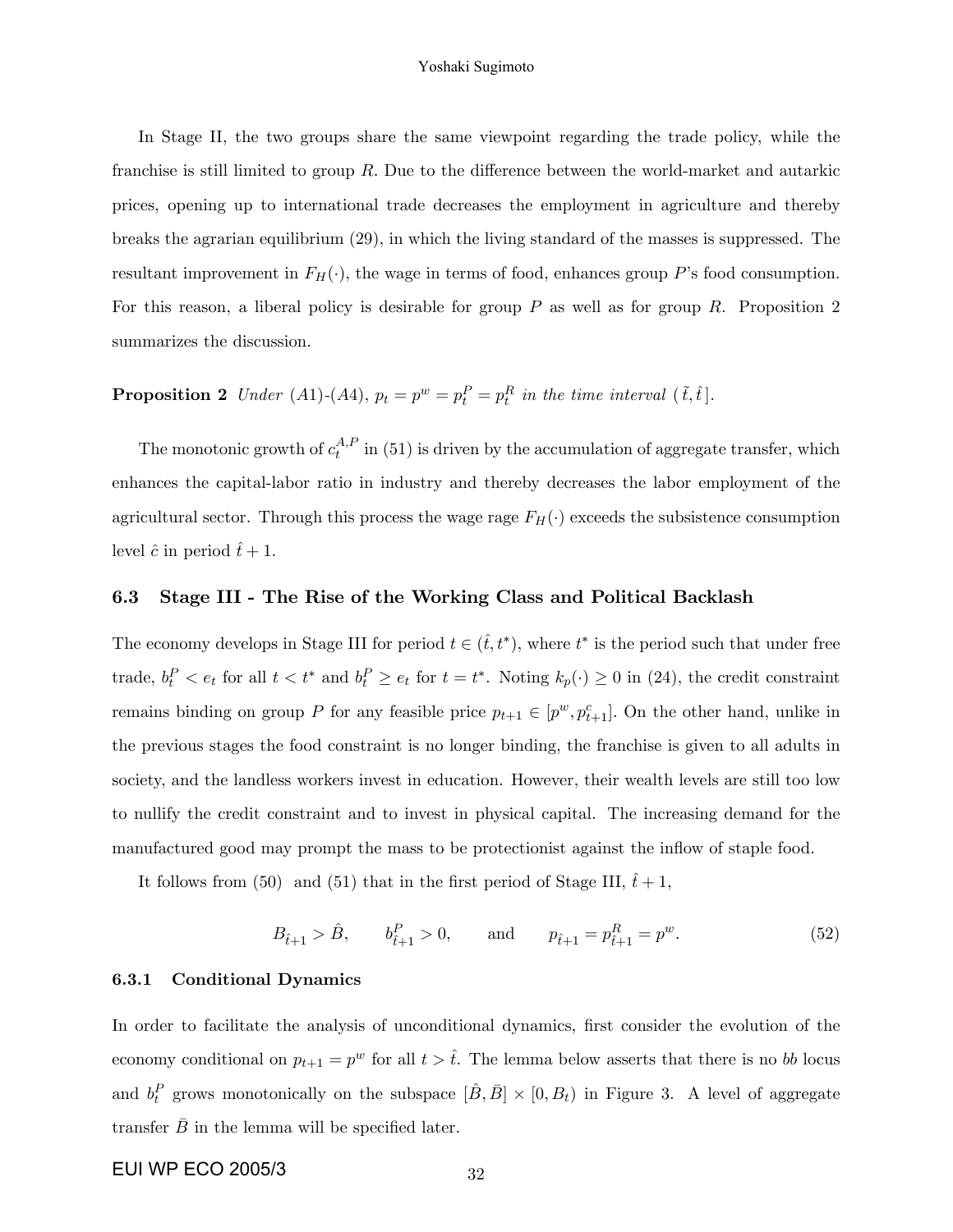In Stage II, the two groups share the same viewpoint regarding the trade policy, while the franchise is still limited to group $R$. Due to the difference between the world-market and autarkic prices, opening up to international trade decreases the employment in agriculture and thereby breaks the agrarian equilibrium (29), in which the living standard of the masses is suppressed. The resultant improvement in $F_H(\cdot)$, the wage in terms of food, enhances group $P$'s food consumption. For this reason, a liberal policy is desirable for group $P$ as well as for group $R$. Proposition 2 summarizes the discussion.

**Proposition 2** *Under (A1)-(A4), $p_t = p^w = p_t^P = p_t^R$ in the time interval $(\tilde{t}, \hat{t}]$.*

The monotonic growth of $c_t^{A,P}$ in (51) is driven by the accumulation of aggregate transfer, which enhances the capital-labor ratio in industry and thereby decreases the labor employment of the agricultural sector. Through this process the wage rage $F_H(\cdot)$ exceeds the subsistence consumption level $\hat{c}$ in period $\hat{t}+1$.

### 6.3 Stage III - The Rise of the Working Class and Political Backlash

The economy develops in Stage III for period $t \in (\hat{t}, t^*)$, where $t^*$ is the period such that under free trade, $b_t^P < e_t$ for all $t < t^*$ and $b_t^P \geq e_t$ for $t = t^*$. Noting $k_p(\cdot) \geq 0$ in (24), the credit constraint remains binding on group $P$ for any feasible price $p_{t+1} \in [p^w, p_{t+1}^c]$. On the other hand, unlike in the previous stages the food constraint is no longer binding, the franchise is given to all adults in society, and the landless workers invest in education. However, their wealth levels are still too low to nullify the credit constraint and to invest in physical capital. The increasing demand for the manufactured good may prompt the mass to be protectionist against the inflow of staple food.

It follows from (50) and (51) that in the first period of Stage III, $\hat{t}+1$,

$$B_{\hat{t}+1} > \hat{B}, \qquad b_{\hat{t}+1}^P > 0, \qquad \text{and} \qquad p_{\hat{t}+1} = p_{\hat{t}+1}^R = p^w. \tag{52}$$

#### 6.3.1 Conditional Dynamics

In order to facilitate the analysis of unconditional dynamics, first consider the evolution of the economy conditional on $p_{t+1} = p^w$ for all $t > \hat{t}$. The lemma below asserts that there is no *bb* locus and $b_t^P$ grows monotonically on the subspace $[\hat{B}, \bar{B}] \times [0, B_t)$ in Figure 3. A level of aggregate transfer $\bar{B}$ in the lemma will be specified later.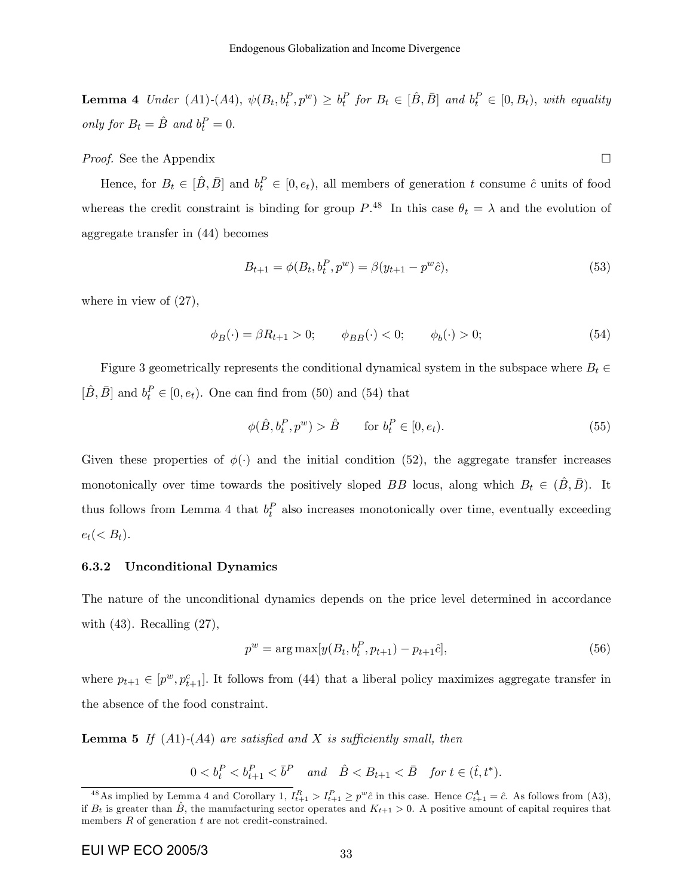**Lemma 4** *Under (A1)-(A4), $\psi(B_t, b_t^P, p^w) \geq b_t^P$ for $B_t \in [\hat{B}, \bar{B}]$ and $b_t^P \in [0, B_t)$, with equality only for $B_t = \hat{B}$ and $b_t^P = 0$.*

*Proof.* See the Appendix □

Hence, for $B_t \in [\hat{B}, \bar{B}]$ and $b_t^P \in [0, e_t)$, all members of generation $t$ consume $\hat{c}$ units of food whereas the credit constraint is binding for group $P$.[48] In this case $\theta_t = \lambda$ and the evolution of aggregate transfer in (44) becomes

$$B_{t+1} = \phi(B_t, b_t^P, p^w) = \beta(y_{t+1} - p^w \hat{c}), \tag{53}$$

where in view of (27),

$$\phi_B(\cdot) = \beta R_{t+1} > 0; \qquad \phi_{BB}(\cdot) < 0; \qquad \phi_b(\cdot) > 0; \tag{54}$$

Figure 3 geometrically represents the conditional dynamical system in the subspace where $B_t \in [\hat{B}, \bar{B}]$ and $b_t^P \in [0, e_t)$. One can find from (50) and (54) that

$$\phi(\hat{B}, b_t^P, p^w) > \hat{B} \qquad \text{for } b_t^P \in [0, e_t). \tag{55}$$

Given these properties of $\phi(\cdot)$ and the initial condition (52), the aggregate transfer increases monotonically over time towards the positively sloped $BB$ locus, along which $B_t \in (\hat{B}, \bar{B})$. It thus follows from Lemma 4 that $b_t^P$ also increases monotonically over time, eventually exceeding $e_t (< B_t)$.

### 6.3.2 Unconditional Dynamics

The nature of the unconditional dynamics depends on the price level determined in accordance with (43). Recalling (27),

$$p^w = \arg\max[y(B_t, b_t^P, p_{t+1}) - p_{t+1}\hat{c}], \tag{56}$$

where $p_{t+1} \in [p^w, p_{t+1}^c]$. It follows from (44) that a liberal policy maximizes aggregate transfer in the absence of the food constraint.

**Lemma 5** *If (A1)-(A4) are satisfied and $X$ is sufficiently small, then*

$$0 < b_t^P < b_{t+1}^P < \bar{b}^P \quad \textit{and} \quad \hat{B} < B_{t+1} < \bar{B} \quad \textit{for } t \in (\hat{t}, t^*).$$

[48] As implied by Lemma 4 and Corollary 1, $I_{t+1}^R > I_{t+1}^P \geq p^w \hat{c}$ in this case. Hence $C_{t+1}^A = \hat{c}$. As follows from (A3), if $B_t$ is greater than $\hat{B}$, the manufacturing sector operates and $K_{t+1} > 0$. A positive amount of capital requires that members $R$ of generation $t$ are not credit-constrained.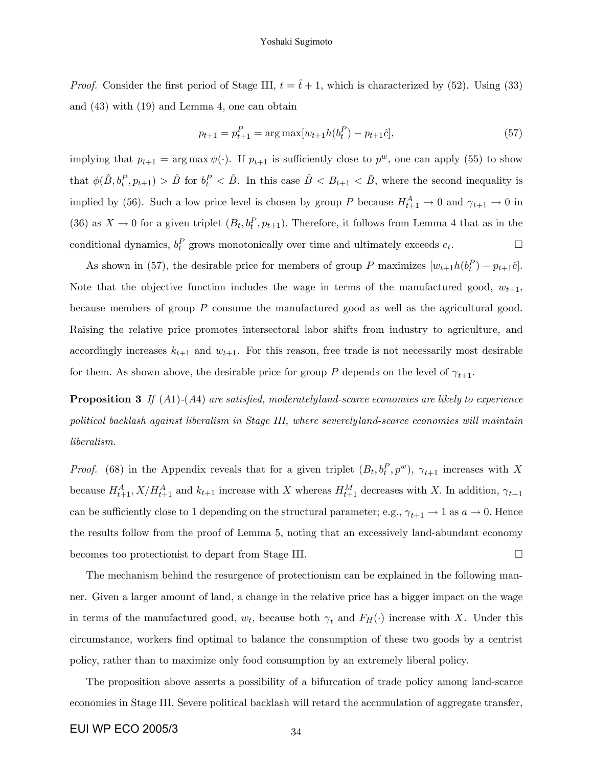*Proof.* Consider the first period of Stage III, $t = \hat{t} + 1$, which is characterized by (52). Using (33) and (43) with (19) and Lemma 4, one can obtain

$$p_{t+1} = p_{t+1}^P = \arg\max[w_{t+1}h(b_t^P) - p_{t+1}\hat{c}], \tag{57}$$

implying that $p_{t+1} = \arg\max \psi(\cdot)$. If $p_{t+1}$ is sufficiently close to $p^w$, one can apply (55) to show that $\phi(\hat{B}, b_t^P, p_{t+1}) > \hat{B}$ for $b_t^P < \hat{B}$. In this case $\hat{B} < B_{t+1} < \bar{B}$, where the second inequality is implied by (56). Such a low price level is chosen by group $P$ because $H_{t+1}^A \to 0$ and $\gamma_{t+1} \to 0$ in (36) as $X \to 0$ for a given triplet $(B_t, b_t^P, p_{t+1})$. Therefore, it follows from Lemma 4 that as in the conditional dynamics, $b_t^P$ grows monotonically over time and ultimately exceeds $e_t$. □

As shown in (57), the desirable price for members of group $P$ maximizes $[w_{t+1}h(b_t^P) - p_{t+1}\hat{c}]$. Note that the objective function includes the wage in terms of the manufactured good, $w_{t+1}$, because members of group $P$ consume the manufactured good as well as the agricultural good. Raising the relative price promotes intersectoral labor shifts from industry to agriculture, and accordingly increases $k_{t+1}$ and $w_{t+1}$. For this reason, free trade is not necessarily most desirable for them. As shown above, the desirable price for group $P$ depends on the level of $\gamma_{t+1}$.

**Proposition 3** *If (A1)-(A4) are satisfied, moderatelyland-scarce economies are likely to experience political backlash against liberalism in Stage III, where severelyland-scarce economies will maintain liberalism.*

*Proof.* (68) in the Appendix reveals that for a given triplet $(B_t, b_t^P, p^w)$, $\gamma_{t+1}$ increases with $X$ because $H_{t+1}^A, X/H_{t+1}^A$ and $k_{t+1}$ increase with $X$ whereas $H_{t+1}^M$ decreases with $X$. In addition, $\gamma_{t+1}$ can be sufficiently close to 1 depending on the structural parameter; e.g., $\gamma_{t+1} \to 1$ as $a \to 0$. Hence the results follow from the proof of Lemma 5, noting that an excessively land-abundant economy becomes too protectionist to depart from Stage III. □

The mechanism behind the resurgence of protectionism can be explained in the following manner. Given a larger amount of land, a change in the relative price has a bigger impact on the wage in terms of the manufactured good, $w_t$, because both $\gamma_t$ and $F_H(\cdot)$ increase with $X$. Under this circumstance, workers find optimal to balance the consumption of these two goods by a centrist policy, rather than to maximize only food consumption by an extremely liberal policy.

The proposition above asserts a possibility of a bifurcation of trade policy among land-scarce economies in Stage III. Severe political backlash will retard the accumulation of aggregate transfer,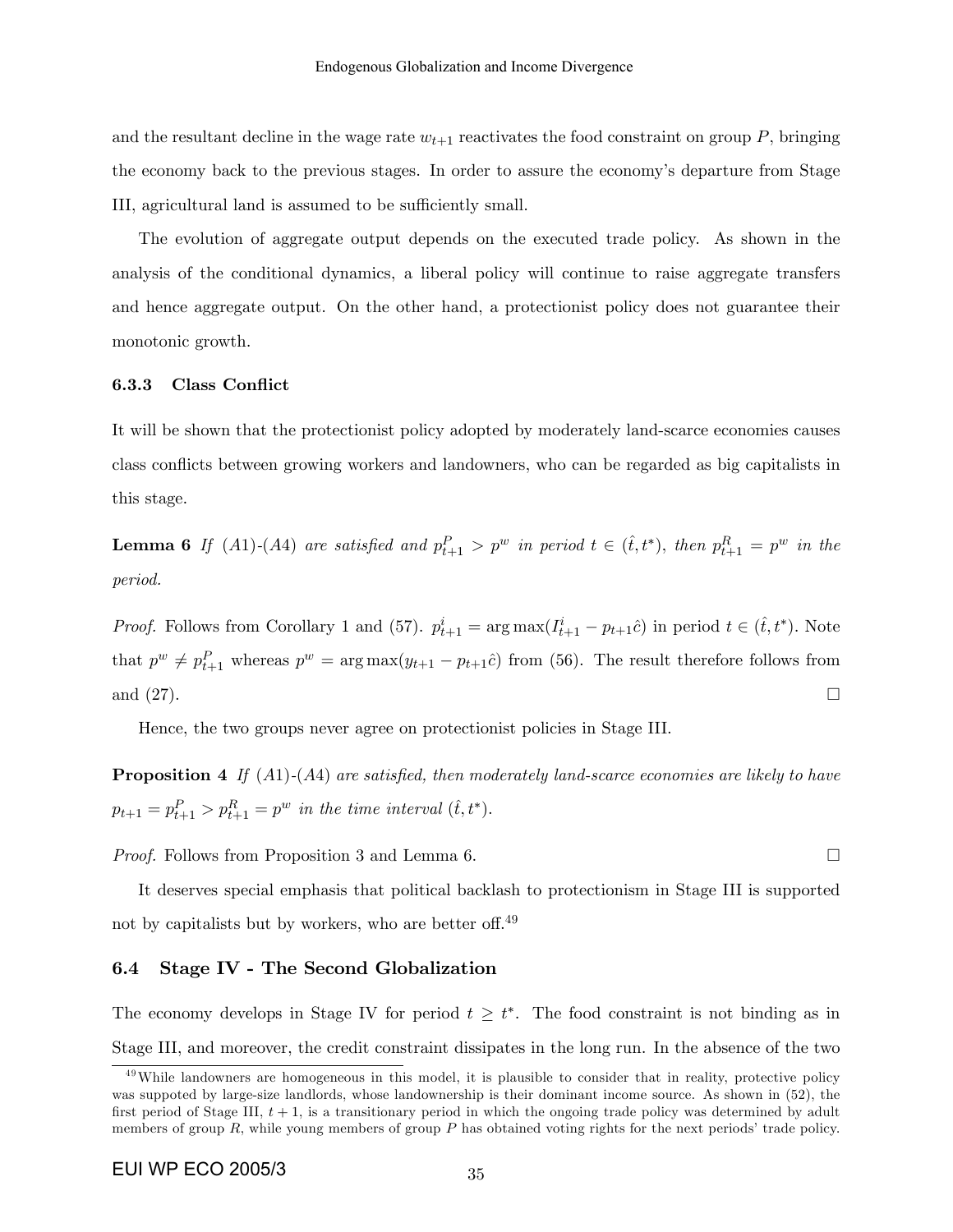and the resultant decline in the wage rate $w_{t+1}$ reactivates the food constraint on group $P$, bringing the economy back to the previous stages. In order to assure the economy's departure from Stage III, agricultural land is assumed to be sufficiently small.

The evolution of aggregate output depends on the executed trade policy. As shown in the analysis of the conditional dynamics, a liberal policy will continue to raise aggregate transfers and hence aggregate output. On the other hand, a protectionist policy does not guarantee their monotonic growth.

### 6.3.3 Class Conflict

It will be shown that the protectionist policy adopted by moderately land-scarce economies causes class conflicts between growing workers and landowners, who can be regarded as big capitalists in this stage.

**Lemma 6** *If (A1)-(A4) are satisfied and $p^P_{t+1} > p^w$ in period $t \in (\hat{t}, t^*)$, then $p^R_{t+1} = p^w$ in the period.*

*Proof.* Follows from Corollary 1 and (57). $p^i_{t+1} = \arg\max(I^i_{t+1} - p_{t+1}\hat{c})$ in period $t \in (\hat{t}, t^*)$. Note that $p^w \neq p^P_{t+1}$ whereas $p^w = \arg\max(y_{t+1} - p_{t+1}\hat{c})$ from (56). The result therefore follows from and (27). □

Hence, the two groups never agree on protectionist policies in Stage III.

**Proposition 4** *If (A1)-(A4) are satisfied, then moderately land-scarce economies are likely to have $p_{t+1} = p^P_{t+1} > p^R_{t+1} = p^w$ in the time interval $(\hat{t}, t^*)$.*

*Proof.* Follows from Proposition 3 and Lemma 6. □

It deserves special emphasis that political backlash to protectionism in Stage III is supported not by capitalists but by workers, who are better off.[49]

## 6.4 Stage IV - The Second Globalization

The economy develops in Stage IV for period $t \geq t^*$. The food constraint is not binding as in Stage III, and moreover, the credit constraint dissipates in the long run. In the absence of the two

[49] While landowners are homogeneous in this model, it is plausible to consider that in reality, protective policy was suppoted by large-size landlords, whose landownership is their dominant income source. As shown in (52), the first period of Stage III, $t + 1$, is a transitionary period in which the ongoing trade policy was determined by adult members of group $R$, while young members of group $P$ has obtained voting rights for the next periods' trade policy.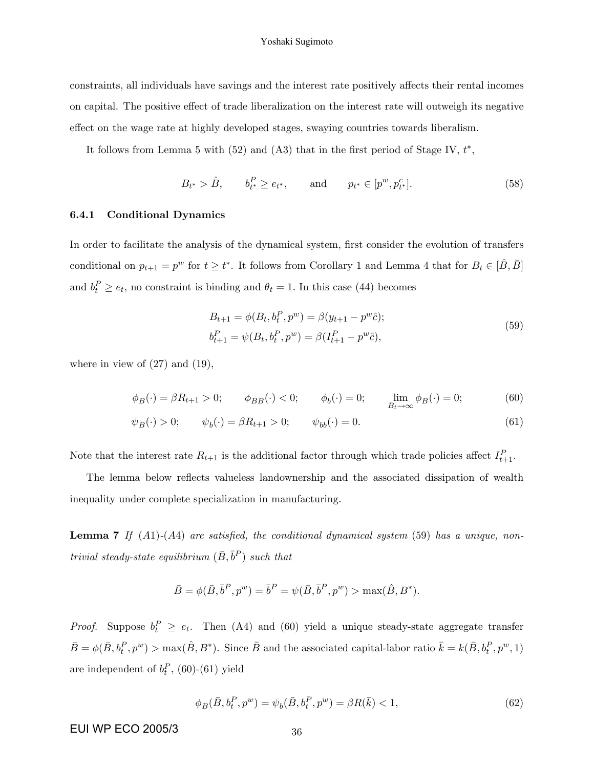constraints, all individuals have savings and the interest rate positively affects their rental incomes on capital. The positive effect of trade liberalization on the interest rate will outweigh its negative effect on the wage rate at highly developed stages, swaying countries towards liberalism.

It follows from Lemma 5 with (52) and (A3) that in the first period of Stage IV, $t^*$,

$$B_{t^*} > \hat{B}, \qquad b^P_{t^*} \geq e_{t^*}, \qquad \text{and} \qquad p_{t^*} \in [p^w, p^c_{t^*}]. \tag{58}$$

### 6.4.1 Conditional Dynamics

In order to facilitate the analysis of the dynamical system, first consider the evolution of transfers conditional on $p_{t+1} = p^w$ for $t \geq t^*$. It follows from Corollary 1 and Lemma 4 that for $B_t \in [\hat{B}, \bar{B}]$ and $b^P_t \geq e_t$, no constraint is binding and $\theta_t = 1$. In this case (44) becomes

$$\begin{aligned} B_{t+1} &= \phi(B_t, b^P_t, p^w) = \beta(y_{t+1} - p^w \hat{c}); \\ b^P_{t+1} &= \psi(B_t, b^P_t, p^w) = \beta(I^P_{t+1} - p^w \hat{c}), \end{aligned} \tag{59}$$

where in view of (27) and (19),

$$\phi_B(\cdot) = \beta R_{t+1} > 0; \qquad \phi_{BB}(\cdot) < 0; \qquad \phi_b(\cdot) = 0; \qquad \lim_{B_t \to \infty} \phi_B(\cdot) = 0; \tag{60}$$

$$\psi_B(\cdot) > 0; \qquad \psi_b(\cdot) = \beta R_{t+1} > 0; \qquad \psi_{bb}(\cdot) = 0. \tag{61}$$

Note that the interest rate $R_{t+1}$ is the additional factor through which trade policies affect $I^P_{t+1}$.

The lemma below reflects valueless landownership and the associated dissipation of wealth inequality under complete specialization in manufacturing.

**Lemma 7** *If (A1)-(A4) are satisfied, the conditional dynamical system* (59) *has a unique, non-trivial steady-state equilibrium* $(\bar{B}, \bar{b}^P)$ *such that*

$$\bar{B} = \phi(\bar{B}, \bar{b}^P, p^w) = \bar{b}^P = \psi(\bar{B}, \bar{b}^P, p^w) > \max(\hat{B}, B^*).$$

*Proof.* Suppose $b^P_t \geq e_t$. Then (A4) and (60) yield a unique steady-state aggregate transfer $\bar{B} = \phi(\bar{B}, b^P_t, p^w) > \max(\hat{B}, B^*)$. Since $\bar{B}$ and the associated capital-labor ratio $\bar{k} = k(\bar{B}, b^P_t, p^w, 1)$ are independent of $b^P_t$, (60)-(61) yield

$$\phi_B(\bar{B}, b^P_t, p^w) = \psi_b(\bar{B}, b^P_t, p^w) = \beta R(\bar{k}) < 1, \tag{62}$$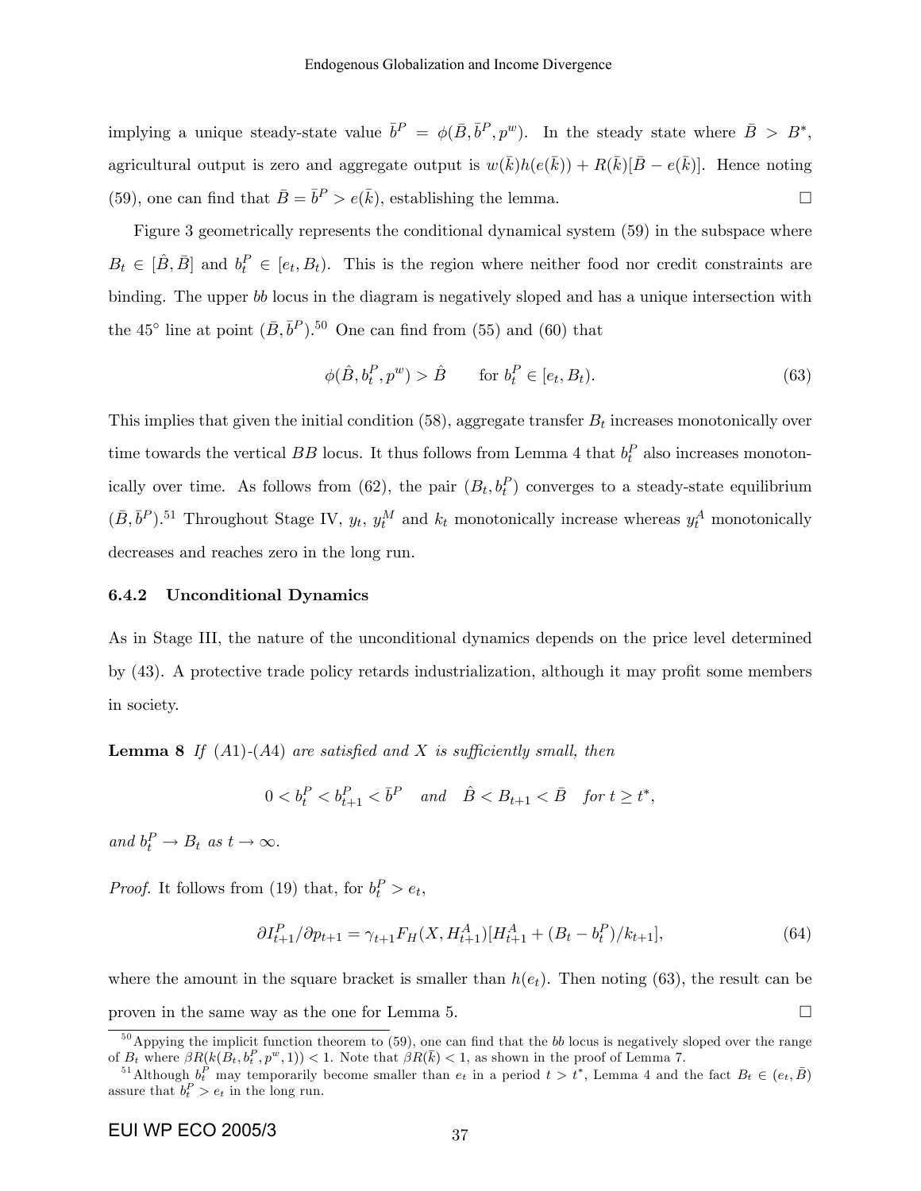implying a unique steady-state value $\bar{b}^P = \phi(\bar{B}, \bar{b}^P, p^w)$. In the steady state where $\bar{B} > B^*$, agricultural output is zero and aggregate output is $w(\bar{k})h(e(\bar{k})) + R(\bar{k})[\bar{B} - e(\bar{k})]$. Hence noting (59), one can find that $\bar{B} = \bar{b}^P > e(\bar{k})$, establishing the lemma. □

Figure 3 geometrically represents the conditional dynamical system (59) in the subspace where $B_t \in [\hat{B}, \bar{B}]$ and $b_t^P \in [e_t, B_t)$. This is the region where neither food nor credit constraints are binding. The upper *bb* locus in the diagram is negatively sloped and has a unique intersection with the 45° line at point $(\bar{B}, \bar{b}^P)$.[50] One can find from (55) and (60) that

$$\phi(\hat{B}, b_t^P, p^w) > \hat{B} \qquad \text{for } b_t^P \in [e_t, B_t). \tag{63}$$

This implies that given the initial condition (58), aggregate transfer $B_t$ increases monotonically over time towards the vertical *BB* locus. It thus follows from Lemma 4 that $b_t^P$ also increases monotonically over time. As follows from (62), the pair $(B_t, b_t^P)$ converges to a steady-state equilibrium $(\bar{B}, \bar{b}^P)$.[51] Throughout Stage IV, $y_t$, $y_t^M$ and $k_t$ monotonically increase whereas $y_t^A$ monotonically decreases and reaches zero in the long run.

#### 6.4.2 Unconditional Dynamics

As in Stage III, the nature of the unconditional dynamics depends on the price level determined by (43). A protective trade policy retards industrialization, although it may profit some members in society.

**Lemma 8** *If (A1)-(A4) are satisfied and X is sufficiently small, then*

$$0 < b_t^P < b_{t+1}^P < \bar{b}^P \quad \text{and} \quad \hat{B} < B_{t+1} < \bar{B} \quad \text{for } t \geq t^*,$$

*and* $b_t^P \to B_t$ *as* $t \to \infty$.

*Proof.* It follows from (19) that, for $b_t^P > e_t$,

$$\partial I_{t+1}^P / \partial p_{t+1} = \gamma_{t+1} F_H(X, H_{t+1}^A)[H_{t+1}^A + (B_t - b_t^P)/k_{t+1}], \tag{64}$$

where the amount in the square bracket is smaller than $h(e_t)$. Then noting (63), the result can be proven in the same way as the one for Lemma 5. □

[50] Appying the implicit function theorem to (59), one can find that the *bb* locus is negatively sloped over the range of $B_t$ where $\beta R(k(B_t, b_t^P, p^w, 1)) < 1$. Note that $\beta R(\bar{k}) < 1$, as shown in the proof of Lemma 7.

[51] Although $b_t^P$ may temporarily become smaller than $e_t$ in a period $t > t^*$, Lemma 4 and the fact $B_t \in (e_t, \bar{B})$ assure that $b_t^P > e_t$ in the long run.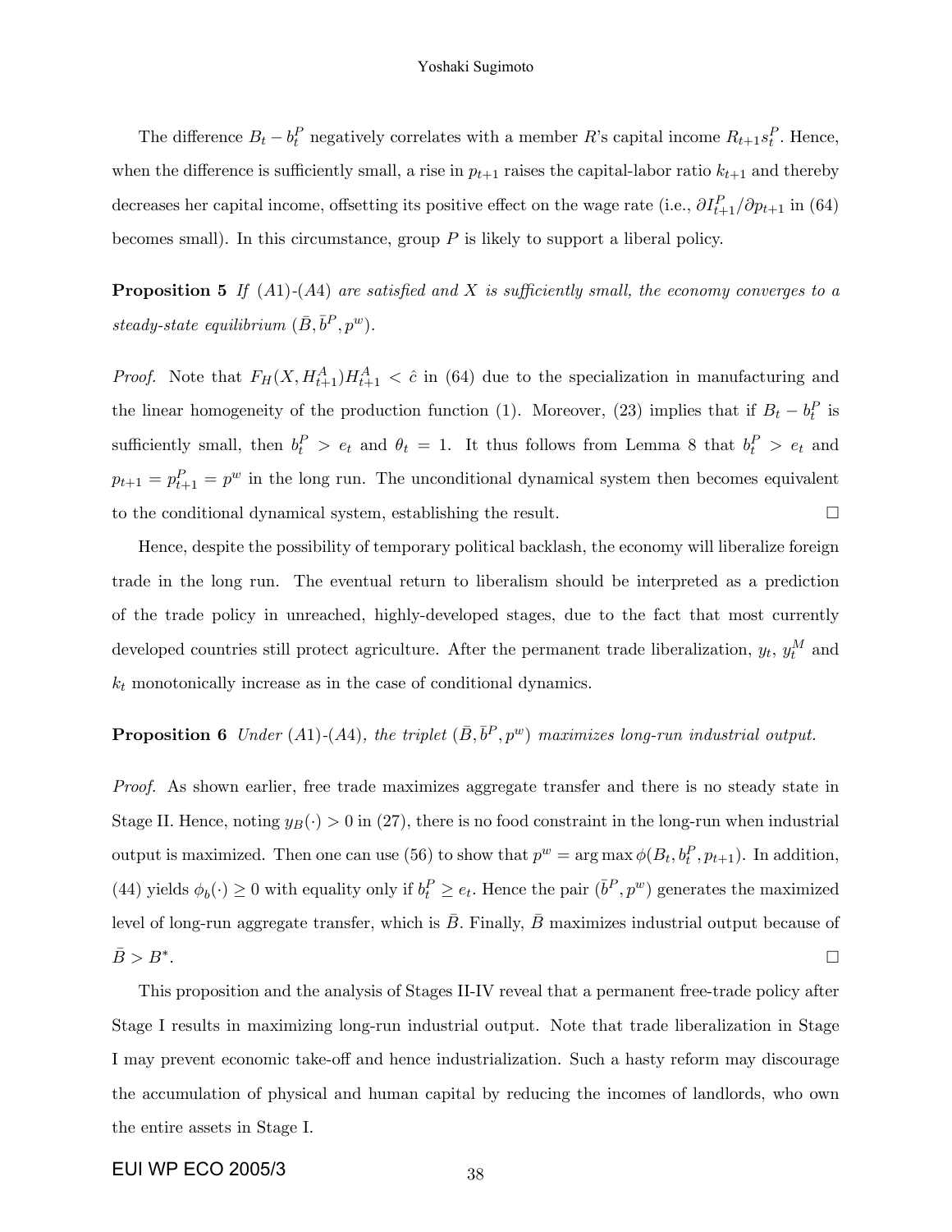The difference $B_t - b_t^P$ negatively correlates with a member $R$'s capital income $R_{t+1}s_t^P$. Hence, when the difference is sufficiently small, a rise in $p_{t+1}$ raises the capital-labor ratio $k_{t+1}$ and thereby decreases her capital income, offsetting its positive effect on the wage rate (i.e., $\partial I_{t+1}^P / \partial p_{t+1}$ in (64) becomes small). In this circumstance, group $P$ is likely to support a liberal policy.

**Proposition 5** *If (A1)-(A4) are satisfied and $X$ is sufficiently small, the economy converges to a steady-state equilibrium $(\bar{B}, \bar{b}^P, p^w)$.*

*Proof.* Note that $F_H(X, H_{t+1}^A)H_{t+1}^A < \hat{c}$ in (64) due to the specialization in manufacturing and the linear homogeneity of the production function (1). Moreover, (23) implies that if $B_t - b_t^P$ is sufficiently small, then $b_t^P > e_t$ and $\theta_t = 1$. It thus follows from Lemma 8 that $b_t^P > e_t$ and $p_{t+1} = p_{t+1}^P = p^w$ in the long run. The unconditional dynamical system then becomes equivalent to the conditional dynamical system, establishing the result. □

Hence, despite the possibility of temporary political backlash, the economy will liberalize foreign trade in the long run. The eventual return to liberalism should be interpreted as a prediction of the trade policy in unreached, highly-developed stages, due to the fact that most currently developed countries still protect agriculture. After the permanent trade liberalization, $y_t$, $y_t^M$ and $k_t$ monotonically increase as in the case of conditional dynamics.

**Proposition 6** *Under (A1)-(A4), the triplet $(\bar{B}, \bar{b}^P, p^w)$ maximizes long-run industrial output.*

*Proof.* As shown earlier, free trade maximizes aggregate transfer and there is no steady state in Stage II. Hence, noting $y_B(\cdot) > 0$ in (27), there is no food constraint in the long-run when industrial output is maximized. Then one can use (56) to show that $p^w = \arg\max \phi(B_t, b_t^P, p_{t+1})$. In addition, (44) yields $\phi_b(\cdot) \geq 0$ with equality only if $b_t^P \geq e_t$. Hence the pair $(\bar{b}^P, p^w)$ generates the maximized level of long-run aggregate transfer, which is $\bar{B}$. Finally, $\bar{B}$ maximizes industrial output because of $\bar{B} > B^*$. □

This proposition and the analysis of Stages II-IV reveal that a permanent free-trade policy after Stage I results in maximizing long-run industrial output. Note that trade liberalization in Stage I may prevent economic take-off and hence industrialization. Such a hasty reform may discourage the accumulation of physical and human capital by reducing the incomes of landlords, who own the entire assets in Stage I.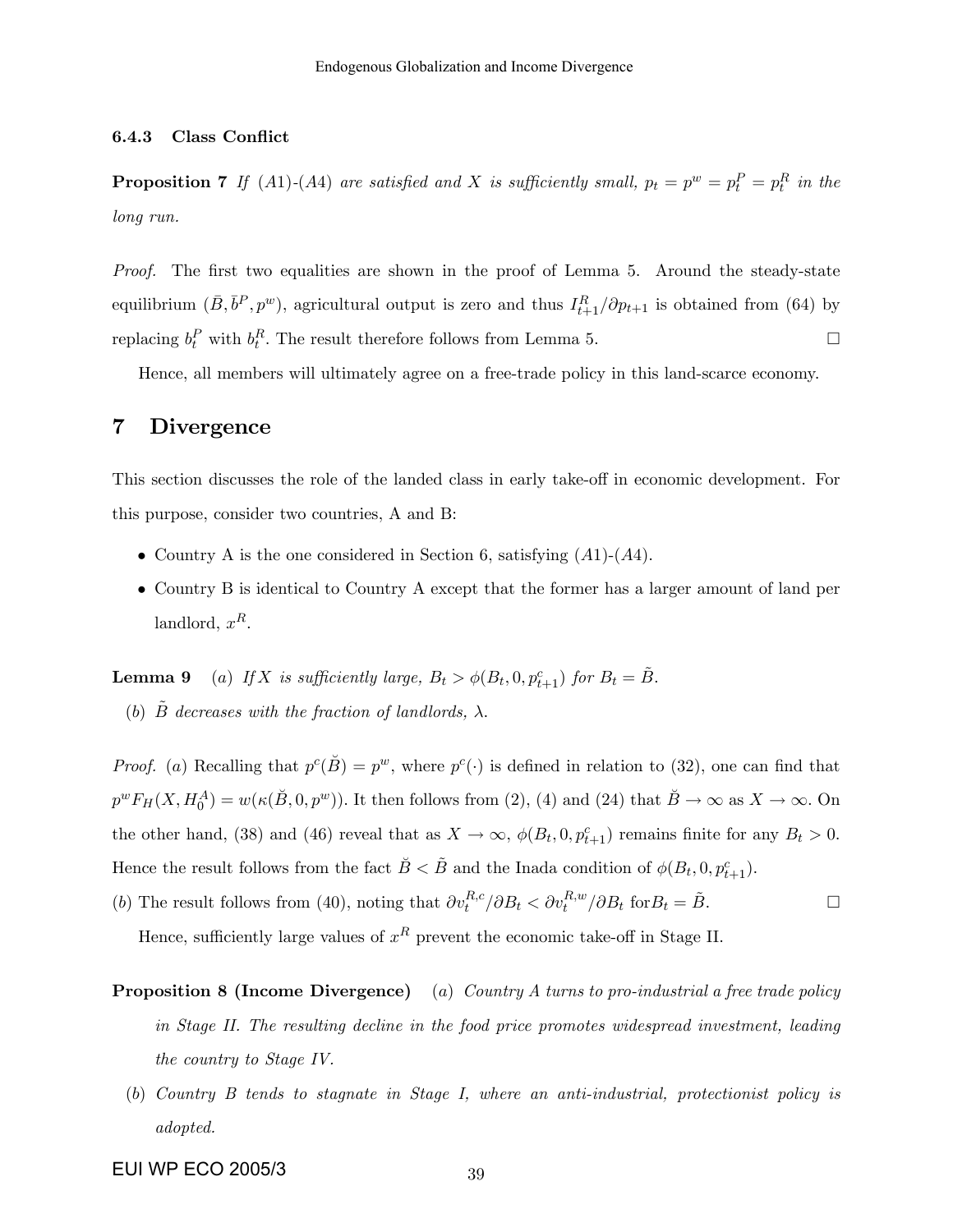#### 6.4.3 Class Conflict

**Proposition 7** *If (A1)-(A4) are satisfied and $X$ is sufficiently small, $p_t = p^w = p_t^P = p_t^R$ in the long run.*

*Proof.* The first two equalities are shown in the proof of Lemma 5. Around the steady-state equilibrium $(\bar{B}, \bar{b}^P, p^w)$, agricultural output is zero and thus $I_{t+1}^R/\partial p_{t+1}$ is obtained from (64) by replacing $b_t^P$ with $b_t^R$. The result therefore follows from Lemma 5. □

Hence, all members will ultimately agree on a free-trade policy in this land-scarce economy.

## 7 Divergence

This section discusses the role of the landed class in early take-off in economic development. For this purpose, consider two countries, A and B:

- Country A is the one considered in Section 6, satisfying (*A*1)-(*A*4).
- Country B is identical to Country A except that the former has a larger amount of land per landlord, $x^R$.

**Lemma 9** (*a*) *If $X$ is sufficiently large, $B_t > \phi(B_t, 0, p_{t+1}^c)$ for $B_t = \tilde{B}$.*

(*b*) *$\tilde{B}$ decreases with the fraction of landlords, $\lambda$.*

*Proof.* (*a*) Recalling that $p^c(\breve{B}) = p^w$, where $p^c(\cdot)$ is defined in relation to (32), one can find that $p^w F_H(X, H_0^A) = w(\kappa(\breve{B}, 0, p^w))$. It then follows from (2), (4) and (24) that $\breve{B} \to \infty$ as $X \to \infty$. On the other hand, (38) and (46) reveal that as $X \to \infty$, $\phi(B_t, 0, p_{t+1}^c)$ remains finite for any $B_t > 0$. Hence the result follows from the fact $\breve{B} < \tilde{B}$ and the Inada condition of $\phi(B_t, 0, p_{t+1}^c)$.

(*b*) The result follows from (40), noting that $\partial v_t^{R,c}/\partial B_t < \partial v_t^{R,w}/\partial B_t$ for $B_t = \tilde{B}$. □

Hence, sufficiently large values of $x^R$ prevent the economic take-off in Stage II.

**Proposition 8 (Income Divergence)** (*a*) *Country A turns to pro-industrial a free trade policy in Stage II. The resulting decline in the food price promotes widespread investment, leading the country to Stage IV.*

(*b*) *Country B tends to stagnate in Stage I, where an anti-industrial, protectionist policy is adopted.*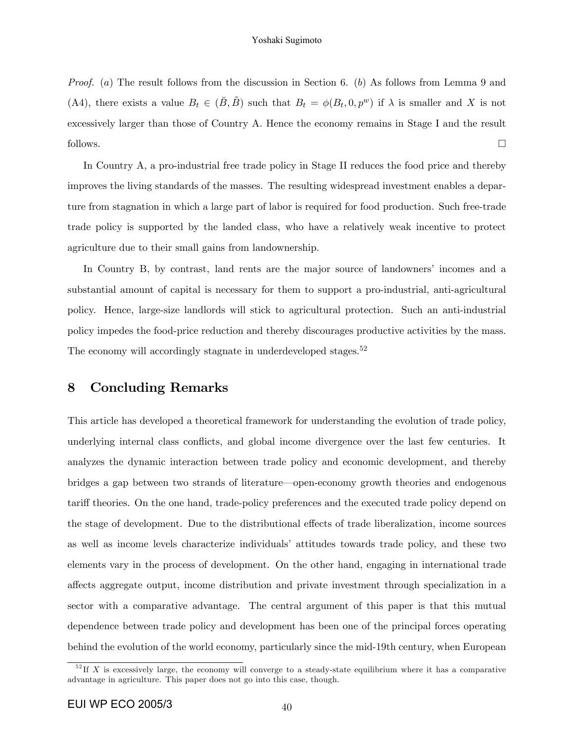*Proof.* (*a*) The result follows from the discussion in Section 6. (*b*) As follows from Lemma 9 and (A4), there exists a value $B_t \in (\breve{B}, \tilde{B})$ such that $B_t = \phi(B_t, 0, p^w)$ if $\lambda$ is smaller and $X$ is not excessively larger than those of Country A. Hence the economy remains in Stage I and the result follows. □

In Country A, a pro-industrial free trade policy in Stage II reduces the food price and thereby improves the living standards of the masses. The resulting widespread investment enables a departure from stagnation in which a large part of labor is required for food production. Such free-trade trade policy is supported by the landed class, who have a relatively weak incentive to protect agriculture due to their small gains from landownership.

In Country B, by contrast, land rents are the major source of landowners' incomes and a substantial amount of capital is necessary for them to support a pro-industrial, anti-agricultural policy. Hence, large-size landlords will stick to agricultural protection. Such an anti-industrial policy impedes the food-price reduction and thereby discourages productive activities by the mass. The economy will accordingly stagnate in underdeveloped stages.[52]

# 8 Concluding Remarks

This article has developed a theoretical framework for understanding the evolution of trade policy, underlying internal class conflicts, and global income divergence over the last few centuries. It analyzes the dynamic interaction between trade policy and economic development, and thereby bridges a gap between two strands of literature—open-economy growth theories and endogenous tariff theories. On the one hand, trade-policy preferences and the executed trade policy depend on the stage of development. Due to the distributional effects of trade liberalization, income sources as well as income levels characterize individuals' attitudes towards trade policy, and these two elements vary in the process of development. On the other hand, engaging in international trade affects aggregate output, income distribution and private investment through specialization in a sector with a comparative advantage. The central argument of this paper is that this mutual dependence between trade policy and development has been one of the principal forces operating behind the evolution of the world economy, particularly since the mid-19th century, when European

[52] If $X$ is excessively large, the economy will converge to a steady-state equilibrium where it has a comparative advantage in agriculture. This paper does not go into this case, though.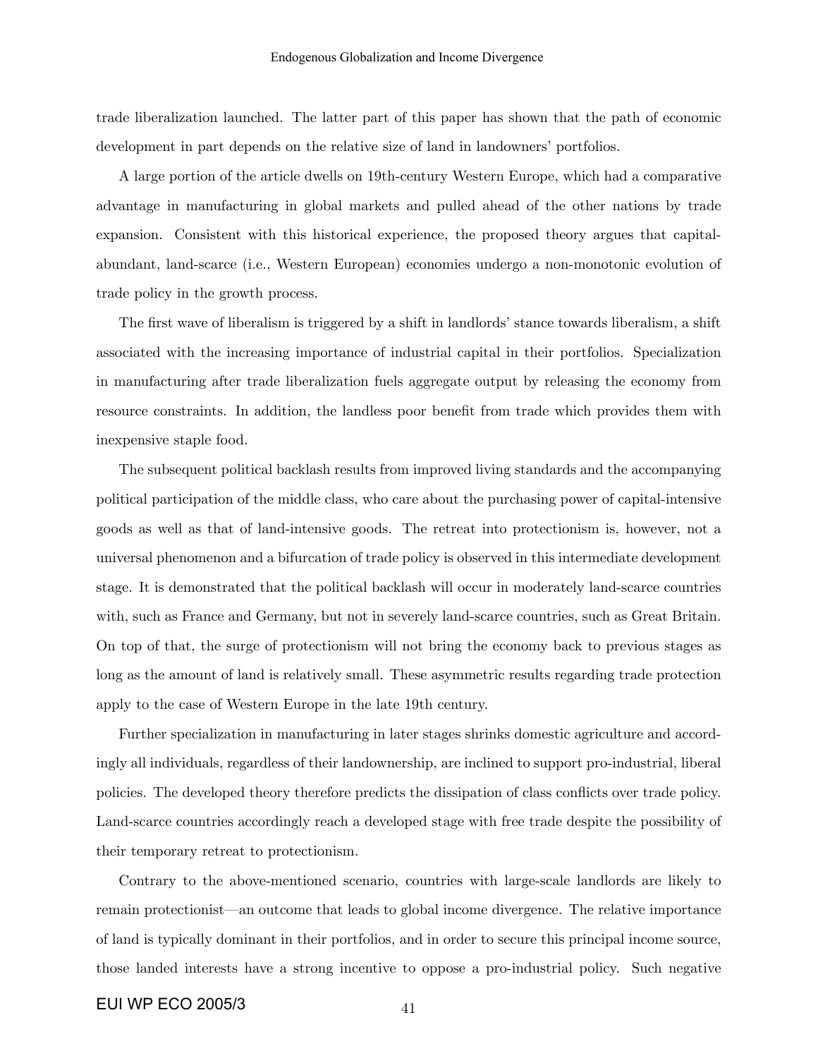trade liberalization launched. The latter part of this paper has shown that the path of economic development in part depends on the relative size of land in landowners' portfolios.

A large portion of the article dwells on 19th-century Western Europe, which had a comparative advantage in manufacturing in global markets and pulled ahead of the other nations by trade expansion. Consistent with this historical experience, the proposed theory argues that capital-abundant, land-scarce (i.e., Western European) economies undergo a non-monotonic evolution of trade policy in the growth process.

The first wave of liberalism is triggered by a shift in landlords' stance towards liberalism, a shift associated with the increasing importance of industrial capital in their portfolios. Specialization in manufacturing after trade liberalization fuels aggregate output by releasing the economy from resource constraints. In addition, the landless poor benefit from trade which provides them with inexpensive staple food.

The subsequent political backlash results from improved living standards and the accompanying political participation of the middle class, who care about the purchasing power of capital-intensive goods as well as that of land-intensive goods. The retreat into protectionism is, however, not a universal phenomenon and a bifurcation of trade policy is observed in this intermediate development stage. It is demonstrated that the political backlash will occur in moderately land-scarce countries with, such as France and Germany, but not in severely land-scarce countries, such as Great Britain. On top of that, the surge of protectionism will not bring the economy back to previous stages as long as the amount of land is relatively small. These asymmetric results regarding trade protection apply to the case of Western Europe in the late 19th century.

Further specialization in manufacturing in later stages shrinks domestic agriculture and accordingly all individuals, regardless of their landownership, are inclined to support pro-industrial, liberal policies. The developed theory therefore predicts the dissipation of class conflicts over trade policy. Land-scarce countries accordingly reach a developed stage with free trade despite the possibility of their temporary retreat to protectionism.

Contrary to the above-mentioned scenario, countries with large-scale landlords are likely to remain protectionist—an outcome that leads to global income divergence. The relative importance of land is typically dominant in their portfolios, and in order to secure this principal income source, those landed interests have a strong incentive to oppose a pro-industrial policy. Such negative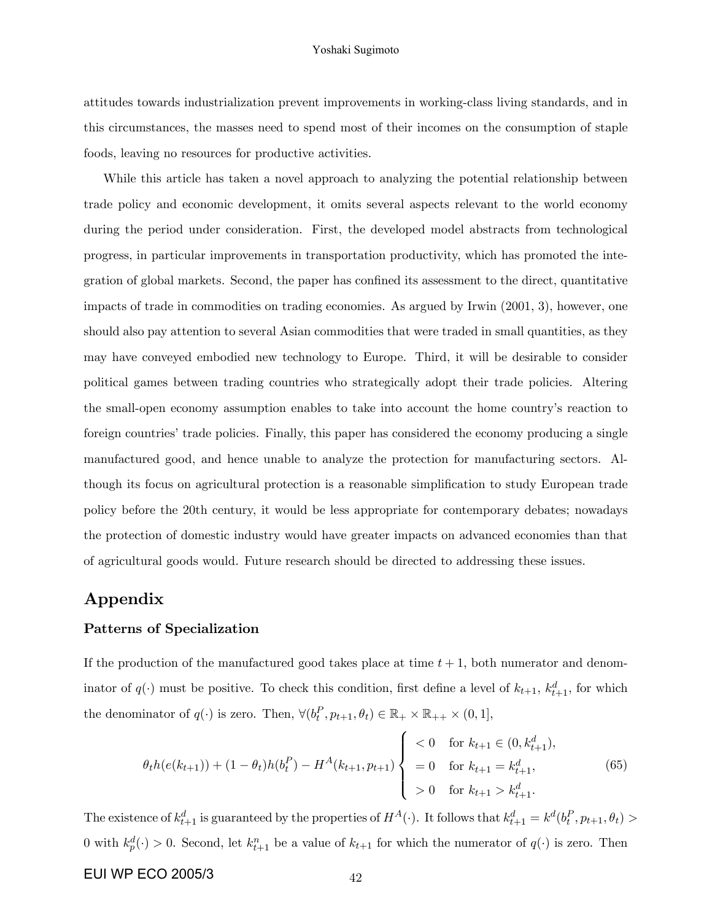attitudes towards industrialization prevent improvements in working-class living standards, and in this circumstances, the masses need to spend most of their incomes on the consumption of staple foods, leaving no resources for productive activities.

While this article has taken a novel approach to analyzing the potential relationship between trade policy and economic development, it omits several aspects relevant to the world economy during the period under consideration. First, the developed model abstracts from technological progress, in particular improvements in transportation productivity, which has promoted the integration of global markets. Second, the paper has confined its assessment to the direct, quantitative impacts of trade in commodities on trading economies. As argued by Irwin (2001, 3), however, one should also pay attention to several Asian commodities that were traded in small quantities, as they may have conveyed embodied new technology to Europe. Third, it will be desirable to consider political games between trading countries who strategically adopt their trade policies. Altering the small-open economy assumption enables to take into account the home country's reaction to foreign countries' trade policies. Finally, this paper has considered the economy producing a single manufactured good, and hence unable to analyze the protection for manufacturing sectors. Although its focus on agricultural protection is a reasonable simplification to study European trade policy before the 20th century, it would be less appropriate for contemporary debates; nowadays the protection of domestic industry would have greater impacts on advanced economies than that of agricultural goods would. Future research should be directed to addressing these issues.

## Appendix

### Patterns of Specialization

If the production of the manufactured good takes place at time $t+1$, both numerator and denominator of $q(\cdot)$ must be positive. To check this condition, first define a level of $k_{t+1}$, $k_{t+1}^d$, for which the denominator of $q(\cdot)$ is zero. Then, $\forall (b_t^P, p_{t+1}, \theta_t) \in \mathbb{R}_+ \times \mathbb{R}_{++} \times (0,1]$,

$$\theta_t h(e(k_{t+1})) + (1-\theta_t) h(b_t^P) - H^A(k_{t+1}, p_{t+1}) \begin{cases} < 0 & \text{for } k_{t+1} \in (0, k_{t+1}^d), \\ = 0 & \text{for } k_{t+1} = k_{t+1}^d, \\ > 0 & \text{for } k_{t+1} > k_{t+1}^d. \end{cases} \tag{65}$$

The existence of $k_{t+1}^d$ is guaranteed by the properties of $H^A(\cdot)$. It follows that $k_{t+1}^d = k^d(b_t^P, p_{t+1}, \theta_t) > 0$ with $k_p^d(\cdot) > 0$. Second, let $k_{t+1}^n$ be a value of $k_{t+1}$ for which the numerator of $q(\cdot)$ is zero. Then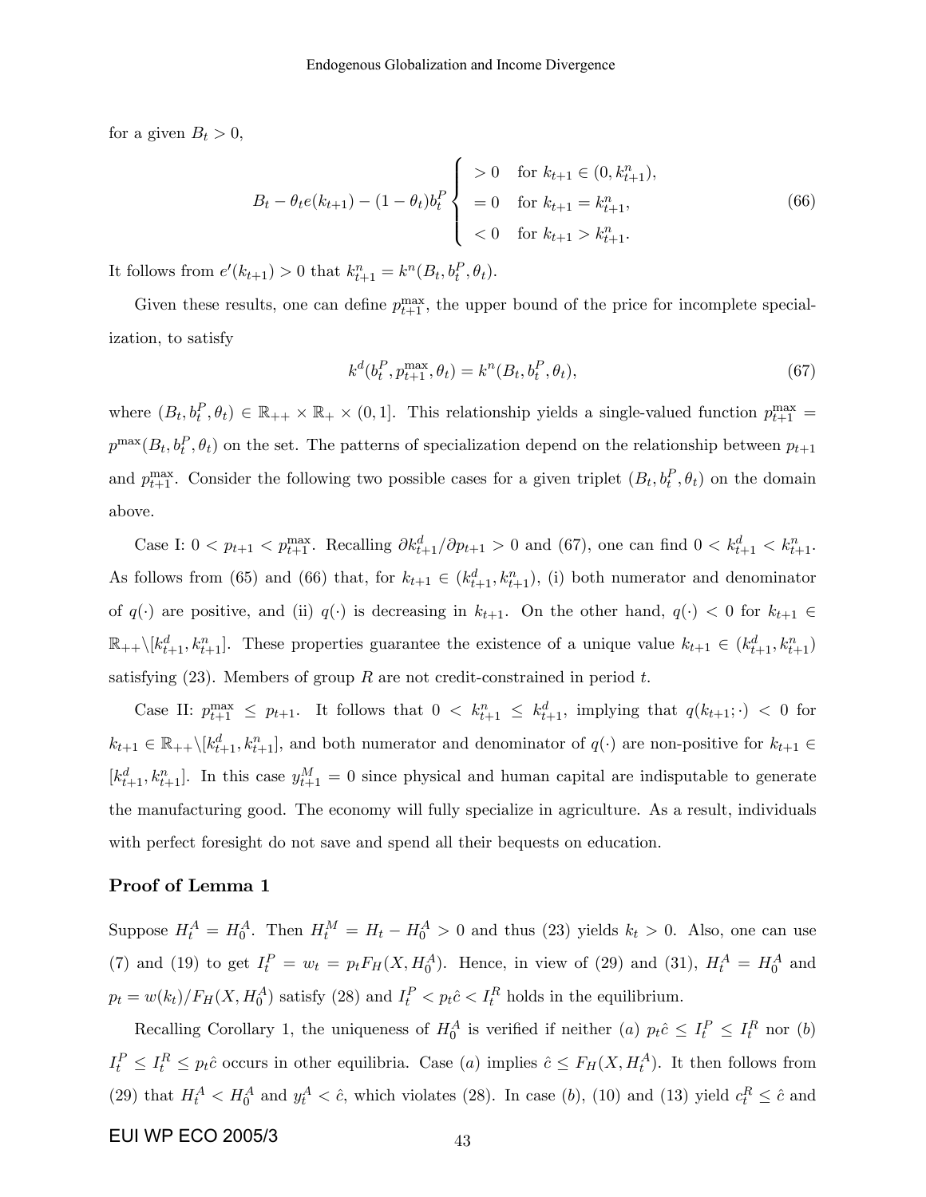for a given $B_t > 0$,

$$B_t - \theta_t e(k_{t+1}) - (1-\theta_t) b_t^P \begin{cases} > 0 & \text{for } k_{t+1} \in (0, k_{t+1}^n), \\ = 0 & \text{for } k_{t+1} = k_{t+1}^n, \\ < 0 & \text{for } k_{t+1} > k_{t+1}^n. \end{cases} \tag{66}$$

It follows from $e'(k_{t+1}) > 0$ that $k_{t+1}^n = k^n(B_t, b_t^P, \theta_t)$.

Given these results, one can define $p_{t+1}^{\max}$, the upper bound of the price for incomplete specialization, to satisfy

$$k^d(b_t^P, p_{t+1}^{\max}, \theta_t) = k^n(B_t, b_t^P, \theta_t), \tag{67}$$

where $(B_t, b_t^P, \theta_t) \in \mathbb{R}_{++} \times \mathbb{R}_+ \times (0, 1]$. This relationship yields a single-valued function $p_{t+1}^{\max} = p^{\max}(B_t, b_t^P, \theta_t)$ on the set. The patterns of specialization depend on the relationship between $p_{t+1}$ and $p_{t+1}^{\max}$. Consider the following two possible cases for a given triplet $(B_t, b_t^P, \theta_t)$ on the domain above.

Case I: $0 < p_{t+1} < p_{t+1}^{\max}$. Recalling $\partial k_{t+1}^d / \partial p_{t+1} > 0$ and (67), one can find $0 < k_{t+1}^d < k_{t+1}^n$. As follows from (65) and (66) that, for $k_{t+1} \in (k_{t+1}^d, k_{t+1}^n)$, (i) both numerator and denominator of $q(\cdot)$ are positive, and (ii) $q(\cdot)$ is decreasing in $k_{t+1}$. On the other hand, $q(\cdot) < 0$ for $k_{t+1} \in \mathbb{R}_{++} \backslash [k_{t+1}^d, k_{t+1}^n]$. These properties guarantee the existence of a unique value $k_{t+1} \in (k_{t+1}^d, k_{t+1}^n)$ satisfying (23). Members of group $R$ are not credit-constrained in period $t$.

Case II: $p_{t+1}^{\max} \leq p_{t+1}$. It follows that $0 < k_{t+1}^n \leq k_{t+1}^d$, implying that $q(k_{t+1}; \cdot) < 0$ for $k_{t+1} \in \mathbb{R}_{++} \backslash [k_{t+1}^d, k_{t+1}^n]$, and both numerator and denominator of $q(\cdot)$ are non-positive for $k_{t+1} \in [k_{t+1}^d, k_{t+1}^n]$. In this case $y_{t+1}^M = 0$ since physical and human capital are indisputable to generate the manufacturing good. The economy will fully specialize in agriculture. As a result, individuals with perfect foresight do not save and spend all their bequests on education.

### Proof of Lemma 1

Suppose $H_t^A = H_0^A$. Then $H_t^M = H_t - H_0^A > 0$ and thus (23) yields $k_t > 0$. Also, one can use (7) and (19) to get $I_t^P = w_t = p_t F_H(X, H_0^A)$. Hence, in view of (29) and (31), $H_t^A = H_0^A$ and $p_t = w(k_t)/F_H(X, H_0^A)$ satisfy (28) and $I_t^P < p_t \hat{c} < I_t^R$ holds in the equilibrium.

Recalling Corollary 1, the uniqueness of $H_0^A$ is verified if neither $(a)$ $p_t \hat{c} \leq I_t^P \leq I_t^R$ nor $(b)$ $I_t^P \leq I_t^R \leq p_t \hat{c}$ occurs in other equilibria. Case $(a)$ implies $\hat{c} \leq F_H(X, H_t^A)$. It then follows from (29) that $H_t^A < H_0^A$ and $y_t^A < \hat{c}$, which violates (28). In case $(b)$, (10) and (13) yield $c_t^R \leq \hat{c}$ and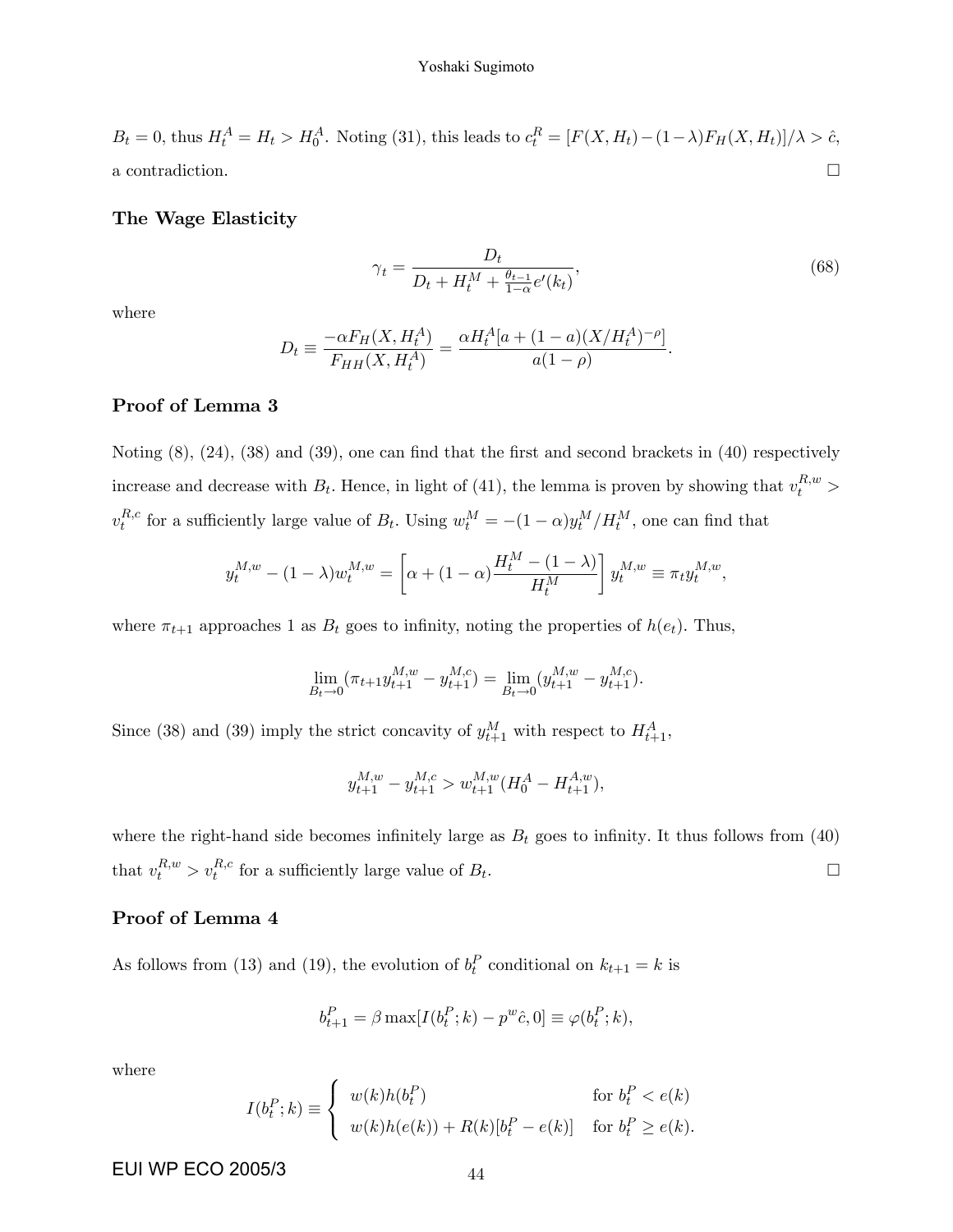$B_t = 0$, thus $H_t^A = H_t > H_0^A$. Noting (31), this leads to $c_t^R = [F(X, H_t) - (1-\lambda)F_H(X, H_t)]/\lambda > \hat{c}$, a contradiction. □

### The Wage Elasticity

$$\gamma_t = \frac{D_t}{D_t + H_t^M + \frac{\theta_{t-1}}{1-\alpha}e'(k_t)}, \tag{68}$$

where

$$D_t \equiv \frac{-\alpha F_H(X, H_t^A)}{F_{HH}(X, H_t^A)} = \frac{\alpha H_t^A[a + (1-a)(X/H_t^A)^{-\rho}]}{a(1-\rho)}.$$

### Proof of Lemma 3

Noting (8), (24), (38) and (39), one can find that the first and second brackets in (40) respectively increase and decrease with $B_t$. Hence, in light of (41), the lemma is proven by showing that $v_t^{R,w} > v_t^{R,c}$ for a sufficiently large value of $B_t$. Using $w_t^M = -(1-\alpha)y_t^M/H_t^M$, one can find that

$$y_t^{M,w} - (1-\lambda)w_t^{M,w} = \left[\alpha + (1-\alpha)\frac{H_t^M - (1-\lambda)}{H_t^M}\right] y_t^{M,w} \equiv \pi_t y_t^{M,w},$$

where $\pi_{t+1}$ approaches 1 as $B_t$ goes to infinity, noting the properties of $h(e_t)$. Thus,

$$\lim_{B_t \to 0}(\pi_{t+1}y_{t+1}^{M,w} - y_{t+1}^{M,c}) = \lim_{B_t \to 0}(y_{t+1}^{M,w} - y_{t+1}^{M,c}).$$

Since (38) and (39) imply the strict concavity of $y_{t+1}^M$ with respect to $H_{t+1}^A$,

$$y_{t+1}^{M,w} - y_{t+1}^{M,c} > w_{t+1}^{M,w}(H_0^A - H_{t+1}^{A,w}),$$

where the right-hand side becomes infinitely large as $B_t$ goes to infinity. It thus follows from (40) that $v_t^{R,w} > v_t^{R,c}$ for a sufficiently large value of $B_t$. □

### Proof of Lemma 4

As follows from (13) and (19), the evolution of $b_t^P$ conditional on $k_{t+1} = k$ is

$$b_{t+1}^P = \beta \max[I(b_t^P; k) - p^w\hat{c}, 0] \equiv \varphi(b_t^P; k),$$

where

$$I(b_t^P; k) \equiv \begin{cases} w(k)h(b_t^P) & \text{for } b_t^P < e(k) \\ w(k)h(e(k)) + R(k)[b_t^P - e(k)] & \text{for } b_t^P \geq e(k). \end{cases}$$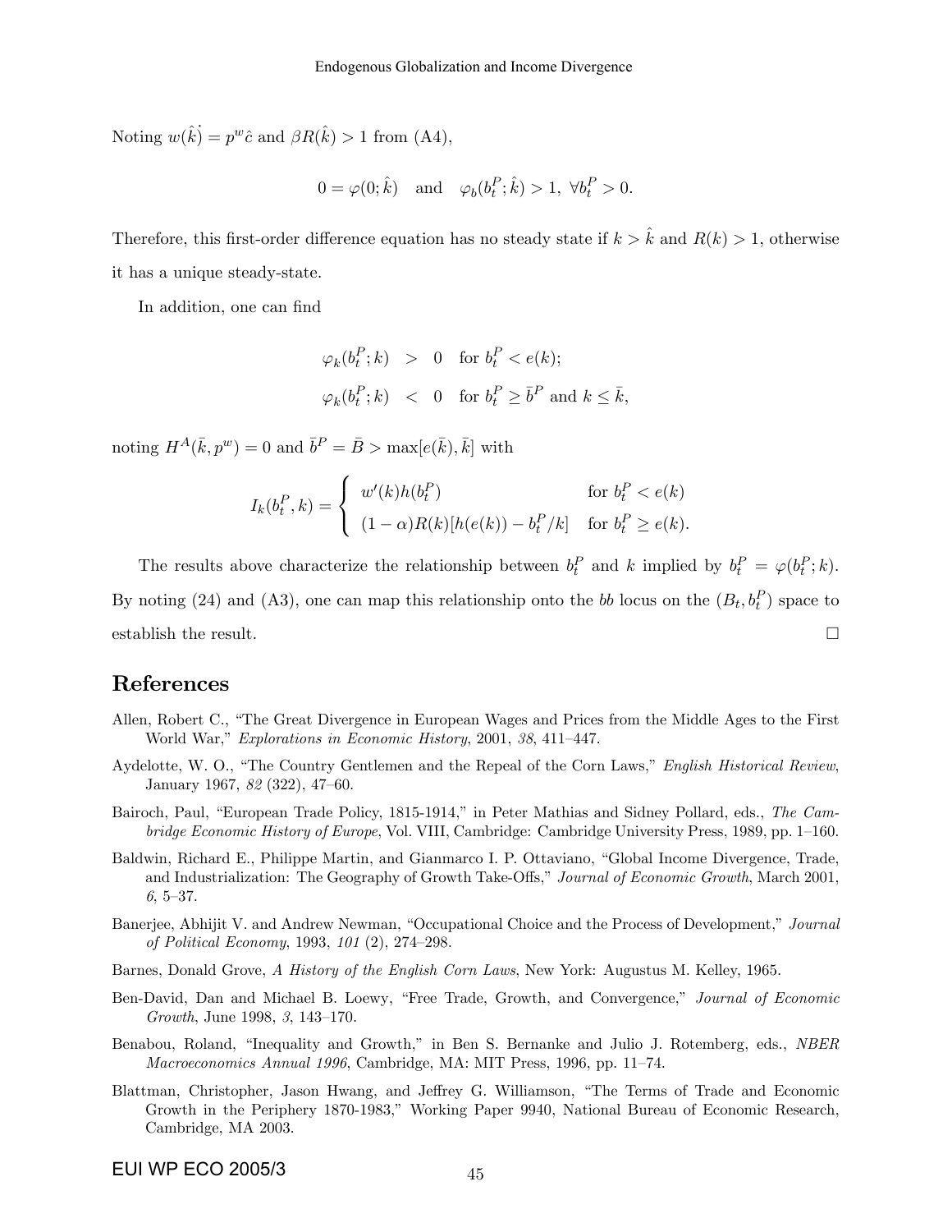Noting $w(\hat{k}) = p^w \hat{c}$ and $\beta R(\hat{k}) > 1$ from (A4),

$$0 = \varphi(0; \hat{k}) \quad \text{and} \quad \varphi_b(b_t^P; \hat{k}) > 1, \ \forall b_t^P > 0.$$

Therefore, this first-order difference equation has no steady state if $k > \hat{k}$ and $R(k) > 1$, otherwise it has a unique steady-state.

In addition, one can find

$$\begin{aligned} \varphi_k(b_t^P; k) &> 0 \quad \text{for } b_t^P < e(k); \\ \varphi_k(b_t^P; k) &< 0 \quad \text{for } b_t^P \geq \bar{b}^P \text{ and } k \leq \bar{k}, \end{aligned}$$

noting $H^A(\bar{k}, p^w) = 0$ and $\bar{b}^P = \bar{B} > \max[e(\bar{k}), \bar{k}]$ with

$$I_k(b_t^P, k) = \begin{cases} w'(k)h(b_t^P) & \text{for } b_t^P < e(k) \\ (1-\alpha)R(k)[h(e(k)) - b_t^P/k] & \text{for } b_t^P \geq e(k). \end{cases}$$

The results above characterize the relationship between $b_t^P$ and $k$ implied by $b_t^P = \varphi(b_t^P; k)$. By noting (24) and (A3), one can map this relationship onto the *bb* locus on the $(B_t, b_t^P)$ space to establish the result. $\square$

## References

Allen, Robert C., "The Great Divergence in European Wages and Prices from the Middle Ages to the First World War," *Explorations in Economic History*, 2001, *38*, 411–447.

Aydelotte, W. O., "The Country Gentlemen and the Repeal of the Corn Laws," *English Historical Review*, January 1967, *82* (322), 47–60.

Bairoch, Paul, "European Trade Policy, 1815-1914," in Peter Mathias and Sidney Pollard, eds., *The Cambridge Economic History of Europe*, Vol. VIII, Cambridge: Cambridge University Press, 1989, pp. 1–160.

Baldwin, Richard E., Philippe Martin, and Gianmarco I. P. Ottaviano, "Global Income Divergence, Trade, and Industrialization: The Geography of Growth Take-Offs," *Journal of Economic Growth*, March 2001, *6*, 5–37.

Banerjee, Abhijit V. and Andrew Newman, "Occupational Choice and the Process of Development," *Journal of Political Economy*, 1993, *101* (2), 274–298.

Barnes, Donald Grove, *A History of the English Corn Laws*, New York: Augustus M. Kelley, 1965.

Ben-David, Dan and Michael B. Loewy, "Free Trade, Growth, and Convergence," *Journal of Economic Growth*, June 1998, *3*, 143–170.

Benabou, Roland, "Inequality and Growth," in Ben S. Bernanke and Julio J. Rotemberg, eds., *NBER Macroeconomics Annual 1996*, Cambridge, MA: MIT Press, 1996, pp. 11–74.

Blattman, Christopher, Jason Hwang, and Jeffrey G. Williamson, "The Terms of Trade and Economic Growth in the Periphery 1870-1983," Working Paper 9940, National Bureau of Economic Research, Cambridge, MA 2003.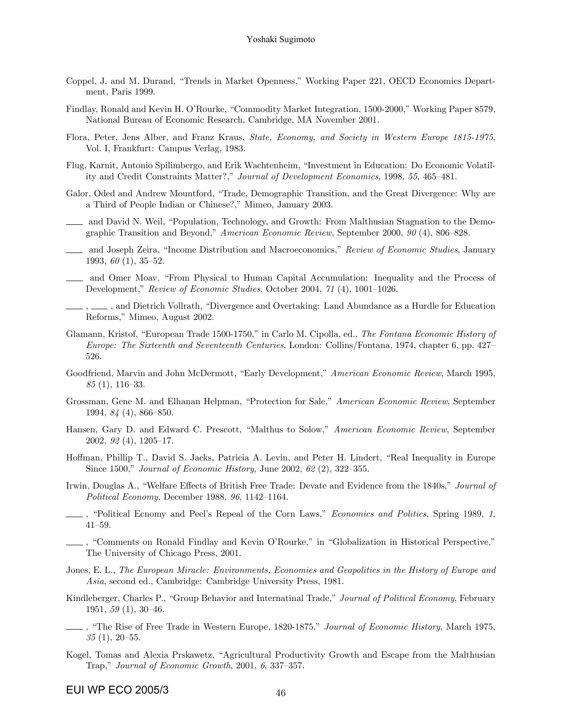Coppel, J. and M. Durand, "Trends in Market Openness," Working Paper 221, OECD Economics Department, Paris 1999.

Findlay, Ronald and Kevin H. O'Rourke, "Commodity Market Integration, 1500-2000," Working Paper 8579, National Bureau of Economic Research, Cambridge, MA November 2001.

Flora, Peter, Jens Alber, and Franz Kraus, *State, Economy, and Society in Western Europe 1815-1975*, Vol. I, Frankfurt: Campus Verlag, 1983.

Flug, Karnit, Antonio Spilimbergo, and Erik Wachtenheim, "Investment in Education: Do Economic Volatility and Credit Constraints Matter?," *Journal of Development Economics*, 1998, *55*, 465–481.

Galor, Oded and Andrew Mountford, "Trade, Demographic Transition, and the Great Divergence: Why are a Third of People Indian or Chinese?," Mimeo, January 2003.

\_\_\_\_ and David N. Weil, "Population, Technology, and Growth: From Malthusian Stagnation to the Demographic Transition and Beyond," *American Economic Review*, September 2000, *90* (4), 806–828.

\_\_\_\_ and Joseph Zeira, "Income Distribution and Macroeconomics," *Review of Economic Studies*, January 1993, *60* (1), 35–52.

\_\_\_\_ and Omer Moav, "From Physical to Human Capital Accumulation: Inequality and the Process of Development," *Review of Economic Studies*, October 2004, *71* (4), 1001–1026.

\_\_\_\_ , \_\_\_\_ , and Dietrich Vollrath, "Divergence and Overtaking: Land Abundance as a Hurdle for Education Reforms," Mimeo, August 2002.

Glamann, Kristof, "European Trade 1500-1750," in Carlo M. Cipolla, ed., *The Fontana Economic History of Europe: The Sixteenth and Seventeenth Centuries*, London: Collins/Fontana, 1974, chapter 6, pp. 427–526.

Goodfriend, Marvin and John McDermott, "Early Development," *American Economic Review*, March 1995, *85* (1), 116–33.

Grossman, Gene M. and Elhanan Helpman, "Protection for Sale," *American Economic Review*, September 1994, *84* (4), 866–850.

Hansen, Gary D. and Edward C. Prescott, "Malthus to Solow," *American Economic Review*, September 2002, *92* (4), 1205–17.

Hoffman, Phillip T., David S. Jacks, Patricia A. Levin, and Peter H. Lindert, "Real Inequality in Europe Since 1500," *Journal of Economic History*, June 2002, *62* (2), 322–355.

Irwin, Douglas A., "Welfare Effects of British Free Trade: Devate and Evidence from the 1840s," *Journal of Political Economy*, December 1988, *96*, 1142–1164.

\_\_\_\_ , "Political Ecnomy and Peel's Repeal of the Corn Laws," *Economics and Politics*, Spring 1989, *1*, 41–59.

\_\_\_\_ , "Comments on Ronald Findlay and Kevin O'Rourke," in "Globalization in Historical Perspective," The University of Chicago Press, 2001.

Jones, E. L., *The European Miracle: Environments, Economies and Geopolitics in the History of Europe and Asia*, second ed., Cambridge: Cambridge University Press, 1981.

Kindleberger, Charles P., "Group Behavior and Internatinal Trade," *Journal of Political Economy*, February 1951, *59* (1), 30–46.

\_\_\_\_ , "The Rise of Free Trade in Western Europe, 1820-1875," *Journal of Economic History*, March 1975, *35* (1), 20–55.

Kogel, Tomas and Alexia Prskawetz, "Agricultural Productivity Growth and Escape from the Malthusian Trap," *Journal of Economic Growth*, 2001, *6*, 337–357.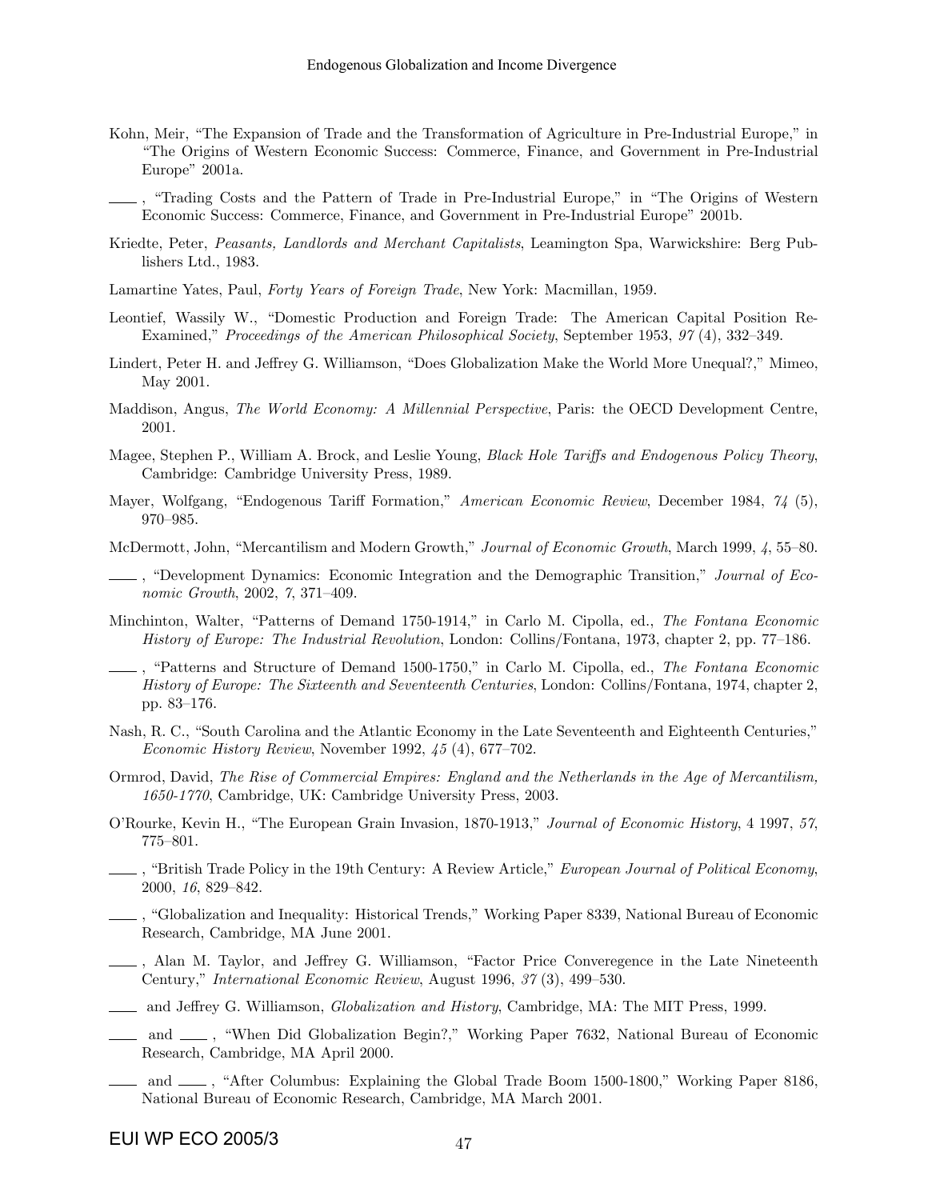Kohn, Meir, "The Expansion of Trade and the Transformation of Agriculture in Pre-Industrial Europe," in "The Origins of Western Economic Success: Commerce, Finance, and Government in Pre-Industrial Europe" 2001a.

——, "Trading Costs and the Pattern of Trade in Pre-Industrial Europe," in "The Origins of Western Economic Success: Commerce, Finance, and Government in Pre-Industrial Europe" 2001b.

Kriedte, Peter, *Peasants, Landlords and Merchant Capitalists*, Leamington Spa, Warwickshire: Berg Publishers Ltd., 1983.

Lamartine Yates, Paul, *Forty Years of Foreign Trade*, New York: Macmillan, 1959.

Leontief, Wassily W., "Domestic Production and Foreign Trade: The American Capital Position Re-Examined," *Proceedings of the American Philosophical Society*, September 1953, *97* (4), 332–349.

Lindert, Peter H. and Jeffrey G. Williamson, "Does Globalization Make the World More Unequal?," Mimeo, May 2001.

Maddison, Angus, *The World Economy: A Millennial Perspective*, Paris: the OECD Development Centre, 2001.

Magee, Stephen P., William A. Brock, and Leslie Young, *Black Hole Tariffs and Endogenous Policy Theory*, Cambridge: Cambridge University Press, 1989.

Mayer, Wolfgang, "Endogenous Tariff Formation," *American Economic Review*, December 1984, *74* (5), 970–985.

McDermott, John, "Mercantilism and Modern Growth," *Journal of Economic Growth*, March 1999, *4*, 55–80.

——, "Development Dynamics: Economic Integration and the Demographic Transition," *Journal of Economic Growth*, 2002, *7*, 371–409.

Minchinton, Walter, "Patterns of Demand 1750-1914," in Carlo M. Cipolla, ed., *The Fontana Economic History of Europe: The Industrial Revolution*, London: Collins/Fontana, 1973, chapter 2, pp. 77–186.

——, "Patterns and Structure of Demand 1500-1750," in Carlo M. Cipolla, ed., *The Fontana Economic History of Europe: The Sixteenth and Seventeenth Centuries*, London: Collins/Fontana, 1974, chapter 2, pp. 83–176.

Nash, R. C., "South Carolina and the Atlantic Economy in the Late Seventeenth and Eighteenth Centuries," *Economic History Review*, November 1992, *45* (4), 677–702.

Ormrod, David, *The Rise of Commercial Empires: England and the Netherlands in the Age of Mercantilism, 1650-1770*, Cambridge, UK: Cambridge University Press, 2003.

O'Rourke, Kevin H., "The European Grain Invasion, 1870-1913," *Journal of Economic History*, 4 1997, *57*, 775–801.

——, "British Trade Policy in the 19th Century: A Review Article," *European Journal of Political Economy*, 2000, *16*, 829–842.

——, "Globalization and Inequality: Historical Trends," Working Paper 8339, National Bureau of Economic Research, Cambridge, MA June 2001.

——, Alan M. Taylor, and Jeffrey G. Williamson, "Factor Price Converegence in the Late Nineteenth Century," *International Economic Review*, August 1996, *37* (3), 499–530.

—— and Jeffrey G. Williamson, *Globalization and History*, Cambridge, MA: The MIT Press, 1999.

—— and ——, "When Did Globalization Begin?," Working Paper 7632, National Bureau of Economic Research, Cambridge, MA April 2000.

—— and ——, "After Columbus: Explaining the Global Trade Boom 1500-1800," Working Paper 8186, National Bureau of Economic Research, Cambridge, MA March 2001.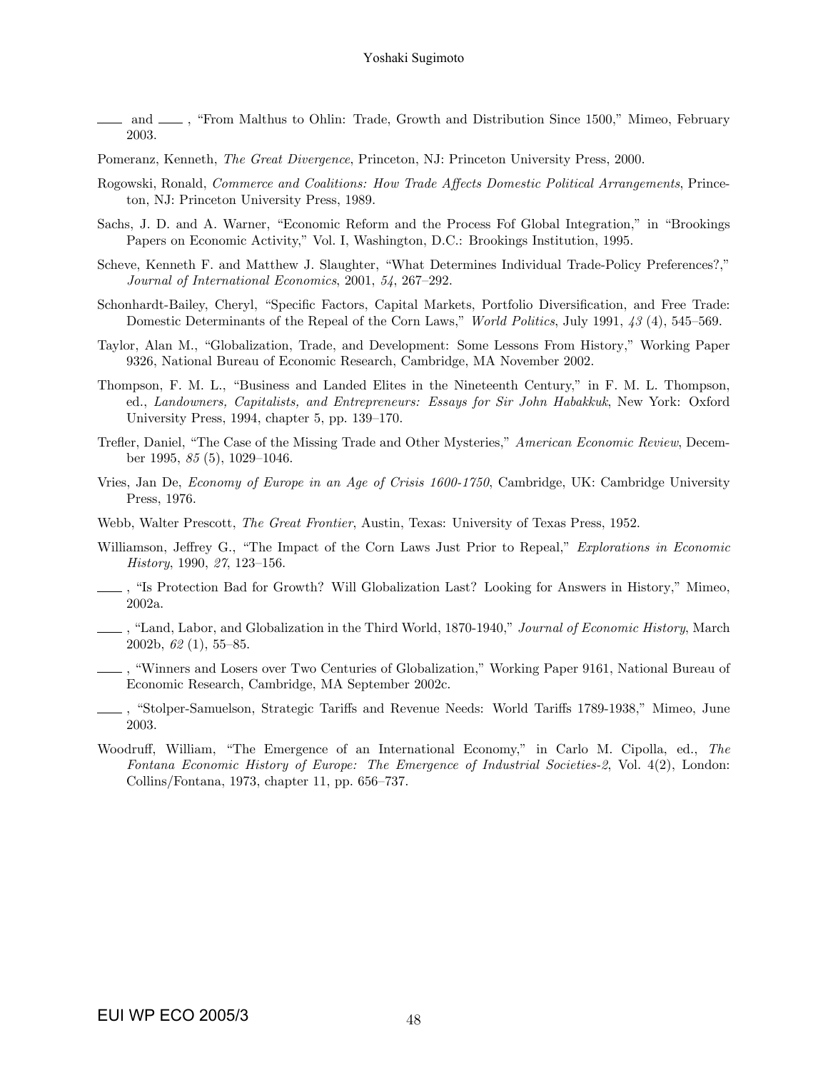—— and ——, "From Malthus to Ohlin: Trade, Growth and Distribution Since 1500," Mimeo, February 2003.

Pomeranz, Kenneth, *The Great Divergence*, Princeton, NJ: Princeton University Press, 2000.

Rogowski, Ronald, *Commerce and Coalitions: How Trade Affects Domestic Political Arrangements*, Princeton, NJ: Princeton University Press, 1989.

Sachs, J. D. and A. Warner, "Economic Reform and the Process Fof Global Integration," in "Brookings Papers on Economic Activity," Vol. I, Washington, D.C.: Brookings Institution, 1995.

Scheve, Kenneth F. and Matthew J. Slaughter, "What Determines Individual Trade-Policy Preferences?," *Journal of International Economics*, 2001, *54*, 267–292.

Schonhardt-Bailey, Cheryl, "Specific Factors, Capital Markets, Portfolio Diversification, and Free Trade: Domestic Determinants of the Repeal of the Corn Laws," *World Politics*, July 1991, *43* (4), 545–569.

Taylor, Alan M., "Globalization, Trade, and Development: Some Lessons From History," Working Paper 9326, National Bureau of Economic Research, Cambridge, MA November 2002.

Thompson, F. M. L., "Business and Landed Elites in the Nineteenth Century," in F. M. L. Thompson, ed., *Landowners, Capitalists, and Entrepreneurs: Essays for Sir John Habakkuk*, New York: Oxford University Press, 1994, chapter 5, pp. 139–170.

Trefler, Daniel, "The Case of the Missing Trade and Other Mysteries," *American Economic Review*, December 1995, *85* (5), 1029–1046.

Vries, Jan De, *Economy of Europe in an Age of Crisis 1600-1750*, Cambridge, UK: Cambridge University Press, 1976.

Webb, Walter Prescott, *The Great Frontier*, Austin, Texas: University of Texas Press, 1952.

Williamson, Jeffrey G., "The Impact of the Corn Laws Just Prior to Repeal," *Explorations in Economic History*, 1990, *27*, 123–156.

——, "Is Protection Bad for Growth? Will Globalization Last? Looking for Answers in History," Mimeo, 2002a.

——, "Land, Labor, and Globalization in the Third World, 1870-1940," *Journal of Economic History*, March 2002b, *62* (1), 55–85.

——, "Winners and Losers over Two Centuries of Globalization," Working Paper 9161, National Bureau of Economic Research, Cambridge, MA September 2002c.

——, "Stolper-Samuelson, Strategic Tariffs and Revenue Needs: World Tariffs 1789-1938," Mimeo, June 2003.

Woodruff, William, "The Emergence of an International Economy," in Carlo M. Cipolla, ed., *The Fontana Economic History of Europe: The Emergence of Industrial Societies-2*, Vol. 4(2), London: Collins/Fontana, 1973, chapter 11, pp. 656–737.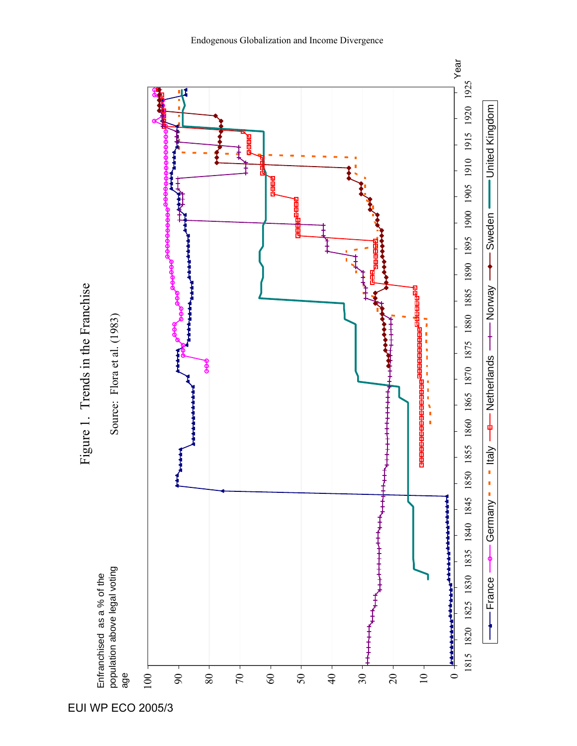Figure 1. Trends in the Franchise

Source: Flora et al. (1983)

Enfranchised as a % of the population above legal voting age

100
90
80
70
60
50
40
30
20
10
0

1815 1820 1825 1830 1835 1840 1845 1850 1855 1860 1865 1870 1875 1880 1885 1890 1895 1900 1905 1910 1915 1920 1925

Year

France
Germany
Italy
Netherlands
Norway
Sweden
United Kingdom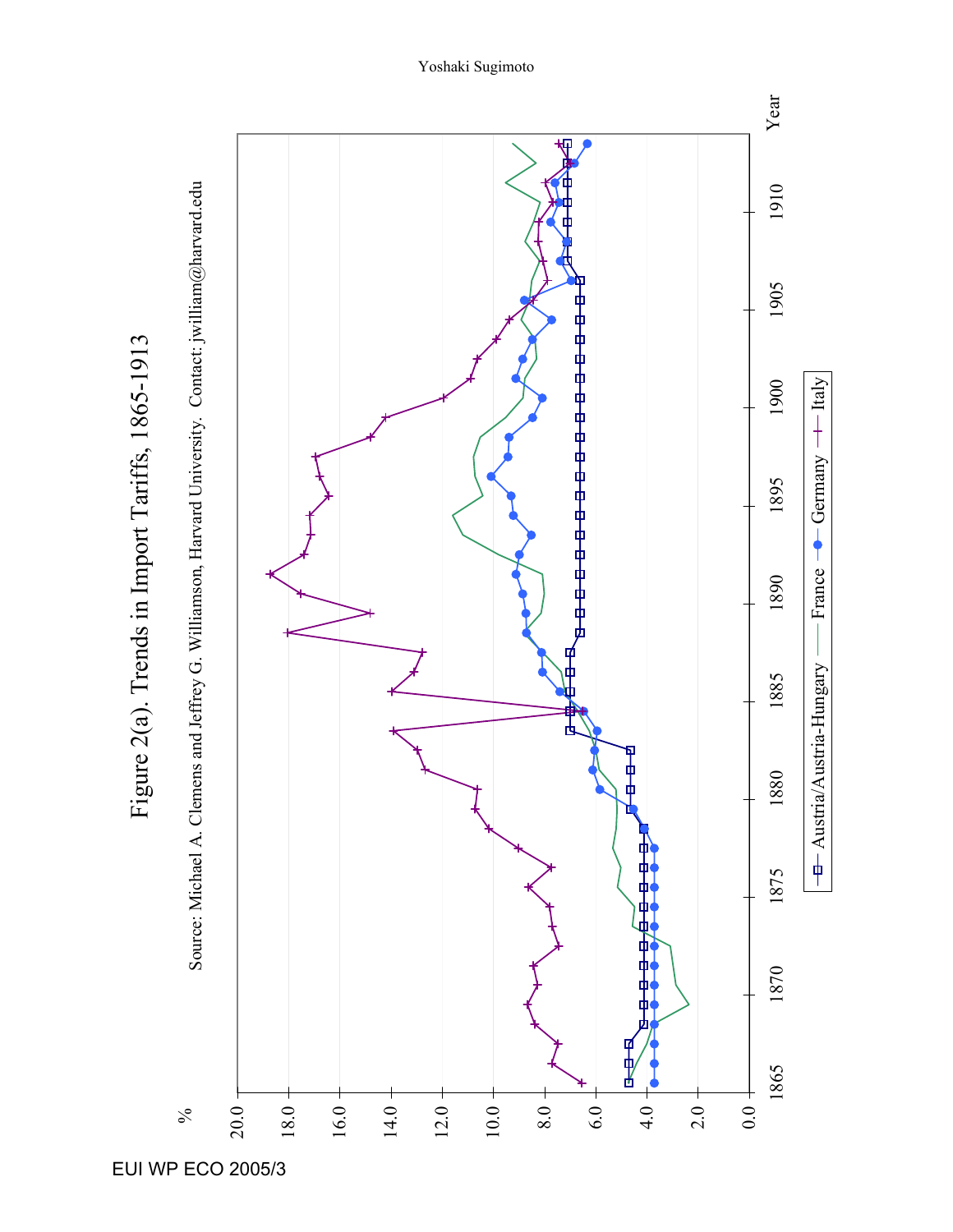Figure 2(a). Trends in Import Tariffs, 1865-1913

Source: Michael A. Clemens and Jeffrey G. Williamson, Harvard University. Contact: jwilliam@harvard.edu

%

20.0
18.0
16.0
14.0
12.0
10.0
8.0
6.0
4.0
2.0
0.0

1865
1870
1875
1880
1885
1890
1895
1900
1905
1910

Year

Austria/Austria-Hungary — France — Germany — Italy

EUI WP ECO 2005/3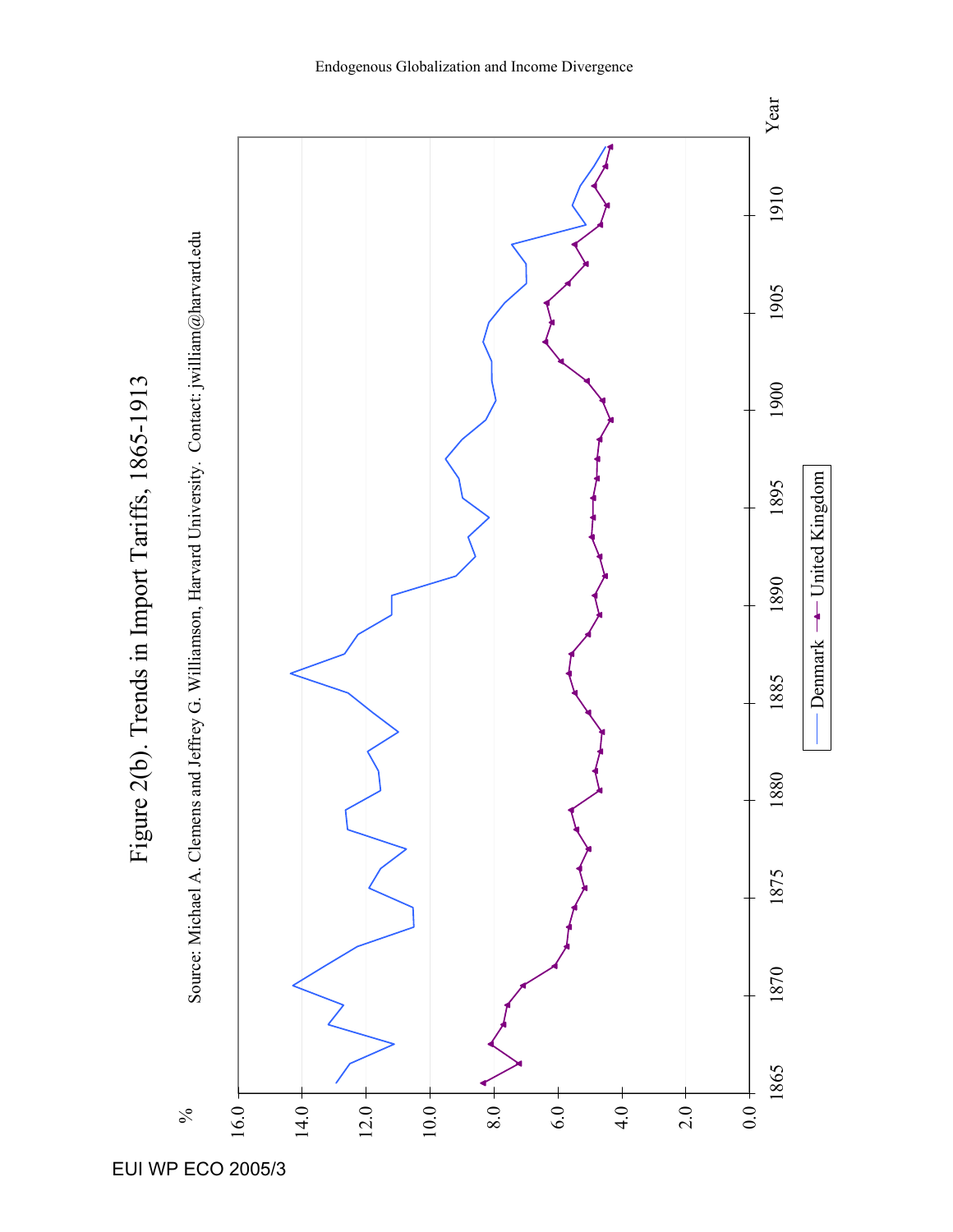# Figure 2(b). Trends in Import Tariffs, 1865-1913

Source: Michael A. Clemens and Jeffrey G. Williamson, Harvard University. Contact: jwilliam@harvard.edu

%

16.0
14.0
12.0
10.0
8.0
6.0
4.0
2.0
0.0

1865
1870
1875
1880
1885
1890
1895
1900
1905
1910

Year

Denmark
United Kingdom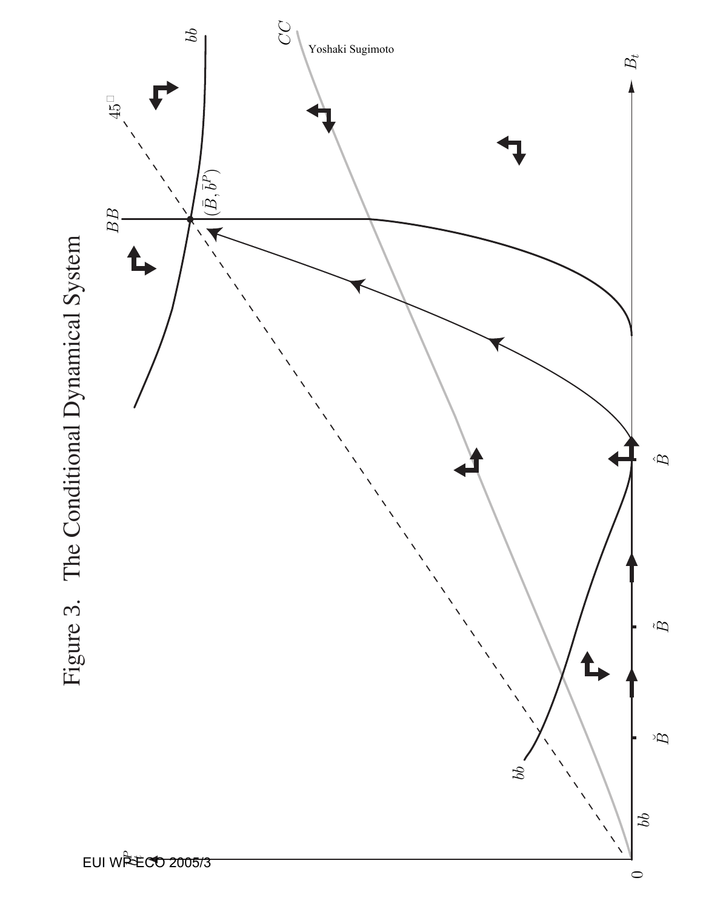Figure 3. The Conditional Dynamical System

$bb$

$CC$

$45^{\circ}$

$BB$

$(\bar{B}, \bar{b}^P)$

$bb$

$b_t^P$

$0$

$bb$

$\breve{B}$

$\tilde{B}$

$\hat{B}$

$B_t$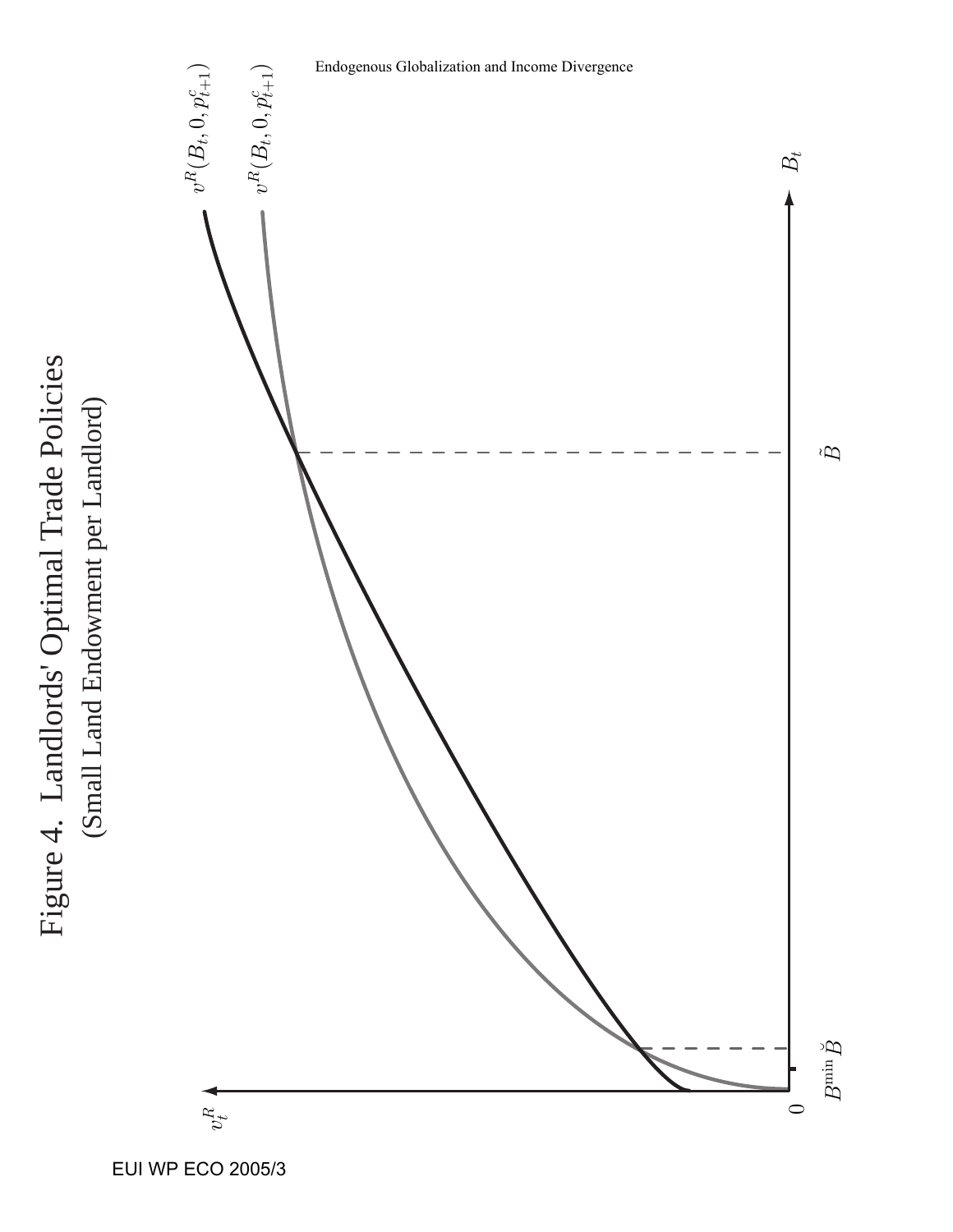# Figure 4. Landlords' Optimal Trade Policies
## (Small Land Endowment per Landlord)

$v_t^R$

$v^R(B_t, 0, p_{t+1}^c)$

$v^R(B_t, 0, p_{t+1}^c)$

$B_t$

0

$B^{\min}$ $\breve{B}$

$\tilde{B}$